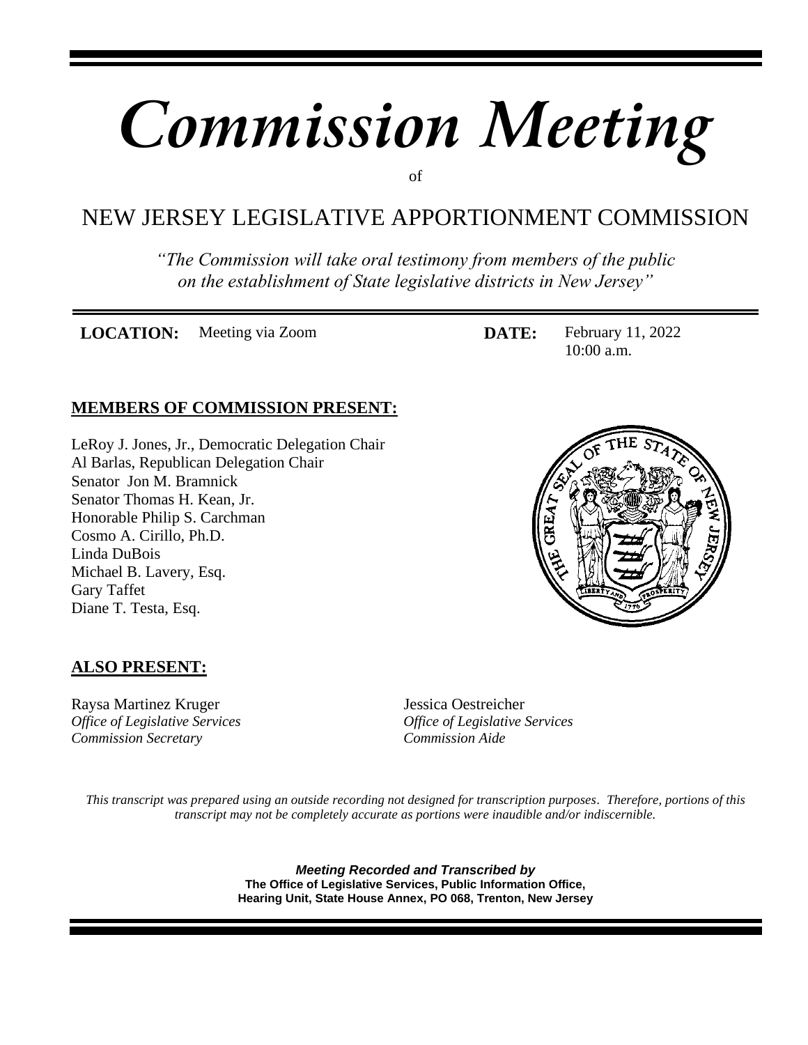# *Commission Meeting*

of

## NEW JERSEY LEGISLATIVE APPORTIONMENT COMMISSION

*"The Commission will take oral testimony from members of the public on the establishment of State legislative districts in New Jersey"*

**LOCATION:** Meeting via Zoom

**DATE:** February 11, 2022
10:00 a.m.

**MEMBERS OF COMMISSION PRESENT:**

LeRoy J. Jones, Jr., Democratic Delegation Chair
Al Barlas, Republican Delegation Chair
Senator Jon M. Bramnick
Senator Thomas H. Kean, Jr.
Honorable Philip S. Carchman
Cosmo A. Cirillo, Ph.D.
Linda DuBois
Michael B. Lavery, Esq.
Gary Taffet
Diane T. Testa, Esq.

**ALSO PRESENT:**

Raysa Martinez Kruger
*Office of Legislative Services*
*Commission Secretary*

Jessica Oestreicher
*Office of Legislative Services*
*Commission Aide*

*This transcript was prepared using an outside recording not designed for transcription purposes. Therefore, portions of this transcript may not be completely accurate as portions were inaudible and/or indiscernible.*

***Meeting Recorded and Transcribed by***
**The Office of Legislative Services, Public Information Office, Hearing Unit, State House Annex, PO 068, Trenton, New Jersey**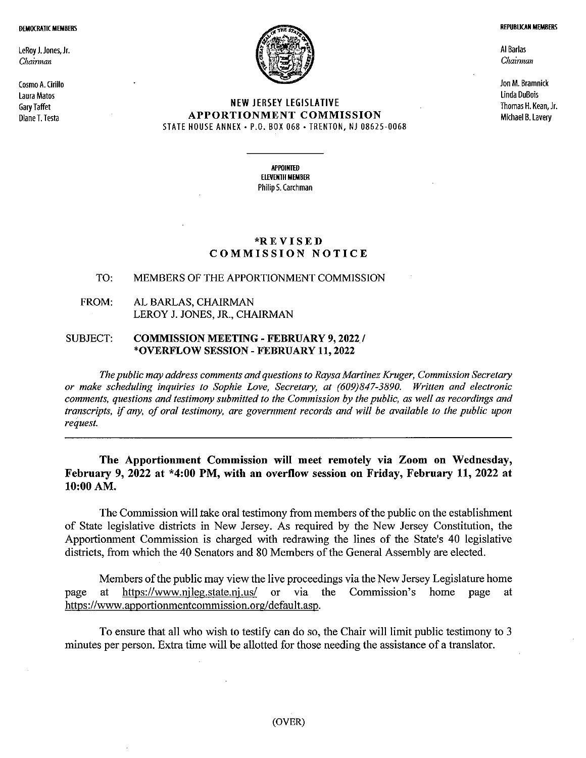**DEMOCRATIC MEMBERS**

LeRoy J. Jones, Jr.
*Chairman*

Cosmo A. Cirillo
Laura Matos
Gary Taffet
Diane T. Testa

**REPUBLICAN MEMBERS**

Al Barlas
*Chairman*

Jon M. Bramnick
Linda DuBois
Thomas H. Kean, Jr.
Michael B. Lavery

# NEW JERSEY LEGISLATIVE APPORTIONMENT COMMISSION

STATE HOUSE ANNEX • P.O. BOX 068 • TRENTON, NJ 08625-0068

---

**APPOINTED ELEVENTH MEMBER**
Philip S. Carchman

## *REVISED COMMISSION NOTICE

TO: MEMBERS OF THE APPORTIONMENT COMMISSION

FROM: AL BARLAS, CHAIRMAN
LEROY J. JONES, JR., CHAIRMAN

SUBJECT: **COMMISSION MEETING - FEBRUARY 9, 2022 / *OVERFLOW SESSION - FEBRUARY 11, 2022**

*The public may address comments and questions to Raysa Martinez Kruger, Commission Secretary or make scheduling inquiries to Sophie Love, Secretary, at (609)847-3890. Written and electronic comments, questions and testimony submitted to the Commission by the public, as well as recordings and transcripts, if any, of oral testimony, are government records and will be available to the public upon request.*

---

**The Apportionment Commission will meet remotely via Zoom on Wednesday, February 9, 2022 at *4:00 PM, with an overflow session on Friday, February 11, 2022 at 10:00 AM.**

The Commission will take oral testimony from members of the public on the establishment of State legislative districts in New Jersey. As required by the New Jersey Constitution, the Apportionment Commission is charged with redrawing the lines of the State's 40 legislative districts, from which the 40 Senators and 80 Members of the General Assembly are elected.

Members of the public may view the live proceedings via the New Jersey Legislature home page at https://www.njleg.state.nj.us/ or via the Commission's home page at https://www.apportionmentcommission.org/default.asp.

To ensure that all who wish to testify can do so, the Chair will limit public testimony to 3 minutes per person. Extra time will be allotted for those needing the assistance of a translator.

(OVER)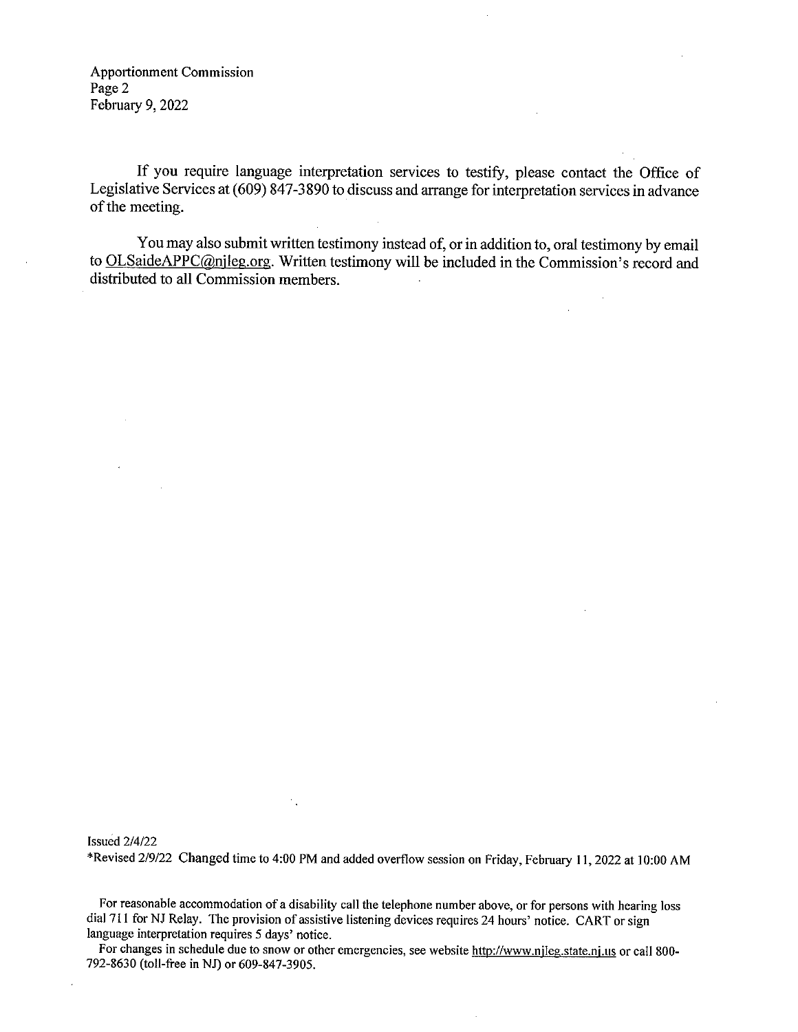If you require language interpretation services to testify, please contact the Office of Legislative Services at (609) 847-3890 to discuss and arrange for interpretation services in advance of the meeting.

You may also submit written testimony instead of, or in addition to, oral testimony by email to OLSaideAPPC@njleg.org. Written testimony will be included in the Commission's record and distributed to all Commission members.

Issued 2/4/22
*Revised 2/9/22 Changed time to 4:00 PM and added overflow session on Friday, February 11, 2022 at 10:00 AM

For reasonable accommodation of a disability call the telephone number above, or for persons with hearing loss dial 711 for NJ Relay. The provision of assistive listening devices requires 24 hours' notice. CART or sign language interpretation requires 5 days' notice.

For changes in schedule due to snow or other emergencies, see website http://www.njleg.state.nj.us or call 800-792-8630 (toll-free in NJ) or 609-847-3905.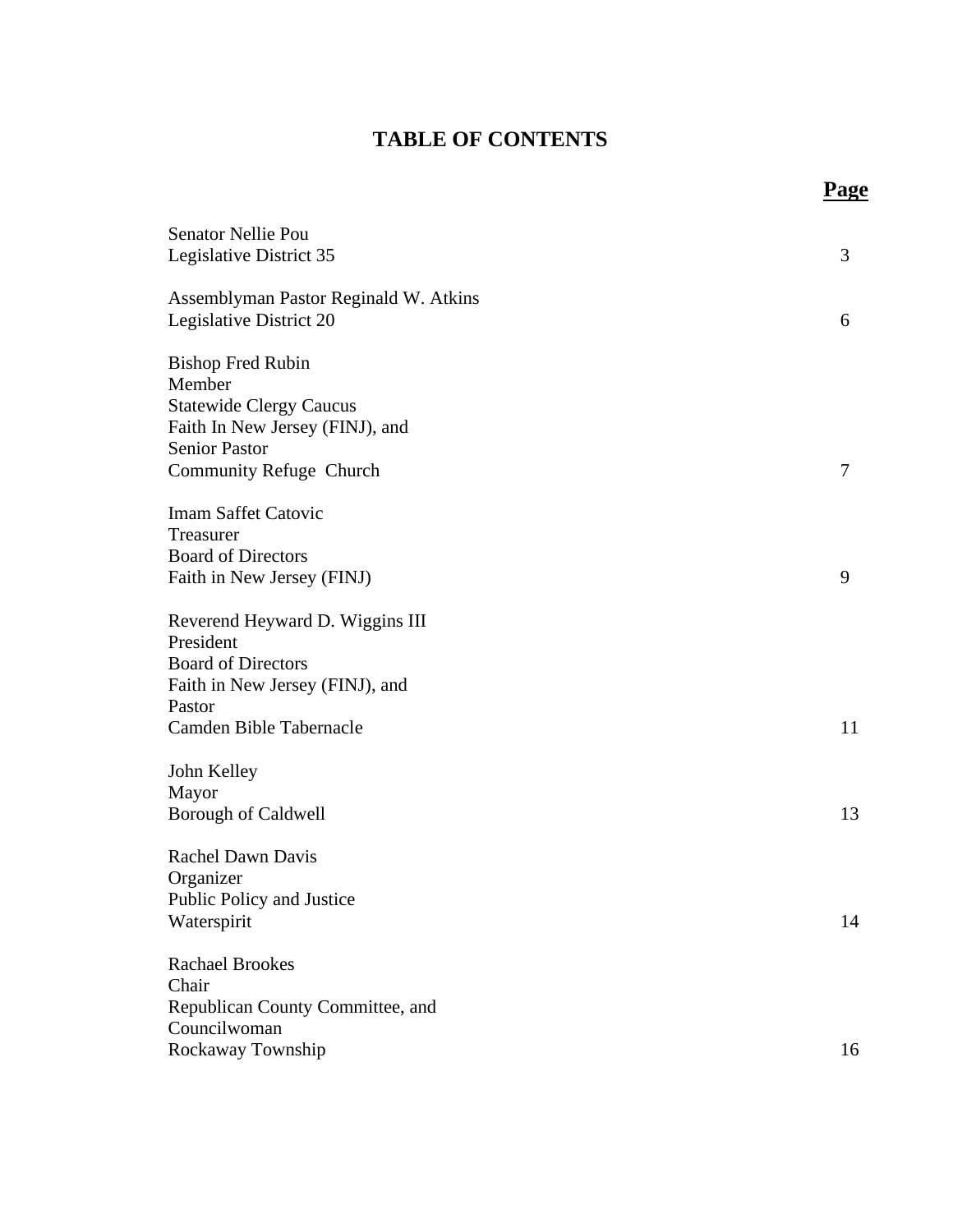# TABLE OF CONTENTS

| | **Page** |
|---|---|
| Senator Nellie Pou<br>Legislative District 35 | 3 |
| Assemblyman Pastor Reginald W. Atkins<br>Legislative District 20 | 6 |
| Bishop Fred Rubin<br>Member<br>Statewide Clergy Caucus<br>Faith In New Jersey (FINJ), and<br>Senior Pastor<br>Community Refuge Church | 7 |
| Imam Saffet Catovic<br>Treasurer<br>Board of Directors<br>Faith in New Jersey (FINJ) | 9 |
| Reverend Heyward D. Wiggins III<br>President<br>Board of Directors<br>Faith in New Jersey (FINJ), and<br>Pastor<br>Camden Bible Tabernacle | 11 |
| John Kelley<br>Mayor<br>Borough of Caldwell | 13 |
| Rachel Dawn Davis<br>Organizer<br>Public Policy and Justice<br>Waterspirit | 14 |
| Rachael Brookes<br>Chair<br>Republican County Committee, and<br>Councilwoman<br>Rockaway Township | 16 |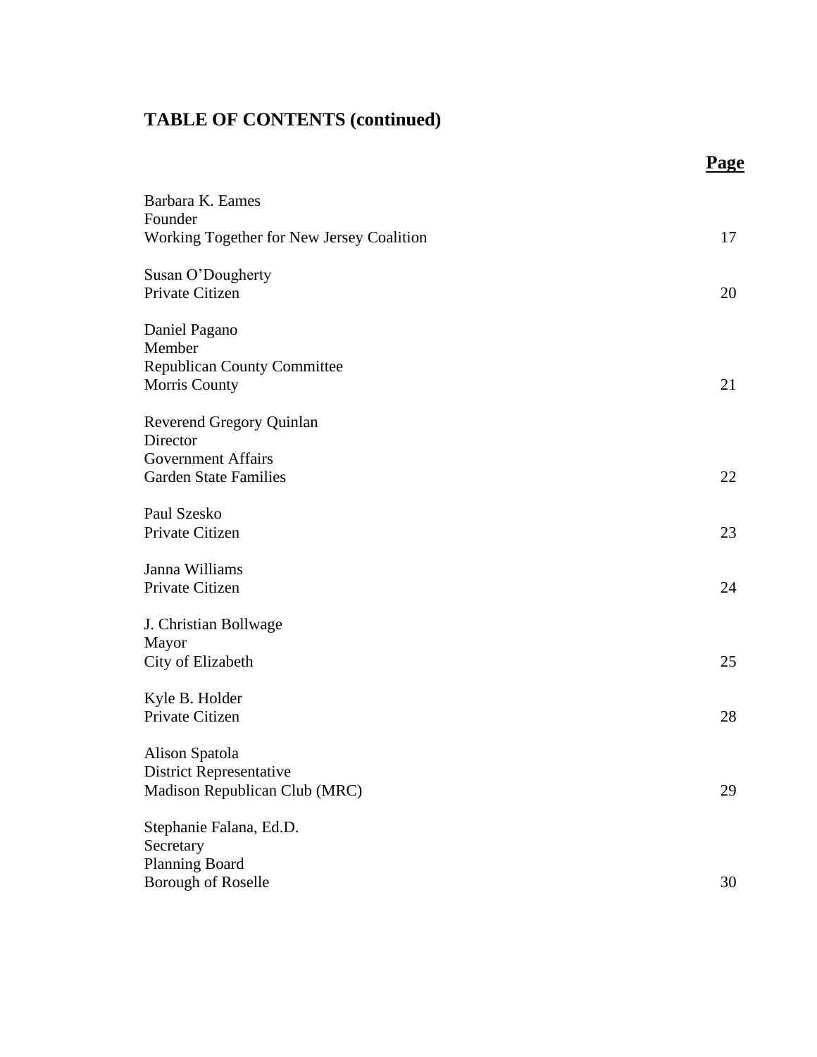## TABLE OF CONTENTS (continued)

| | **Page** |
|---|---|
| Barbara K. Eames<br>Founder<br>Working Together for New Jersey Coalition | 17 |
| Susan O'Dougherty<br>Private Citizen | 20 |
| Daniel Pagano<br>Member<br>Republican County Committee<br>Morris County | 21 |
| Reverend Gregory Quinlan<br>Director<br>Government Affairs<br>Garden State Families | 22 |
| Paul Szesko<br>Private Citizen | 23 |
| Janna Williams<br>Private Citizen | 24 |
| J. Christian Bollwage<br>Mayor<br>City of Elizabeth | 25 |
| Kyle B. Holder<br>Private Citizen | 28 |
| Alison Spatola<br>District Representative<br>Madison Republican Club (MRC) | 29 |
| Stephanie Falana, Ed.D.<br>Secretary<br>Planning Board<br>Borough of Roselle | 30 |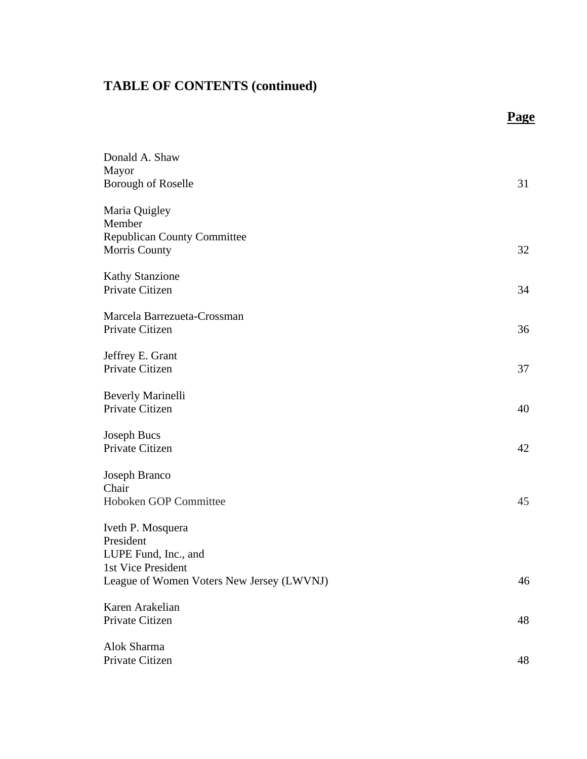## TABLE OF CONTENTS (continued)

| | **Page** |
|---|---|
| Donald A. Shaw<br>Mayor<br>Borough of Roselle | 31 |
| Maria Quigley<br>Member<br>Republican County Committee<br>Morris County | 32 |
| Kathy Stanzione<br>Private Citizen | 34 |
| Marcela Barrezueta-Crossman<br>Private Citizen | 36 |
| Jeffrey E. Grant<br>Private Citizen | 37 |
| Beverly Marinelli<br>Private Citizen | 40 |
| Joseph Bucs<br>Private Citizen | 42 |
| Joseph Branco<br>Chair<br>Hoboken GOP Committee | 45 |
| Iveth P. Mosquera<br>President<br>LUPE Fund, Inc., and<br>1st Vice President<br>League of Women Voters New Jersey (LWVNJ) | 46 |
| Karen Arakelian<br>Private Citizen | 48 |
| Alok Sharma<br>Private Citizen | 48 |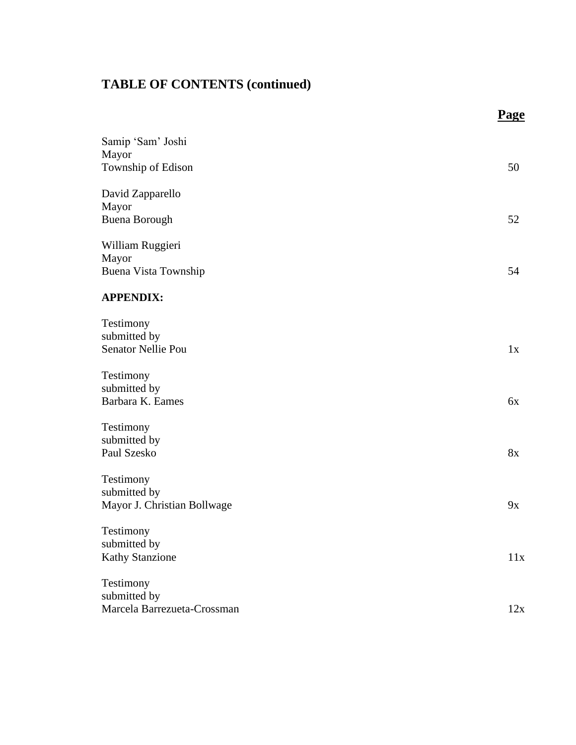## TABLE OF CONTENTS (continued)

| | Page |
|---|---|
| Samip 'Sam' Joshi<br>Mayor<br>Township of Edison | 50 |
| David Zapparello<br>Mayor<br>Buena Borough | 52 |
| William Ruggieri<br>Mayor<br>Buena Vista Township | 54 |
| **APPENDIX:** | |
| Testimony<br>submitted by<br>Senator Nellie Pou | 1x |
| Testimony<br>submitted by<br>Barbara K. Eames | 6x |
| Testimony<br>submitted by<br>Paul Szesko | 8x |
| Testimony<br>submitted by<br>Mayor J. Christian Bollwage | 9x |
| Testimony<br>submitted by<br>Kathy Stanzione | 11x |
| Testimony<br>submitted by<br>Marcela Barrezueta-Crossman | 12x |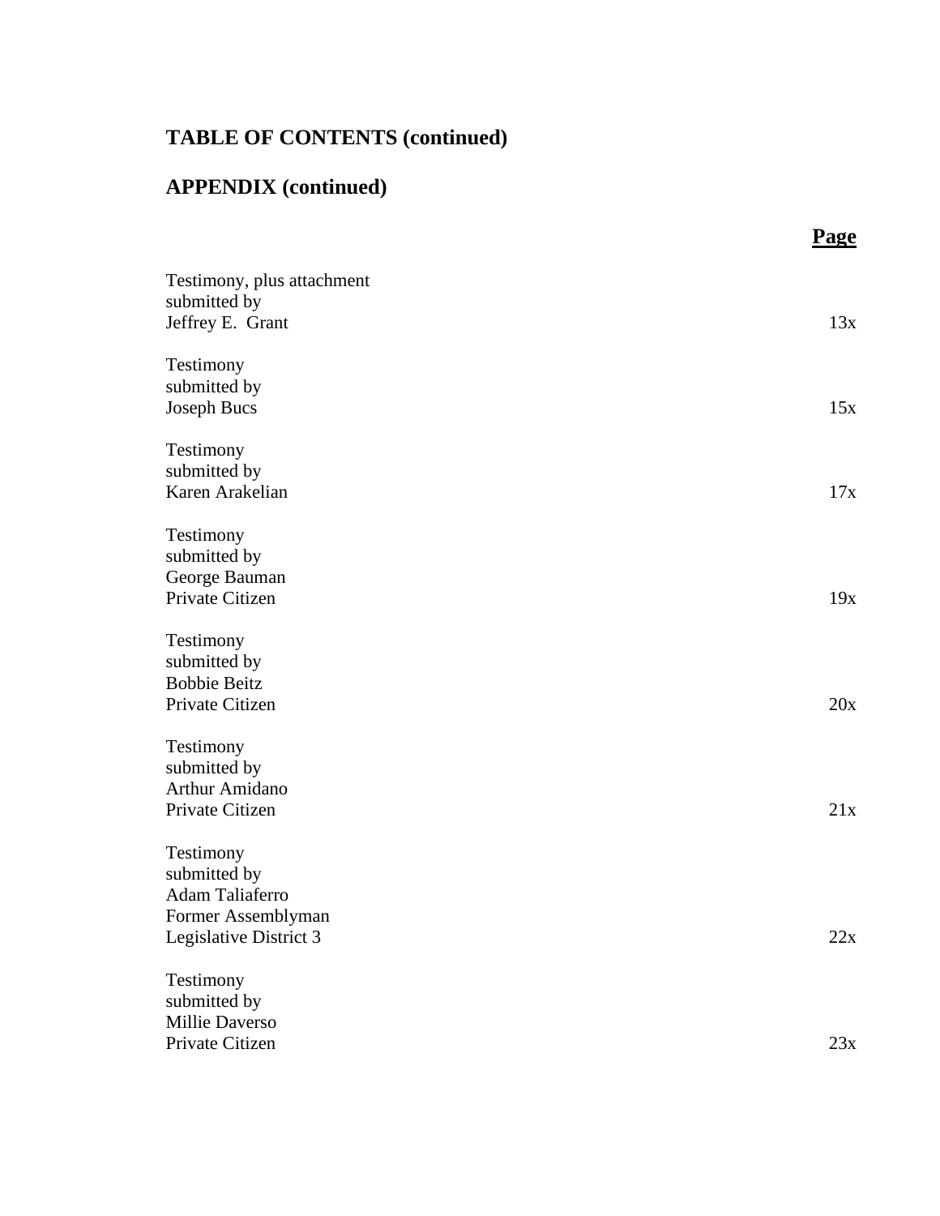## TABLE OF CONTENTS (continued)

## APPENDIX (continued)

| | **Page** |
|---|---|
| Testimony, plus attachment submitted by Jeffrey E. Grant | 13x |
| Testimony submitted by Joseph Bucs | 15x |
| Testimony submitted by Karen Arakelian | 17x |
| Testimony submitted by George Bauman Private Citizen | 19x |
| Testimony submitted by Bobbie Beitz Private Citizen | 20x |
| Testimony submitted by Arthur Amidano Private Citizen | 21x |
| Testimony submitted by Adam Taliaferro Former Assemblyman Legislative District 3 | 22x |
| Testimony submitted by Millie Daverso Private Citizen | 23x |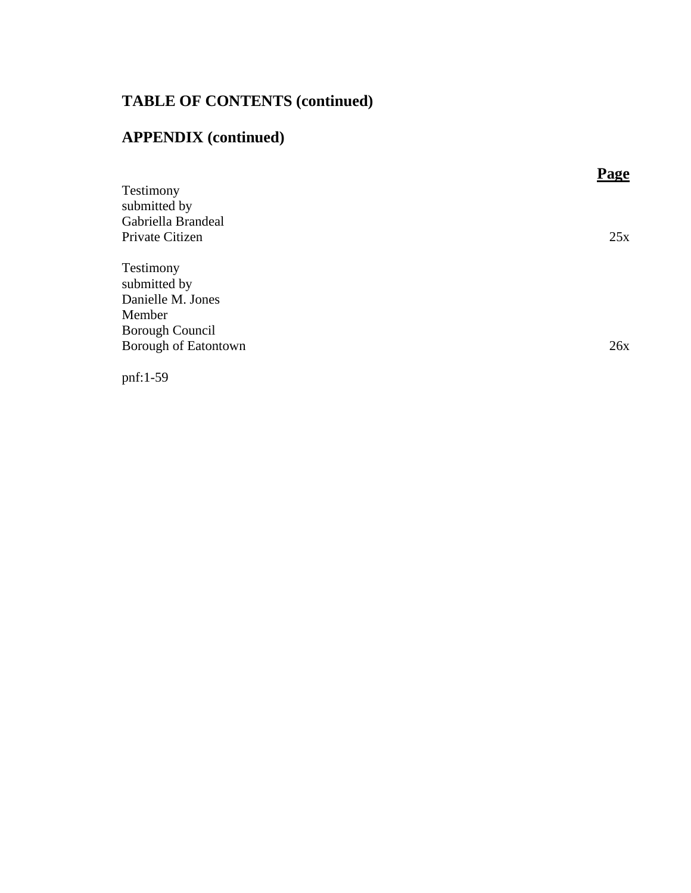## TABLE OF CONTENTS (continued)

## APPENDIX (continued)

| | **Page** |
|---|---|
| Testimony submitted by Gabriella Brandeal Private Citizen | 25x |
| Testimony submitted by Danielle M. Jones Member Borough Council Borough of Eatontown | 26x |

pnf:1-59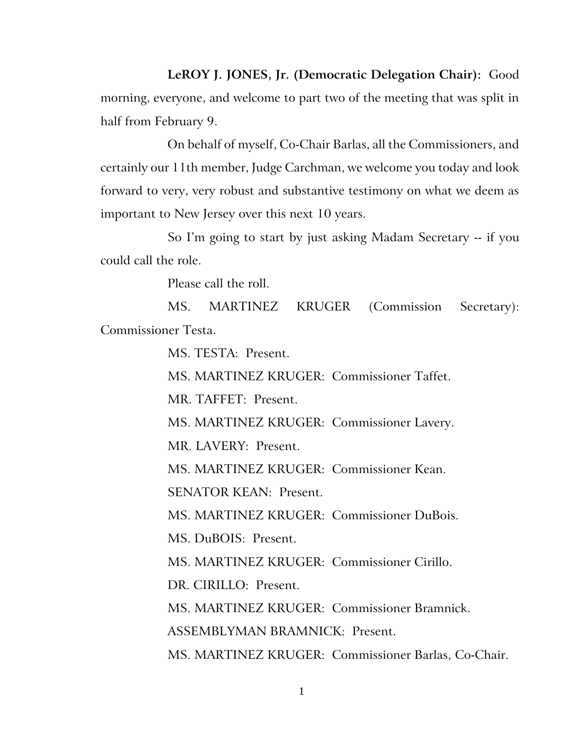**LeROY J. JONES, Jr. (Democratic Delegation Chair):** Good morning, everyone, and welcome to part two of the meeting that was split in half from February 9.

On behalf of myself, Co-Chair Barlas, all the Commissioners, and certainly our 11th member, Judge Carchman, we welcome you today and look forward to very, very robust and substantive testimony on what we deem as important to New Jersey over this next 10 years.

So I'm going to start by just asking Madam Secretary -- if you could call the role.

Please call the roll.

MS. MARTINEZ KRUGER (Commission Secretary): Commissioner Testa.

MS. TESTA: Present.

MS. MARTINEZ KRUGER: Commissioner Taffet.

MR. TAFFET: Present.

MS. MARTINEZ KRUGER: Commissioner Lavery.

MR. LAVERY: Present.

MS. MARTINEZ KRUGER: Commissioner Kean.

SENATOR KEAN: Present.

MS. MARTINEZ KRUGER: Commissioner DuBois.

MS. DuBOIS: Present.

MS. MARTINEZ KRUGER: Commissioner Cirillo.

DR. CIRILLO: Present.

MS. MARTINEZ KRUGER: Commissioner Bramnick.

ASSEMBLYMAN BRAMNICK: Present.

MS. MARTINEZ KRUGER: Commissioner Barlas, Co-Chair.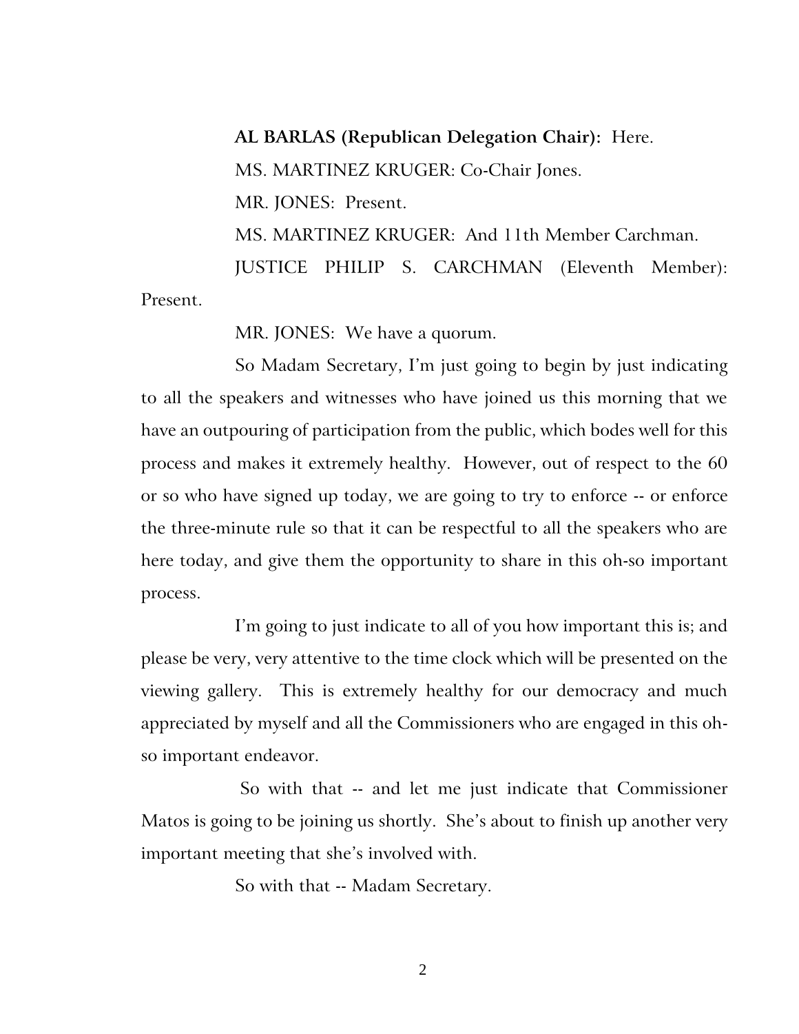**AL BARLAS (Republican Delegation Chair):** Here.

MS. MARTINEZ KRUGER: Co-Chair Jones.

MR. JONES: Present.

MS. MARTINEZ KRUGER: And 11th Member Carchman.

JUSTICE PHILIP S. CARCHMAN (Eleventh Member): Present.

MR. JONES: We have a quorum.

So Madam Secretary, I'm just going to begin by just indicating to all the speakers and witnesses who have joined us this morning that we have an outpouring of participation from the public, which bodes well for this process and makes it extremely healthy. However, out of respect to the 60 or so who have signed up today, we are going to try to enforce -- or enforce the three-minute rule so that it can be respectful to all the speakers who are here today, and give them the opportunity to share in this oh-so important process.

I'm going to just indicate to all of you how important this is; and please be very, very attentive to the time clock which will be presented on the viewing gallery. This is extremely healthy for our democracy and much appreciated by myself and all the Commissioners who are engaged in this oh-so important endeavor.

So with that -- and let me just indicate that Commissioner Matos is going to be joining us shortly. She's about to finish up another very important meeting that she's involved with.

So with that -- Madam Secretary.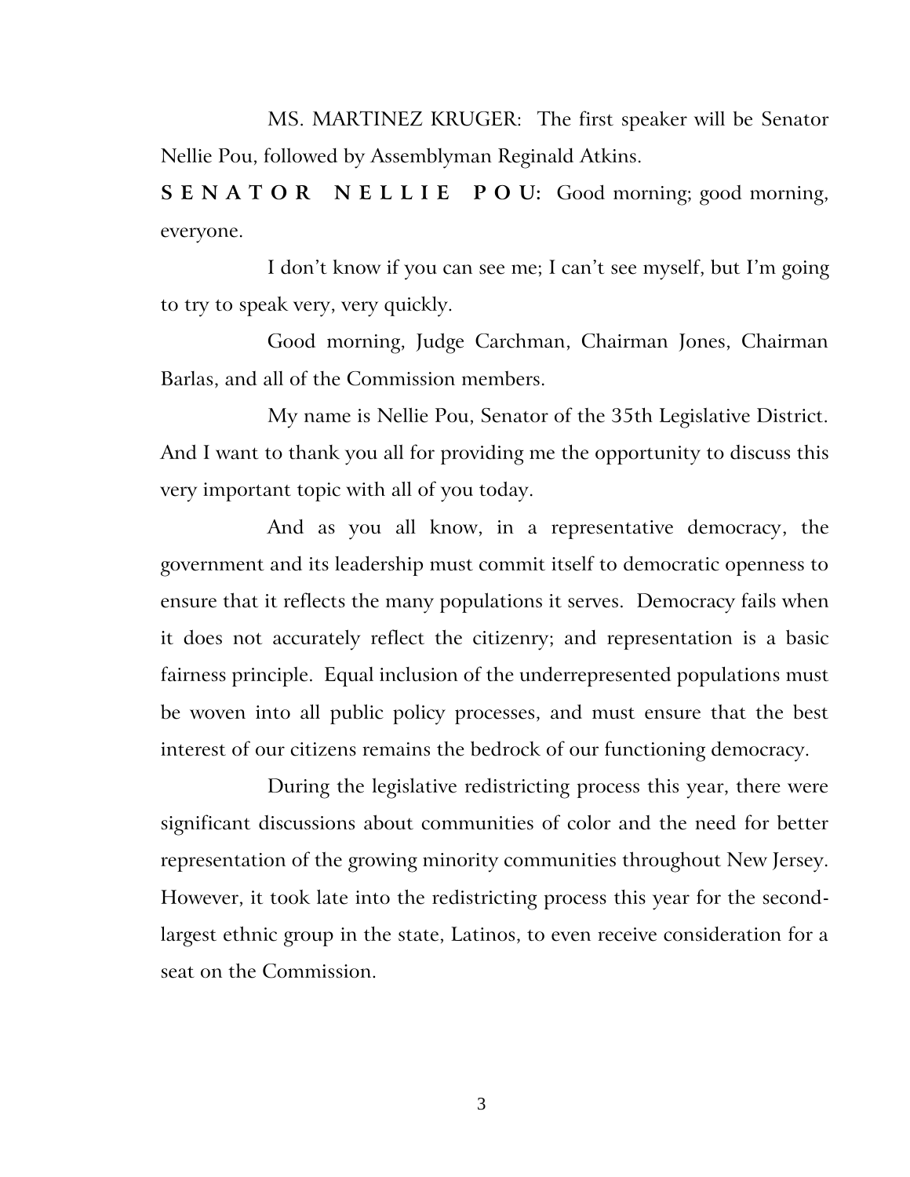MS. MARTINEZ KRUGER: The first speaker will be Senator Nellie Pou, followed by Assemblyman Reginald Atkins.

**SENATOR NELLIE POU:** Good morning; good morning, everyone.

I don't know if you can see me; I can't see myself, but I'm going to try to speak very, very quickly.

Good morning, Judge Carchman, Chairman Jones, Chairman Barlas, and all of the Commission members.

My name is Nellie Pou, Senator of the 35th Legislative District. And I want to thank you all for providing me the opportunity to discuss this very important topic with all of you today.

And as you all know, in a representative democracy, the government and its leadership must commit itself to democratic openness to ensure that it reflects the many populations it serves. Democracy fails when it does not accurately reflect the citizenry; and representation is a basic fairness principle. Equal inclusion of the underrepresented populations must be woven into all public policy processes, and must ensure that the best interest of our citizens remains the bedrock of our functioning democracy.

During the legislative redistricting process this year, there were significant discussions about communities of color and the need for better representation of the growing minority communities throughout New Jersey. However, it took late into the redistricting process this year for the second-largest ethnic group in the state, Latinos, to even receive consideration for a seat on the Commission.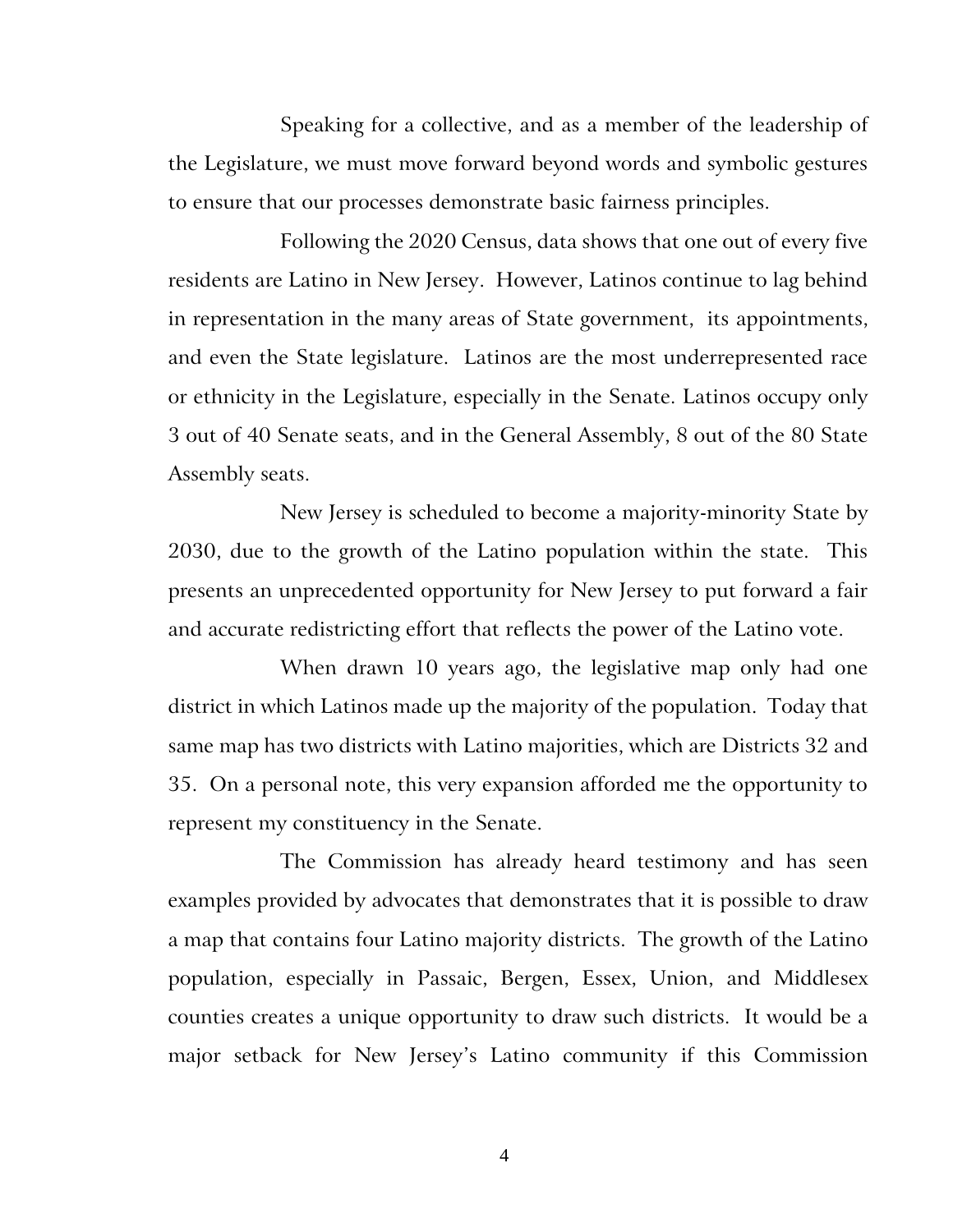Speaking for a collective, and as a member of the leadership of the Legislature, we must move forward beyond words and symbolic gestures to ensure that our processes demonstrate basic fairness principles.

Following the 2020 Census, data shows that one out of every five residents are Latino in New Jersey. However, Latinos continue to lag behind in representation in the many areas of State government, its appointments, and even the State legislature. Latinos are the most underrepresented race or ethnicity in the Legislature, especially in the Senate. Latinos occupy only 3 out of 40 Senate seats, and in the General Assembly, 8 out of the 80 State Assembly seats.

New Jersey is scheduled to become a majority-minority State by 2030, due to the growth of the Latino population within the state. This presents an unprecedented opportunity for New Jersey to put forward a fair and accurate redistricting effort that reflects the power of the Latino vote.

When drawn 10 years ago, the legislative map only had one district in which Latinos made up the majority of the population. Today that same map has two districts with Latino majorities, which are Districts 32 and 35. On a personal note, this very expansion afforded me the opportunity to represent my constituency in the Senate.

The Commission has already heard testimony and has seen examples provided by advocates that demonstrates that it is possible to draw a map that contains four Latino majority districts. The growth of the Latino population, especially in Passaic, Bergen, Essex, Union, and Middlesex counties creates a unique opportunity to draw such districts. It would be a major setback for New Jersey's Latino community if this Commission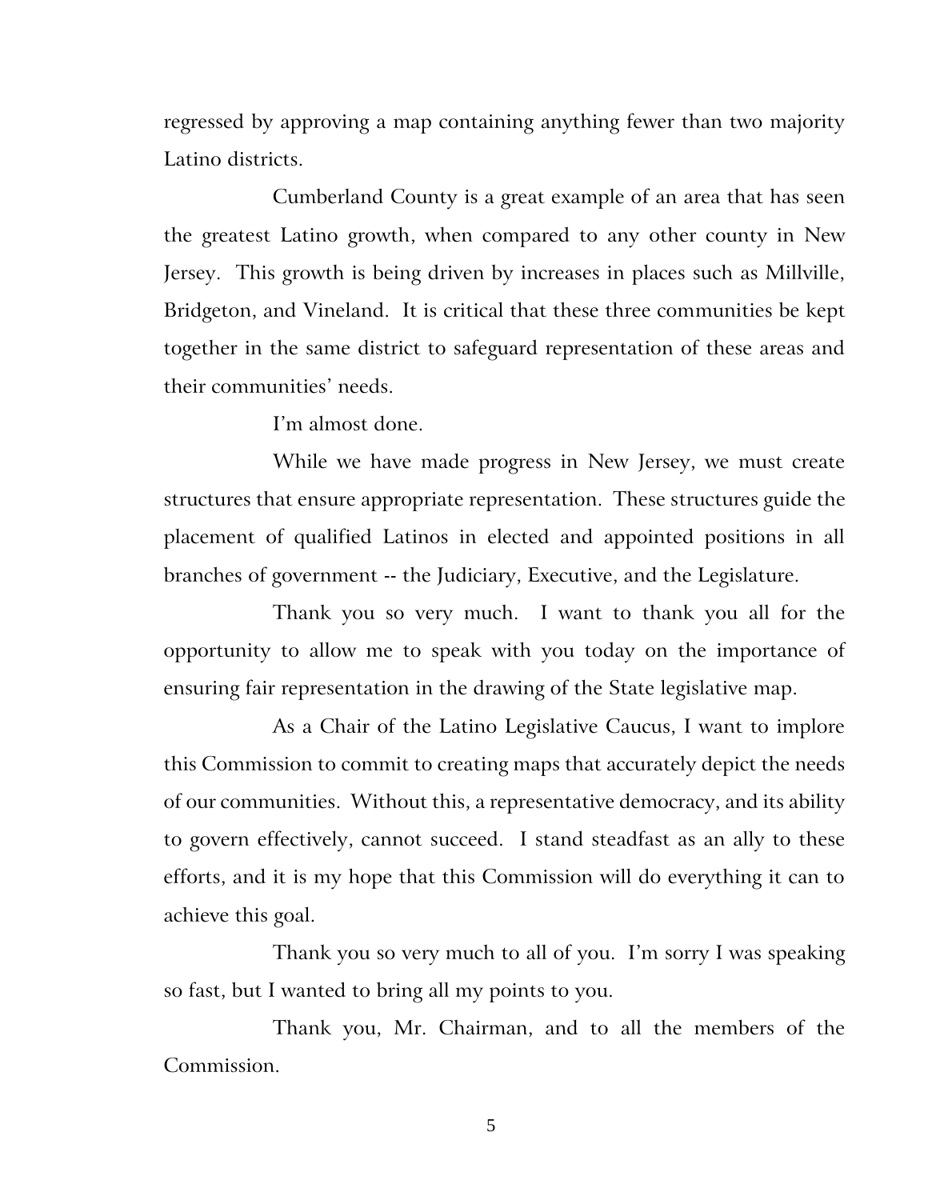regressed by approving a map containing anything fewer than two majority Latino districts.

Cumberland County is a great example of an area that has seen the greatest Latino growth, when compared to any other county in New Jersey. This growth is being driven by increases in places such as Millville, Bridgeton, and Vineland. It is critical that these three communities be kept together in the same district to safeguard representation of these areas and their communities' needs.

I'm almost done.

While we have made progress in New Jersey, we must create structures that ensure appropriate representation. These structures guide the placement of qualified Latinos in elected and appointed positions in all branches of government -- the Judiciary, Executive, and the Legislature.

Thank you so very much. I want to thank you all for the opportunity to allow me to speak with you today on the importance of ensuring fair representation in the drawing of the State legislative map.

As a Chair of the Latino Legislative Caucus, I want to implore this Commission to commit to creating maps that accurately depict the needs of our communities. Without this, a representative democracy, and its ability to govern effectively, cannot succeed. I stand steadfast as an ally to these efforts, and it is my hope that this Commission will do everything it can to achieve this goal.

Thank you so very much to all of you. I'm sorry I was speaking so fast, but I wanted to bring all my points to you.

Thank you, Mr. Chairman, and to all the members of the Commission.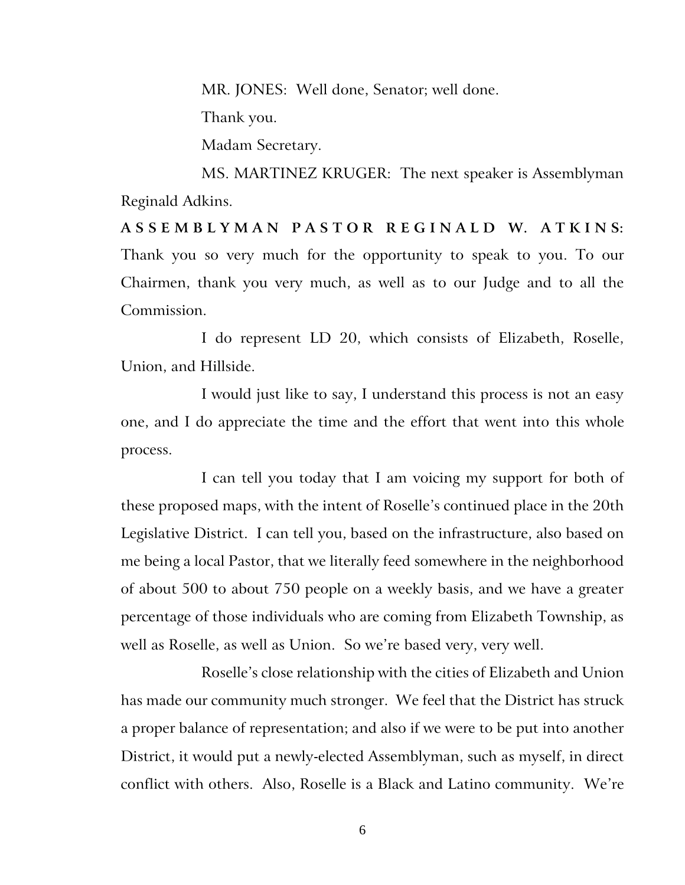MR. JONES: Well done, Senator; well done.

Thank you.

Madam Secretary.

MS. MARTINEZ KRUGER: The next speaker is Assemblyman Reginald Adkins.

**ASSEMBLYMAN PASTOR REGINALD W. ATKINS:** Thank you so very much for the opportunity to speak to you. To our Chairmen, thank you very much, as well as to our Judge and to all the Commission.

I do represent LD 20, which consists of Elizabeth, Roselle, Union, and Hillside.

I would just like to say, I understand this process is not an easy one, and I do appreciate the time and the effort that went into this whole process.

I can tell you today that I am voicing my support for both of these proposed maps, with the intent of Roselle's continued place in the 20th Legislative District. I can tell you, based on the infrastructure, also based on me being a local Pastor, that we literally feed somewhere in the neighborhood of about 500 to about 750 people on a weekly basis, and we have a greater percentage of those individuals who are coming from Elizabeth Township, as well as Roselle, as well as Union. So we're based very, very well.

Roselle's close relationship with the cities of Elizabeth and Union has made our community much stronger. We feel that the District has struck a proper balance of representation; and also if we were to be put into another District, it would put a newly-elected Assemblyman, such as myself, in direct conflict with others. Also, Roselle is a Black and Latino community. We're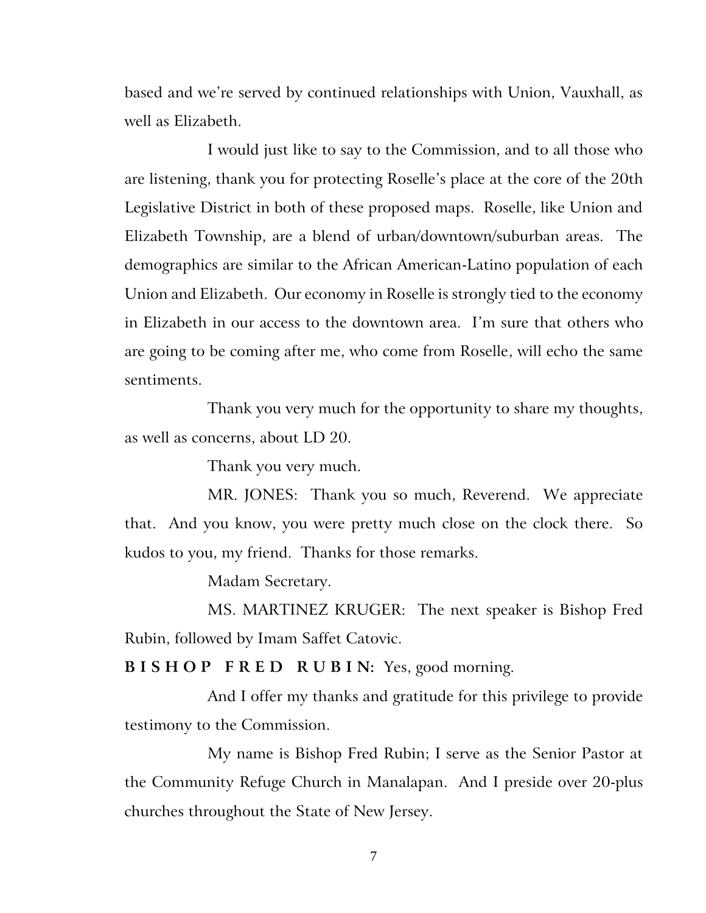based and we're served by continued relationships with Union, Vauxhall, as well as Elizabeth.

I would just like to say to the Commission, and to all those who are listening, thank you for protecting Roselle's place at the core of the 20th Legislative District in both of these proposed maps. Roselle, like Union and Elizabeth Township, are a blend of urban/downtown/suburban areas. The demographics are similar to the African American-Latino population of each Union and Elizabeth. Our economy in Roselle is strongly tied to the economy in Elizabeth in our access to the downtown area. I'm sure that others who are going to be coming after me, who come from Roselle, will echo the same sentiments.

Thank you very much for the opportunity to share my thoughts, as well as concerns, about LD 20.

Thank you very much.

MR. JONES: Thank you so much, Reverend. We appreciate that. And you know, you were pretty much close on the clock there. So kudos to you, my friend. Thanks for those remarks.

Madam Secretary.

MS. MARTINEZ KRUGER: The next speaker is Bishop Fred Rubin, followed by Imam Saffet Catovic.

**BISHOP FRED RUBIN:** Yes, good morning.

And I offer my thanks and gratitude for this privilege to provide testimony to the Commission.

My name is Bishop Fred Rubin; I serve as the Senior Pastor at the Community Refuge Church in Manalapan. And I preside over 20-plus churches throughout the State of New Jersey.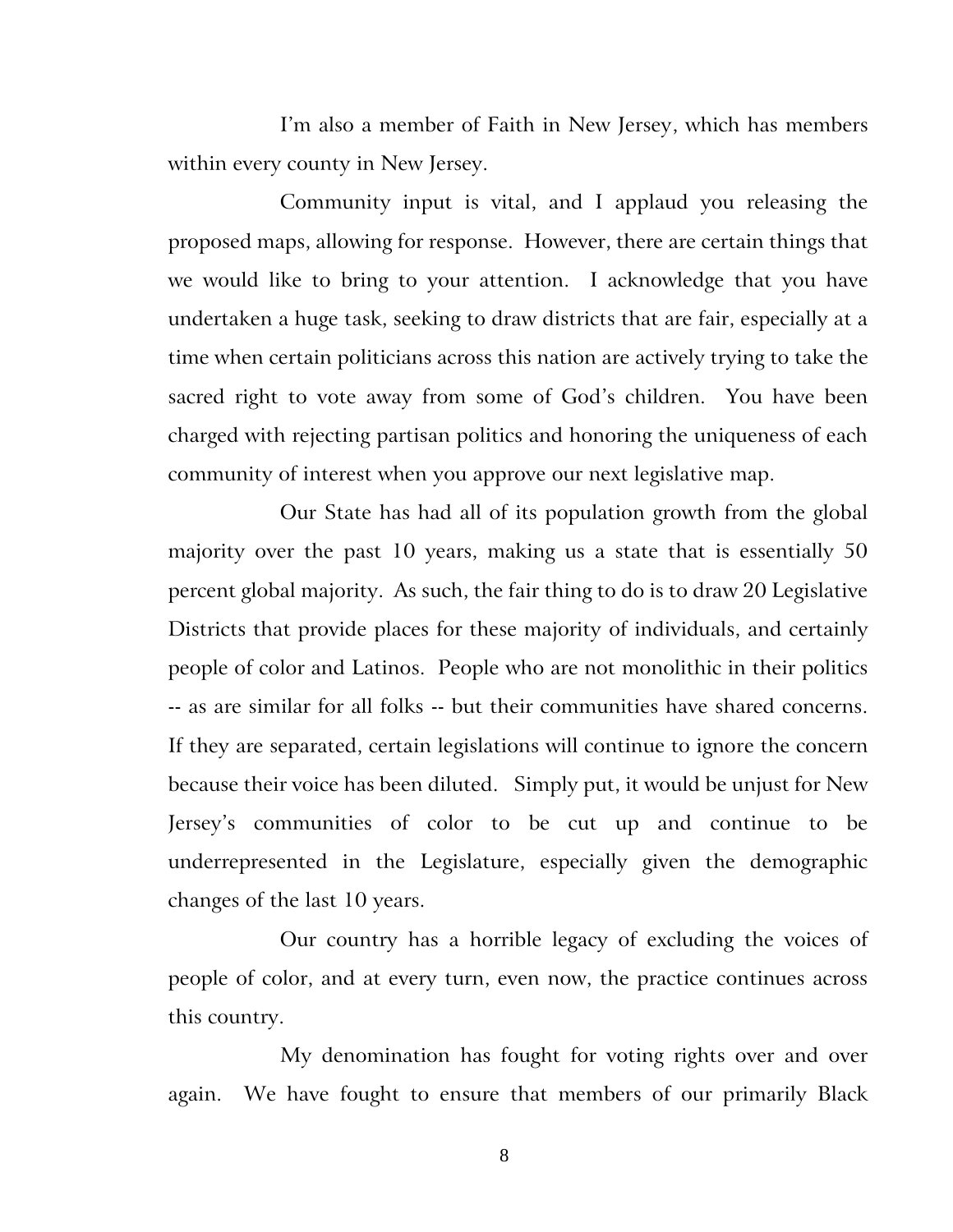I'm also a member of Faith in New Jersey, which has members within every county in New Jersey.

Community input is vital, and I applaud you releasing the proposed maps, allowing for response. However, there are certain things that we would like to bring to your attention. I acknowledge that you have undertaken a huge task, seeking to draw districts that are fair, especially at a time when certain politicians across this nation are actively trying to take the sacred right to vote away from some of God's children. You have been charged with rejecting partisan politics and honoring the uniqueness of each community of interest when you approve our next legislative map.

Our State has had all of its population growth from the global majority over the past 10 years, making us a state that is essentially 50 percent global majority. As such, the fair thing to do is to draw 20 Legislative Districts that provide places for these majority of individuals, and certainly people of color and Latinos. People who are not monolithic in their politics -- as are similar for all folks -- but their communities have shared concerns. If they are separated, certain legislations will continue to ignore the concern because their voice has been diluted. Simply put, it would be unjust for New Jersey's communities of color to be cut up and continue to be underrepresented in the Legislature, especially given the demographic changes of the last 10 years.

Our country has a horrible legacy of excluding the voices of people of color, and at every turn, even now, the practice continues across this country.

My denomination has fought for voting rights over and over again. We have fought to ensure that members of our primarily Black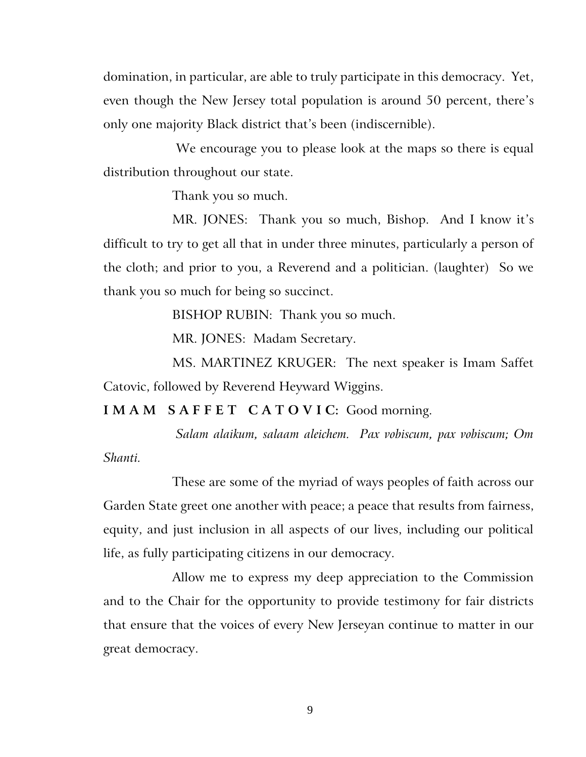domination, in particular, are able to truly participate in this democracy. Yet, even though the New Jersey total population is around 50 percent, there's only one majority Black district that's been (indiscernible).

We encourage you to please look at the maps so there is equal distribution throughout our state.

Thank you so much.

MR. JONES: Thank you so much, Bishop. And I know it's difficult to try to get all that in under three minutes, particularly a person of the cloth; and prior to you, a Reverend and a politician. (laughter) So we thank you so much for being so succinct.

BISHOP RUBIN: Thank you so much.

MR. JONES: Madam Secretary.

MS. MARTINEZ KRUGER: The next speaker is Imam Saffet Catovic, followed by Reverend Heyward Wiggins.

**IMAM SAFFET CATOVIC:** Good morning.

*Salam alaikum, salaam aleichem. Pax vobiscum, pax vobiscum; Om Shanti.*

These are some of the myriad of ways peoples of faith across our Garden State greet one another with peace; a peace that results from fairness, equity, and just inclusion in all aspects of our lives, including our political life, as fully participating citizens in our democracy.

Allow me to express my deep appreciation to the Commission and to the Chair for the opportunity to provide testimony for fair districts that ensure that the voices of every New Jerseyan continue to matter in our great democracy.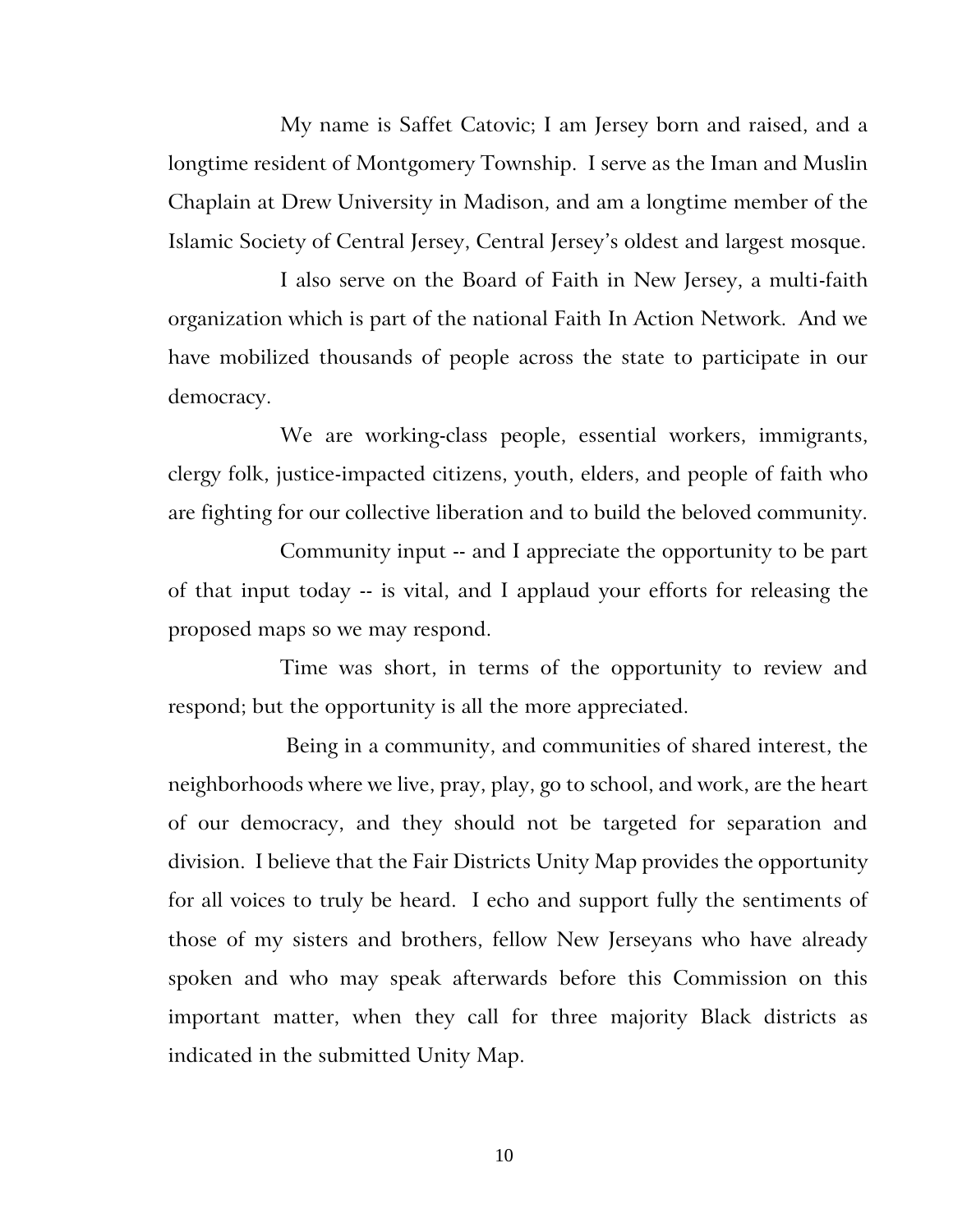My name is Saffet Catovic; I am Jersey born and raised, and a longtime resident of Montgomery Township. I serve as the Iman and Muslin Chaplain at Drew University in Madison, and am a longtime member of the Islamic Society of Central Jersey, Central Jersey's oldest and largest mosque.

I also serve on the Board of Faith in New Jersey, a multi-faith organization which is part of the national Faith In Action Network. And we have mobilized thousands of people across the state to participate in our democracy.

We are working-class people, essential workers, immigrants, clergy folk, justice-impacted citizens, youth, elders, and people of faith who are fighting for our collective liberation and to build the beloved community.

Community input -- and I appreciate the opportunity to be part of that input today -- is vital, and I applaud your efforts for releasing the proposed maps so we may respond.

Time was short, in terms of the opportunity to review and respond; but the opportunity is all the more appreciated.

Being in a community, and communities of shared interest, the neighborhoods where we live, pray, play, go to school, and work, are the heart of our democracy, and they should not be targeted for separation and division. I believe that the Fair Districts Unity Map provides the opportunity for all voices to truly be heard. I echo and support fully the sentiments of those of my sisters and brothers, fellow New Jerseyans who have already spoken and who may speak afterwards before this Commission on this important matter, when they call for three majority Black districts as indicated in the submitted Unity Map.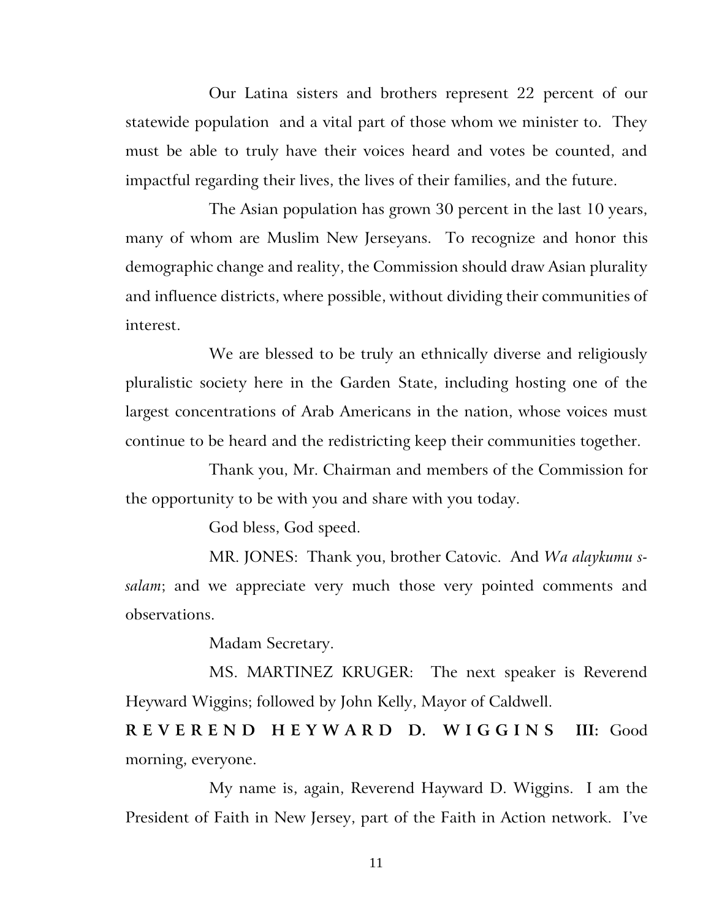Our Latina sisters and brothers represent 22 percent of our statewide population  and a vital part of those whom we minister to.  They must be able to truly have their voices heard and votes be counted, and impactful regarding their lives, the lives of their families, and the future.

The Asian population has grown 30 percent in the last 10 years, many of whom are Muslim New Jerseyans.  To recognize and honor this demographic change and reality, the Commission should draw Asian plurality and influence districts, where possible, without dividing their communities of interest.

We are blessed to be truly an ethnically diverse and religiously pluralistic society here in the Garden State, including hosting one of the largest concentrations of Arab Americans in the nation, whose voices must continue to be heard and the redistricting keep their communities together.

Thank you, Mr. Chairman and members of the Commission for the opportunity to be with you and share with you today.

God bless, God speed.

MR. JONES:  Thank you, brother Catovic.  And *Wa alaykumu s-salam*; and we appreciate very much those very pointed comments and observations.

Madam Secretary.

MS. MARTINEZ KRUGER:  The next speaker is Reverend Heyward Wiggins; followed by John Kelly, Mayor of Caldwell.

**REVEREND HEYWARD D. WIGGINS III:** Good morning, everyone.

My name is, again, Reverend Hayward D. Wiggins.  I am the President of Faith in New Jersey, part of the Faith in Action network.  I've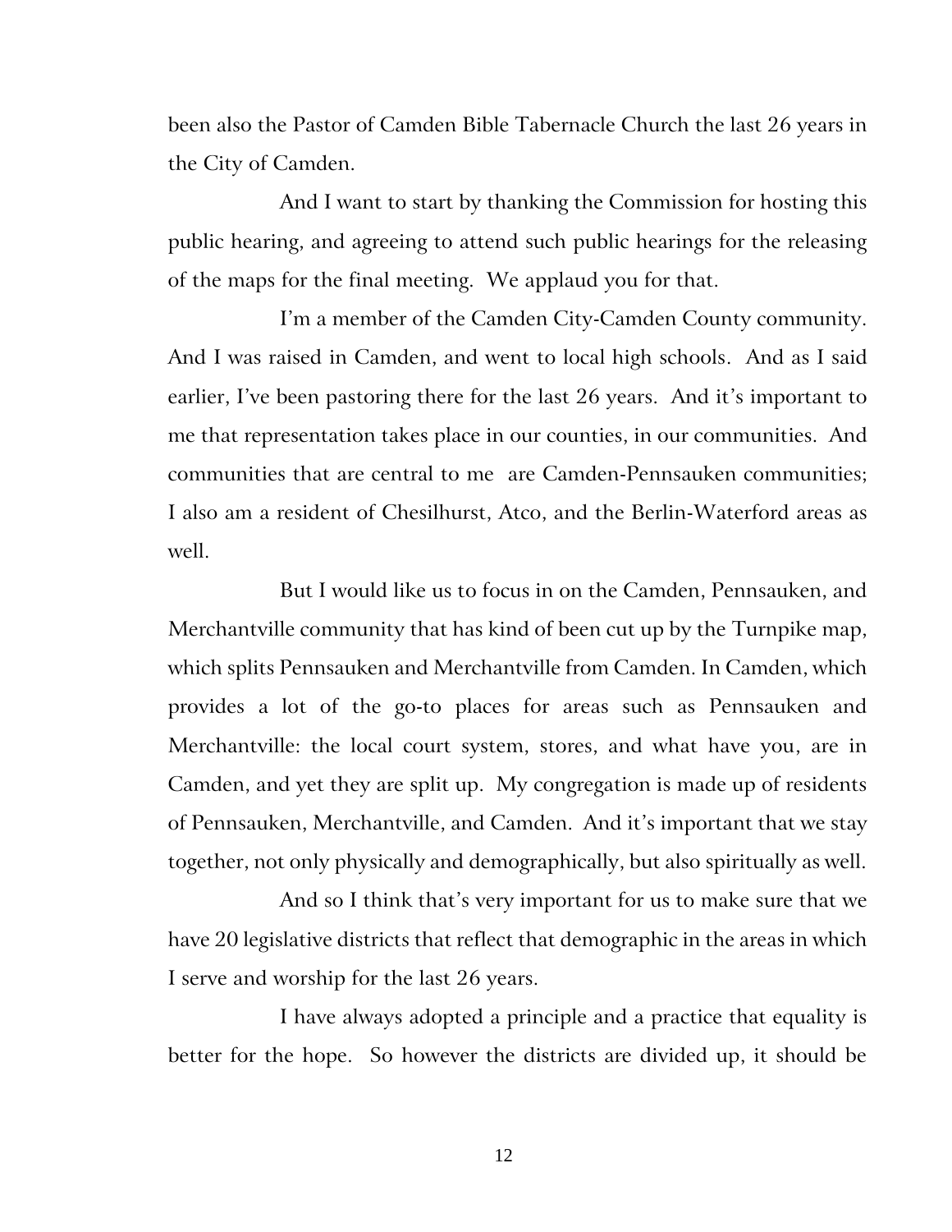been also the Pastor of Camden Bible Tabernacle Church the last 26 years in the City of Camden.

And I want to start by thanking the Commission for hosting this public hearing, and agreeing to attend such public hearings for the releasing of the maps for the final meeting. We applaud you for that.

I'm a member of the Camden City-Camden County community. And I was raised in Camden, and went to local high schools. And as I said earlier, I've been pastoring there for the last 26 years. And it's important to me that representation takes place in our counties, in our communities. And communities that are central to me are Camden-Pennsauken communities; I also am a resident of Chesilhurst, Atco, and the Berlin-Waterford areas as well.

But I would like us to focus in on the Camden, Pennsauken, and Merchantville community that has kind of been cut up by the Turnpike map, which splits Pennsauken and Merchantville from Camden. In Camden, which provides a lot of the go-to places for areas such as Pennsauken and Merchantville: the local court system, stores, and what have you, are in Camden, and yet they are split up. My congregation is made up of residents of Pennsauken, Merchantville, and Camden. And it's important that we stay together, not only physically and demographically, but also spiritually as well.

And so I think that's very important for us to make sure that we have 20 legislative districts that reflect that demographic in the areas in which I serve and worship for the last 26 years.

I have always adopted a principle and a practice that equality is better for the hope. So however the districts are divided up, it should be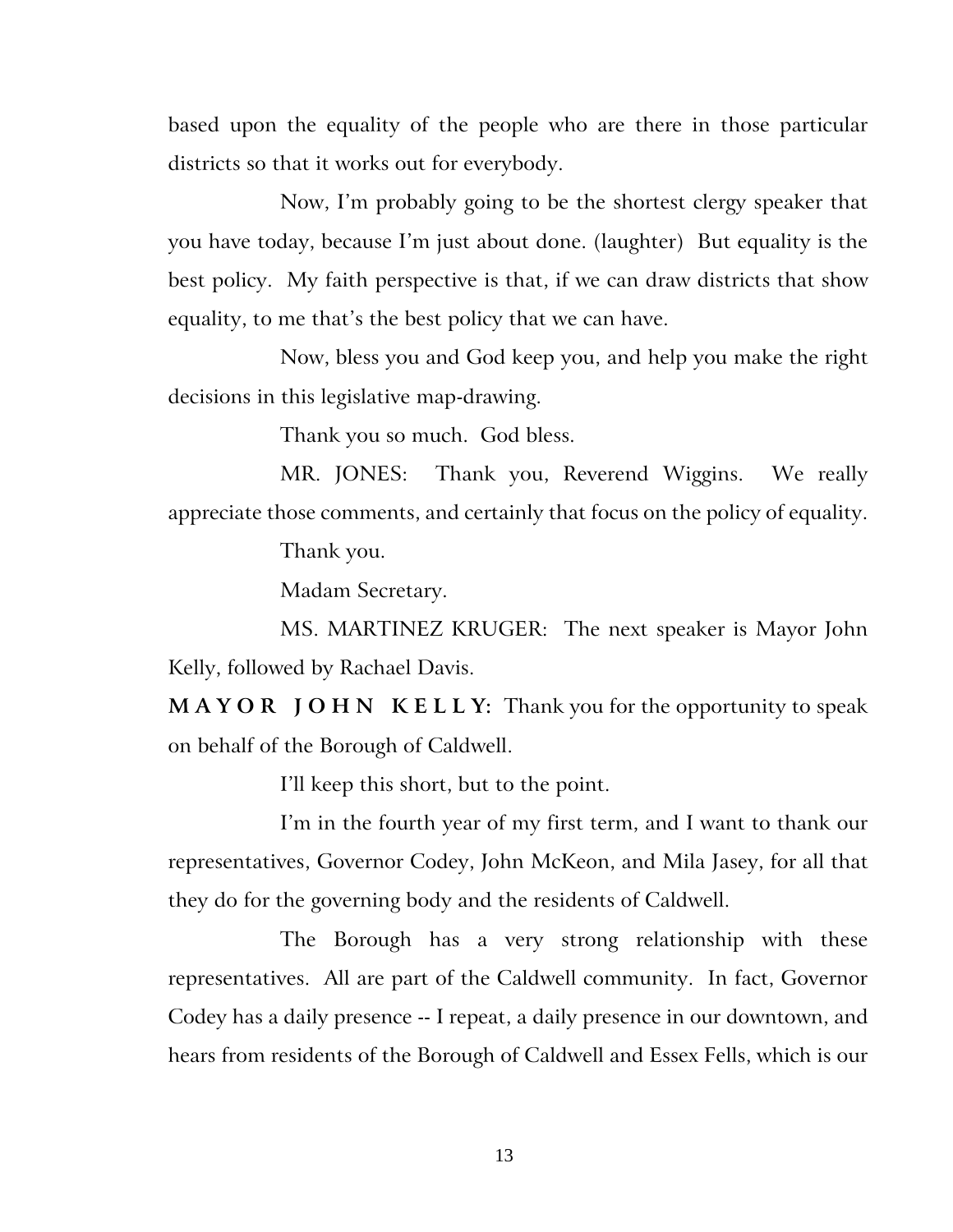based upon the equality of the people who are there in those particular districts so that it works out for everybody.

Now, I'm probably going to be the shortest clergy speaker that you have today, because I'm just about done. (laughter) But equality is the best policy. My faith perspective is that, if we can draw districts that show equality, to me that's the best policy that we can have.

Now, bless you and God keep you, and help you make the right decisions in this legislative map-drawing.

Thank you so much. God bless.

MR. JONES: Thank you, Reverend Wiggins. We really appreciate those comments, and certainly that focus on the policy of equality.

Thank you.

Madam Secretary.

MS. MARTINEZ KRUGER: The next speaker is Mayor John Kelly, followed by Rachael Davis.

**MAYOR JOHN KELLY:** Thank you for the opportunity to speak on behalf of the Borough of Caldwell.

I'll keep this short, but to the point.

I'm in the fourth year of my first term, and I want to thank our representatives, Governor Codey, John McKeon, and Mila Jasey, for all that they do for the governing body and the residents of Caldwell.

The Borough has a very strong relationship with these representatives. All are part of the Caldwell community. In fact, Governor Codey has a daily presence -- I repeat, a daily presence in our downtown, and hears from residents of the Borough of Caldwell and Essex Fells, which is our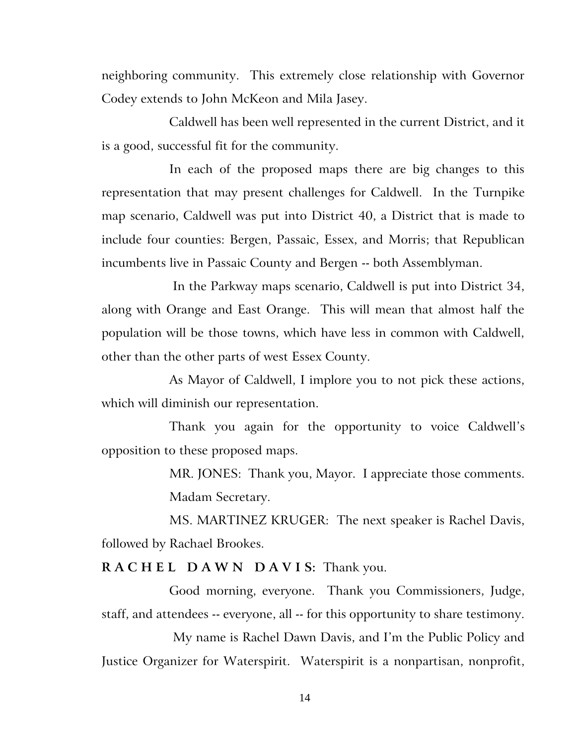neighboring community. This extremely close relationship with Governor Codey extends to John McKeon and Mila Jasey.

Caldwell has been well represented in the current District, and it is a good, successful fit for the community.

In each of the proposed maps there are big changes to this representation that may present challenges for Caldwell. In the Turnpike map scenario, Caldwell was put into District 40, a District that is made to include four counties: Bergen, Passaic, Essex, and Morris; that Republican incumbents live in Passaic County and Bergen -- both Assemblyman.

In the Parkway maps scenario, Caldwell is put into District 34, along with Orange and East Orange. This will mean that almost half the population will be those towns, which have less in common with Caldwell, other than the other parts of west Essex County.

As Mayor of Caldwell, I implore you to not pick these actions, which will diminish our representation.

Thank you again for the opportunity to voice Caldwell's opposition to these proposed maps.

MR. JONES: Thank you, Mayor. I appreciate those comments.

Madam Secretary.

MS. MARTINEZ KRUGER: The next speaker is Rachel Davis, followed by Rachael Brookes.

**R A C H E L D A W N D A V I S:** Thank you.

Good morning, everyone. Thank you Commissioners, Judge, staff, and attendees -- everyone, all -- for this opportunity to share testimony.

My name is Rachel Dawn Davis, and I'm the Public Policy and Justice Organizer for Waterspirit. Waterspirit is a nonpartisan, nonprofit,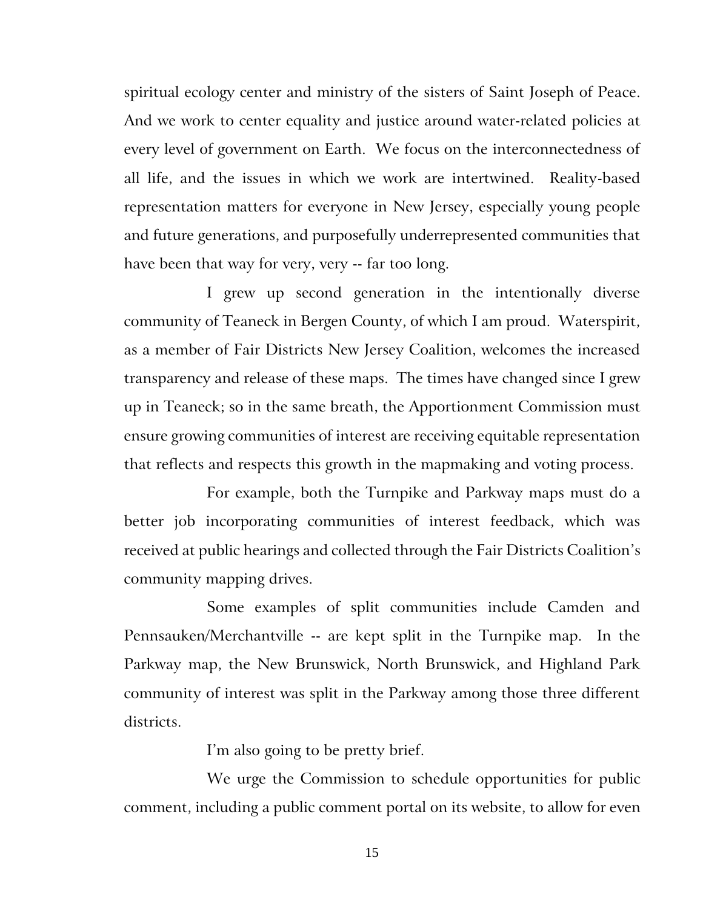spiritual ecology center and ministry of the sisters of Saint Joseph of Peace. And we work to center equality and justice around water-related policies at every level of government on Earth. We focus on the interconnectedness of all life, and the issues in which we work are intertwined. Reality-based representation matters for everyone in New Jersey, especially young people and future generations, and purposefully underrepresented communities that have been that way for very, very -- far too long.

I grew up second generation in the intentionally diverse community of Teaneck in Bergen County, of which I am proud. Waterspirit, as a member of Fair Districts New Jersey Coalition, welcomes the increased transparency and release of these maps. The times have changed since I grew up in Teaneck; so in the same breath, the Apportionment Commission must ensure growing communities of interest are receiving equitable representation that reflects and respects this growth in the mapmaking and voting process.

For example, both the Turnpike and Parkway maps must do a better job incorporating communities of interest feedback, which was received at public hearings and collected through the Fair Districts Coalition's community mapping drives.

Some examples of split communities include Camden and Pennsauken/Merchantville -- are kept split in the Turnpike map. In the Parkway map, the New Brunswick, North Brunswick, and Highland Park community of interest was split in the Parkway among those three different districts.

I'm also going to be pretty brief.

We urge the Commission to schedule opportunities for public comment, including a public comment portal on its website, to allow for even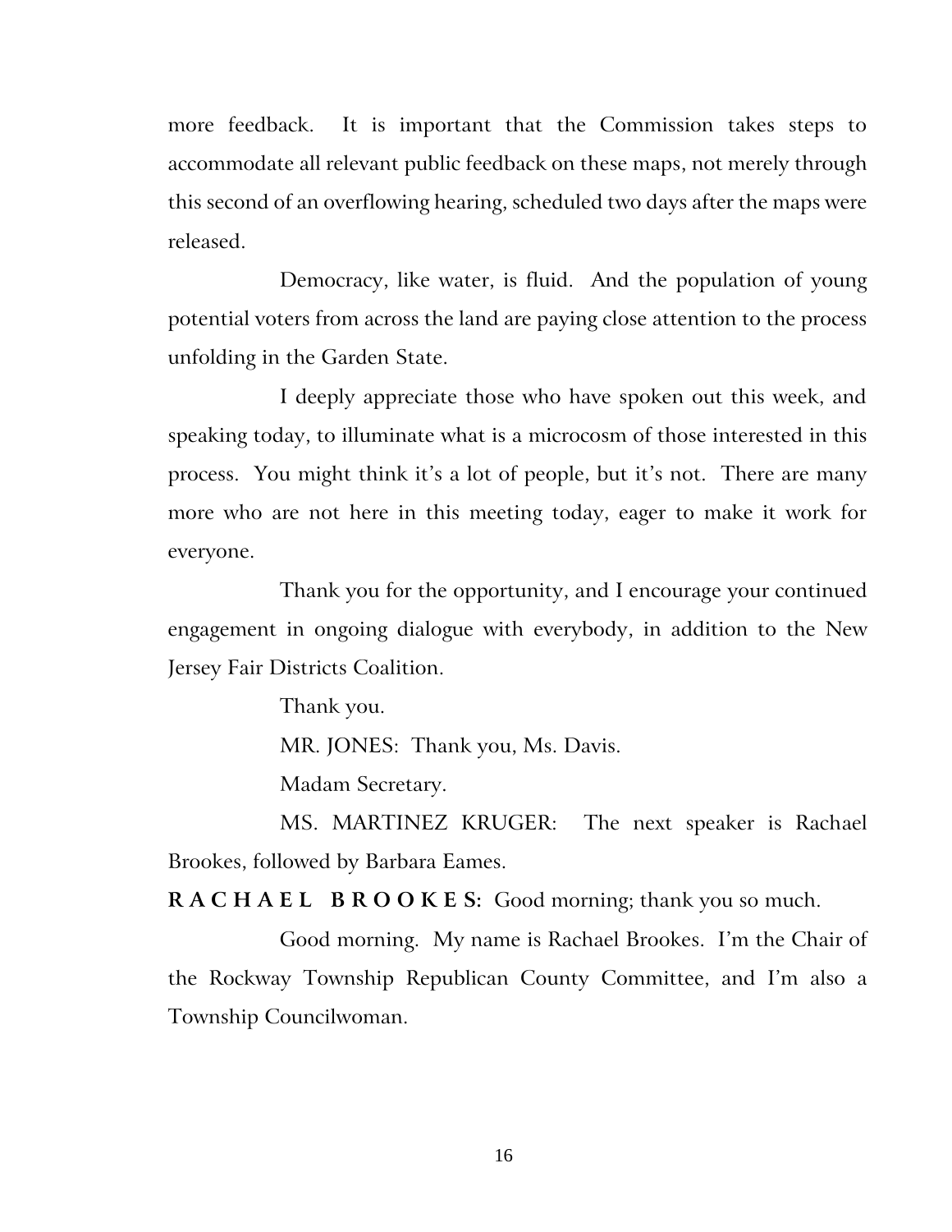more feedback. It is important that the Commission takes steps to accommodate all relevant public feedback on these maps, not merely through this second of an overflowing hearing, scheduled two days after the maps were released.

Democracy, like water, is fluid. And the population of young potential voters from across the land are paying close attention to the process unfolding in the Garden State.

I deeply appreciate those who have spoken out this week, and speaking today, to illuminate what is a microcosm of those interested in this process. You might think it's a lot of people, but it's not. There are many more who are not here in this meeting today, eager to make it work for everyone.

Thank you for the opportunity, and I encourage your continued engagement in ongoing dialogue with everybody, in addition to the New Jersey Fair Districts Coalition.

Thank you.

MR. JONES: Thank you, Ms. Davis.

Madam Secretary.

MS. MARTINEZ KRUGER: The next speaker is Rachael Brookes, followed by Barbara Eames.

**RACHAEL BROOKES:** Good morning; thank you so much.

Good morning. My name is Rachael Brookes. I'm the Chair of the Rockway Township Republican County Committee, and I'm also a Township Councilwoman.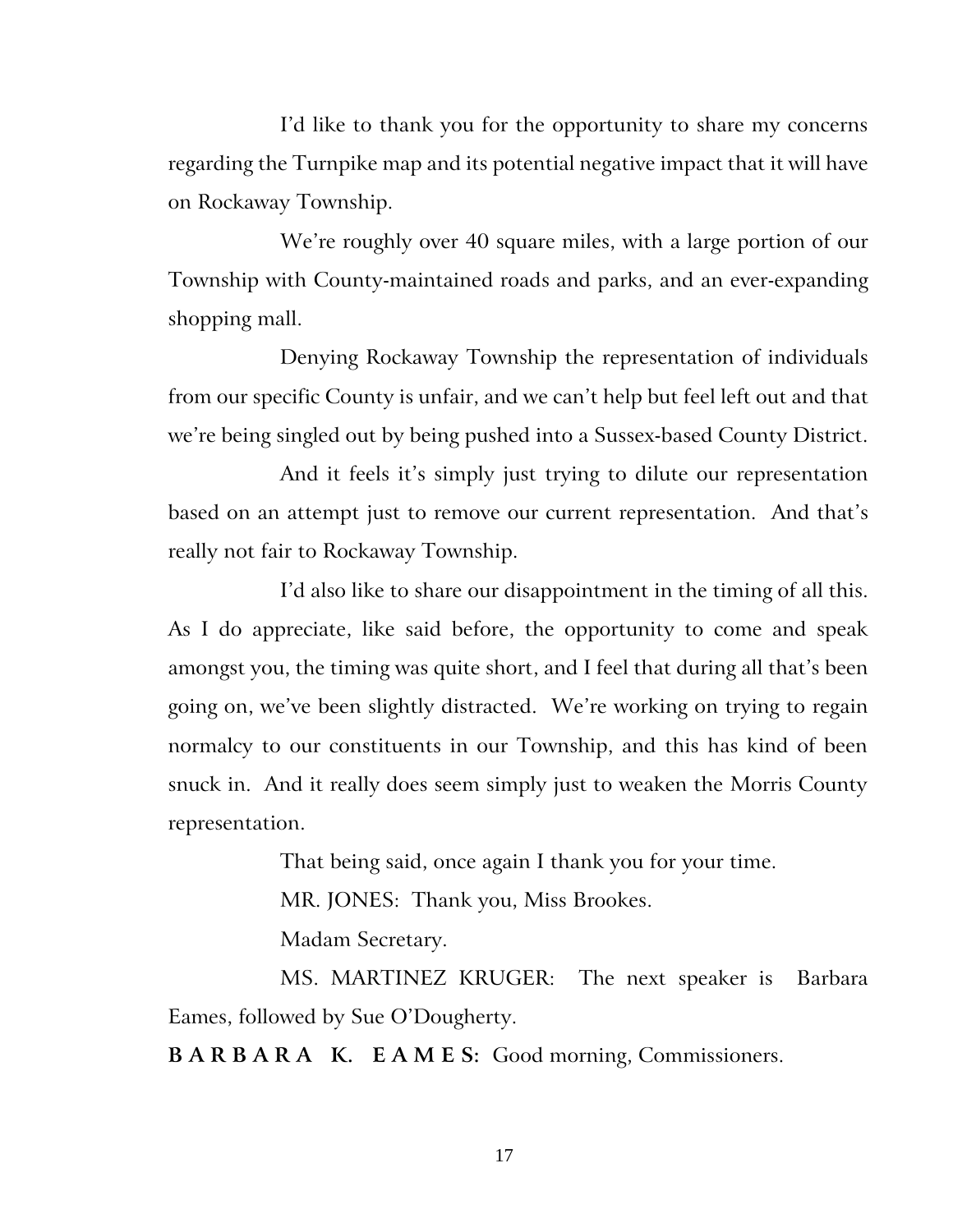I'd like to thank you for the opportunity to share my concerns regarding the Turnpike map and its potential negative impact that it will have on Rockaway Township.

We're roughly over 40 square miles, with a large portion of our Township with County-maintained roads and parks, and an ever-expanding shopping mall.

Denying Rockaway Township the representation of individuals from our specific County is unfair, and we can't help but feel left out and that we're being singled out by being pushed into a Sussex-based County District.

And it feels it's simply just trying to dilute our representation based on an attempt just to remove our current representation. And that's really not fair to Rockaway Township.

I'd also like to share our disappointment in the timing of all this. As I do appreciate, like said before, the opportunity to come and speak amongst you, the timing was quite short, and I feel that during all that's been going on, we've been slightly distracted. We're working on trying to regain normalcy to our constituents in our Township, and this has kind of been snuck in. And it really does seem simply just to weaken the Morris County representation.

That being said, once again I thank you for your time.

MR. JONES: Thank you, Miss Brookes.

Madam Secretary.

MS. MARTINEZ KRUGER: The next speaker is Barbara Eames, followed by Sue O'Dougherty.

**B A R B A R A K. E A M E S:** Good morning, Commissioners.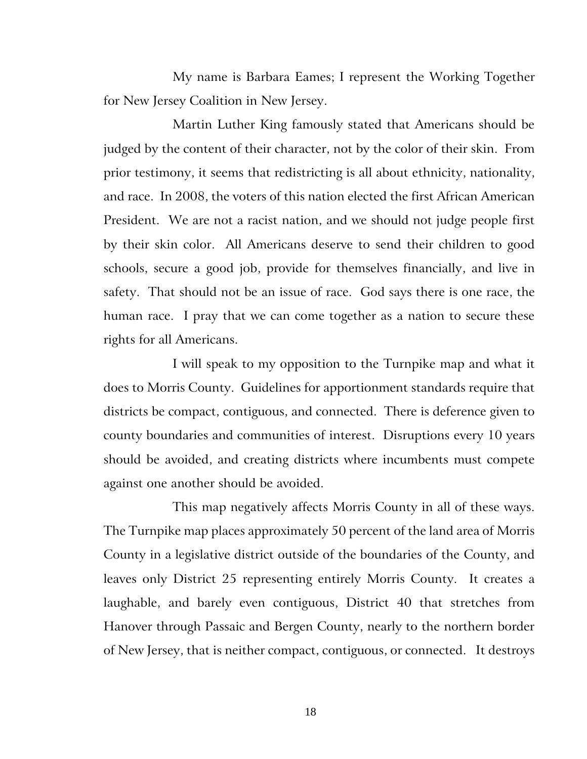My name is Barbara Eames; I represent the Working Together for New Jersey Coalition in New Jersey.

Martin Luther King famously stated that Americans should be judged by the content of their character, not by the color of their skin. From prior testimony, it seems that redistricting is all about ethnicity, nationality, and race. In 2008, the voters of this nation elected the first African American President. We are not a racist nation, and we should not judge people first by their skin color. All Americans deserve to send their children to good schools, secure a good job, provide for themselves financially, and live in safety. That should not be an issue of race. God says there is one race, the human race. I pray that we can come together as a nation to secure these rights for all Americans.

I will speak to my opposition to the Turnpike map and what it does to Morris County. Guidelines for apportionment standards require that districts be compact, contiguous, and connected. There is deference given to county boundaries and communities of interest. Disruptions every 10 years should be avoided, and creating districts where incumbents must compete against one another should be avoided.

This map negatively affects Morris County in all of these ways. The Turnpike map places approximately 50 percent of the land area of Morris County in a legislative district outside of the boundaries of the County, and leaves only District 25 representing entirely Morris County. It creates a laughable, and barely even contiguous, District 40 that stretches from Hanover through Passaic and Bergen County, nearly to the northern border of New Jersey, that is neither compact, contiguous, or connected. It destroys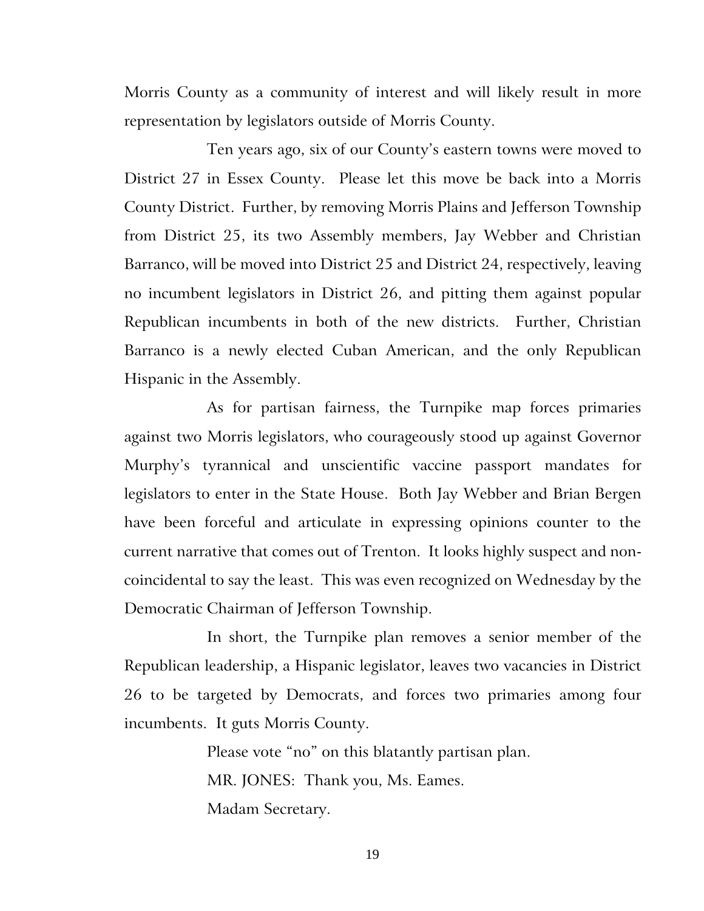Morris County as a community of interest and will likely result in more representation by legislators outside of Morris County.

Ten years ago, six of our County's eastern towns were moved to District 27 in Essex County. Please let this move be back into a Morris County District. Further, by removing Morris Plains and Jefferson Township from District 25, its two Assembly members, Jay Webber and Christian Barranco, will be moved into District 25 and District 24, respectively, leaving no incumbent legislators in District 26, and pitting them against popular Republican incumbents in both of the new districts. Further, Christian Barranco is a newly elected Cuban American, and the only Republican Hispanic in the Assembly.

As for partisan fairness, the Turnpike map forces primaries against two Morris legislators, who courageously stood up against Governor Murphy's tyrannical and unscientific vaccine passport mandates for legislators to enter in the State House. Both Jay Webber and Brian Bergen have been forceful and articulate in expressing opinions counter to the current narrative that comes out of Trenton. It looks highly suspect and non-coincidental to say the least. This was even recognized on Wednesday by the Democratic Chairman of Jefferson Township.

In short, the Turnpike plan removes a senior member of the Republican leadership, a Hispanic legislator, leaves two vacancies in District 26 to be targeted by Democrats, and forces two primaries among four incumbents. It guts Morris County.

Please vote "no" on this blatantly partisan plan.

MR. JONES: Thank you, Ms. Eames.

Madam Secretary.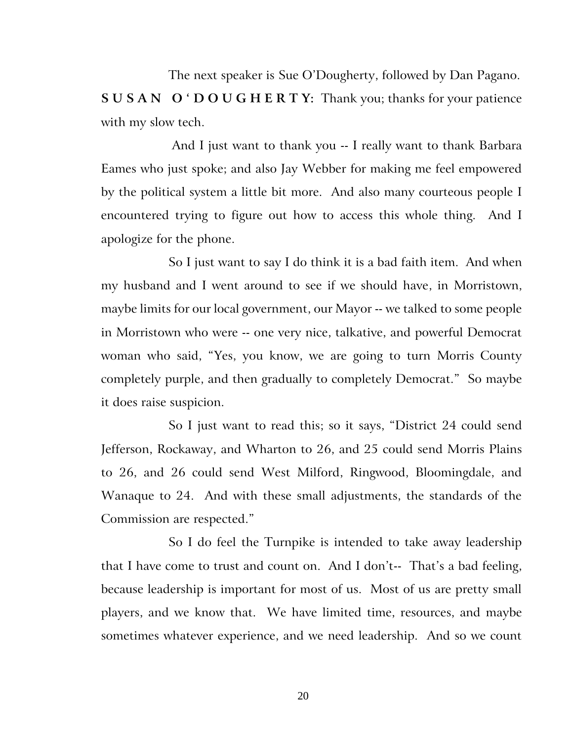The next speaker is Sue O'Dougherty, followed by Dan Pagano.

**S U S A N   O ' D O U G H E R T Y:** Thank you; thanks for your patience with my slow tech.

And I just want to thank you -- I really want to thank Barbara Eames who just spoke; and also Jay Webber for making me feel empowered by the political system a little bit more. And also many courteous people I encountered trying to figure out how to access this whole thing. And I apologize for the phone.

So I just want to say I do think it is a bad faith item. And when my husband and I went around to see if we should have, in Morristown, maybe limits for our local government, our Mayor -- we talked to some people in Morristown who were -- one very nice, talkative, and powerful Democrat woman who said, "Yes, you know, we are going to turn Morris County completely purple, and then gradually to completely Democrat." So maybe it does raise suspicion.

So I just want to read this; so it says, "District 24 could send Jefferson, Rockaway, and Wharton to 26, and 25 could send Morris Plains to 26, and 26 could send West Milford, Ringwood, Bloomingdale, and Wanaque to 24. And with these small adjustments, the standards of the Commission are respected."

So I do feel the Turnpike is intended to take away leadership that I have come to trust and count on. And I don't-- That's a bad feeling, because leadership is important for most of us. Most of us are pretty small players, and we know that. We have limited time, resources, and maybe sometimes whatever experience, and we need leadership. And so we count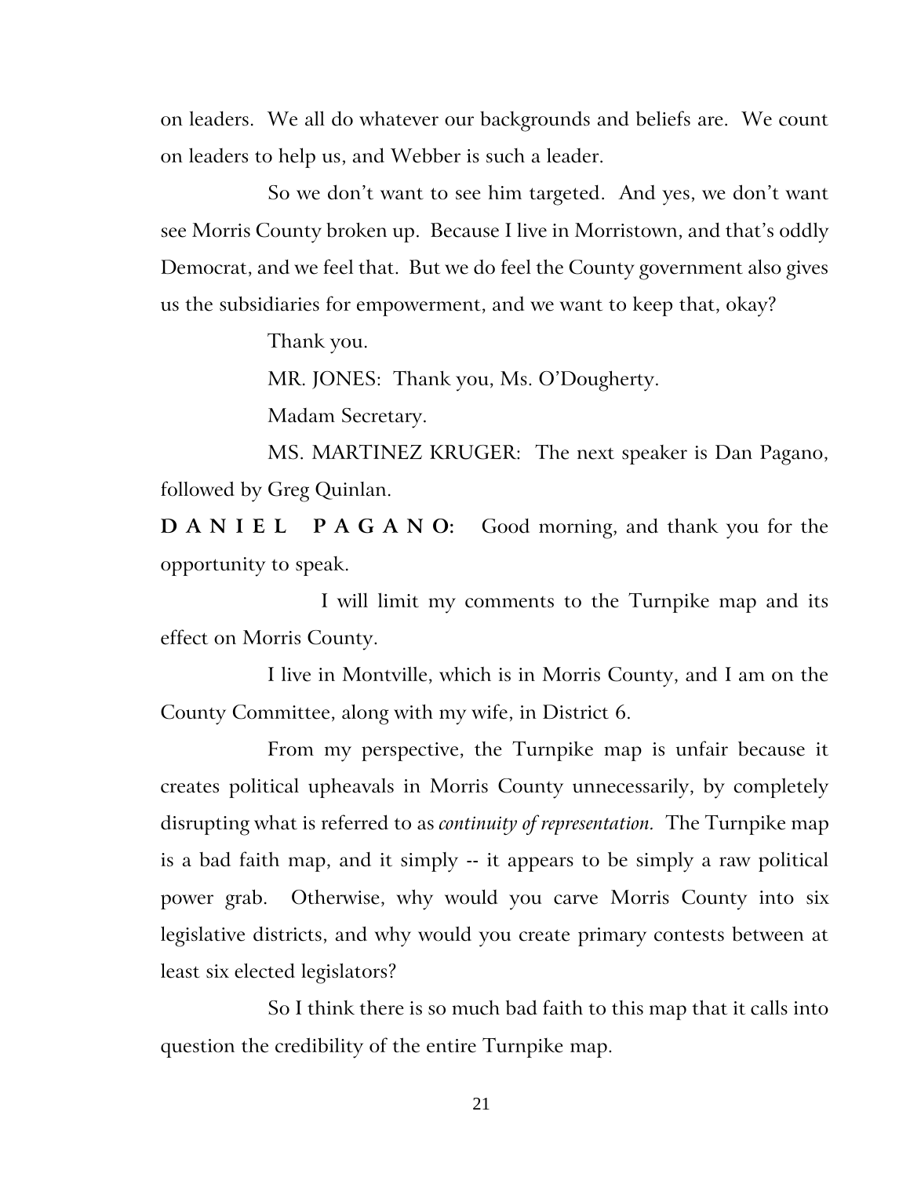on leaders. We all do whatever our backgrounds and beliefs are. We count on leaders to help us, and Webber is such a leader.

So we don't want to see him targeted. And yes, we don't want see Morris County broken up. Because I live in Morristown, and that's oddly Democrat, and we feel that. But we do feel the County government also gives us the subsidiaries for empowerment, and we want to keep that, okay?

Thank you.

MR. JONES: Thank you, Ms. O'Dougherty.

Madam Secretary.

MS. MARTINEZ KRUGER: The next speaker is Dan Pagano, followed by Greg Quinlan.

**D A N I E L P A G A N O:** Good morning, and thank you for the opportunity to speak.

I will limit my comments to the Turnpike map and its effect on Morris County.

I live in Montville, which is in Morris County, and I am on the County Committee, along with my wife, in District 6.

From my perspective, the Turnpike map is unfair because it creates political upheavals in Morris County unnecessarily, by completely disrupting what is referred to as *continuity of representation.* The Turnpike map is a bad faith map, and it simply -- it appears to be simply a raw political power grab. Otherwise, why would you carve Morris County into six legislative districts, and why would you create primary contests between at least six elected legislators?

So I think there is so much bad faith to this map that it calls into question the credibility of the entire Turnpike map.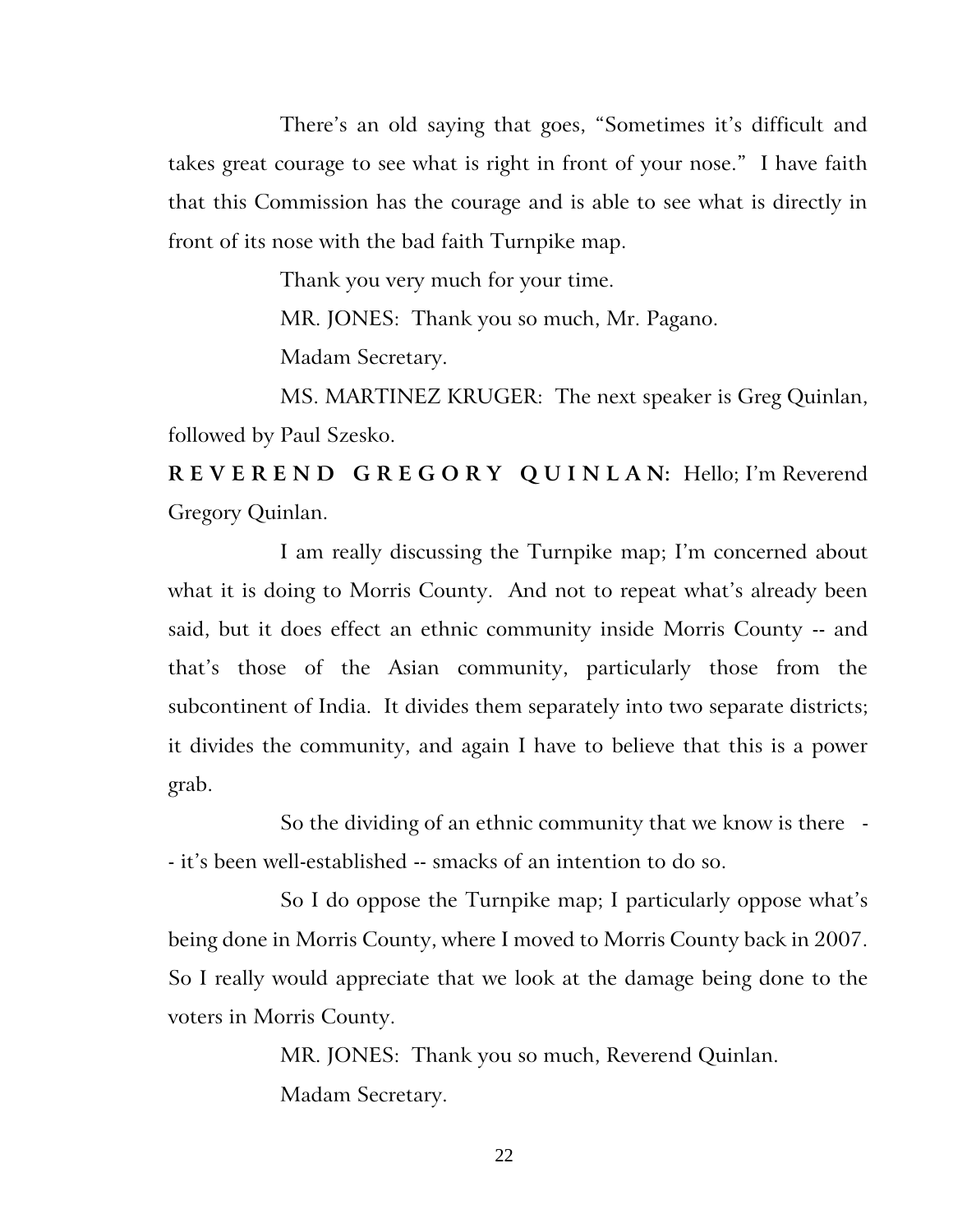There's an old saying that goes, "Sometimes it's difficult and takes great courage to see what is right in front of your nose." I have faith that this Commission has the courage and is able to see what is directly in front of its nose with the bad faith Turnpike map.

Thank you very much for your time.

MR. JONES: Thank you so much, Mr. Pagano.

Madam Secretary.

MS. MARTINEZ KRUGER: The next speaker is Greg Quinlan, followed by Paul Szesko.

**REVEREND GREGORY QUINLAN:** Hello; I'm Reverend Gregory Quinlan.

I am really discussing the Turnpike map; I'm concerned about what it is doing to Morris County. And not to repeat what's already been said, but it does effect an ethnic community inside Morris County -- and that's those of the Asian community, particularly those from the subcontinent of India. It divides them separately into two separate districts; it divides the community, and again I have to believe that this is a power grab.

So the dividing of an ethnic community that we know is there -- it's been well-established -- smacks of an intention to do so.

So I do oppose the Turnpike map; I particularly oppose what's being done in Morris County, where I moved to Morris County back in 2007. So I really would appreciate that we look at the damage being done to the voters in Morris County.

MR. JONES: Thank you so much, Reverend Quinlan.

Madam Secretary.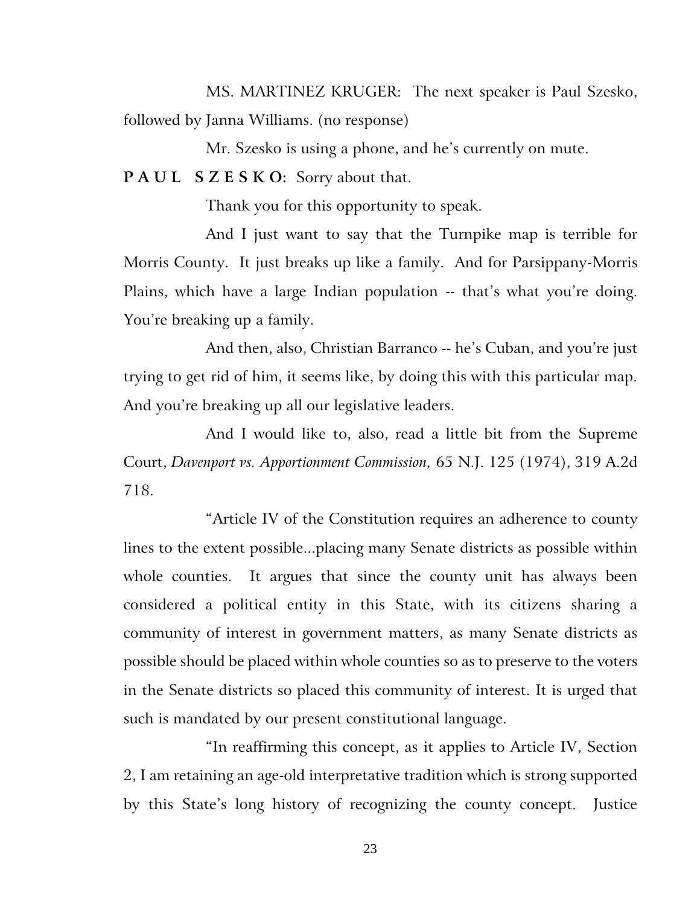MS. MARTINEZ KRUGER: The next speaker is Paul Szesko, followed by Janna Williams. (no response)

Mr. Szesko is using a phone, and he's currently on mute.

**P A U L S Z E S K O:** Sorry about that.

Thank you for this opportunity to speak.

And I just want to say that the Turnpike map is terrible for Morris County. It just breaks up like a family. And for Parsippany-Morris Plains, which have a large Indian population -- that's what you're doing. You're breaking up a family.

And then, also, Christian Barranco -- he's Cuban, and you're just trying to get rid of him, it seems like, by doing this with this particular map. And you're breaking up all our legislative leaders.

And I would like to, also, read a little bit from the Supreme Court, *Davenport vs. Apportionment Commission,* 65 N.J. 125 (1974), 319 A.2d 718.

"Article IV of the Constitution requires an adherence to county lines to the extent possible...placing many Senate districts as possible within whole counties. It argues that since the county unit has always been considered a political entity in this State, with its citizens sharing a community of interest in government matters, as many Senate districts as possible should be placed within whole counties so as to preserve to the voters in the Senate districts so placed this community of interest. It is urged that such is mandated by our present constitutional language.

"In reaffirming this concept, as it applies to Article IV, Section 2, I am retaining an age-old interpretative tradition which is strong supported by this State's long history of recognizing the county concept. Justice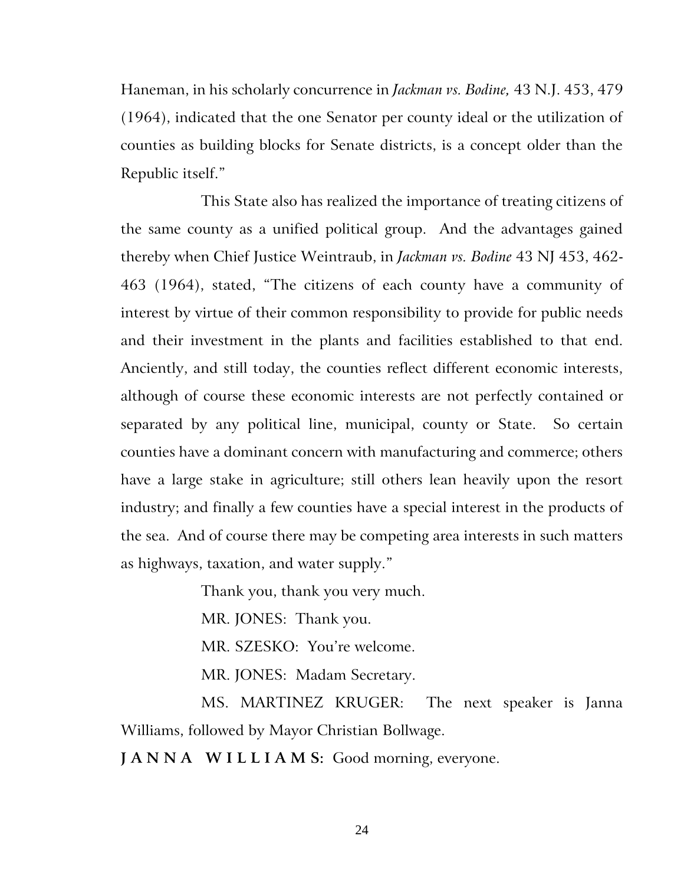Haneman, in his scholarly concurrence in *Jackman vs. Bodine,* 43 N.J. 453, 479 (1964), indicated that the one Senator per county ideal or the utilization of counties as building blocks for Senate districts, is a concept older than the Republic itself."

This State also has realized the importance of treating citizens of the same county as a unified political group. And the advantages gained thereby when Chief Justice Weintraub, in *Jackman vs. Bodine* 43 NJ 453, 462-463 (1964), stated, "The citizens of each county have a community of interest by virtue of their common responsibility to provide for public needs and their investment in the plants and facilities established to that end. Anciently, and still today, the counties reflect different economic interests, although of course these economic interests are not perfectly contained or separated by any political line, municipal, county or State. So certain counties have a dominant concern with manufacturing and commerce; others have a large stake in agriculture; still others lean heavily upon the resort industry; and finally a few counties have a special interest in the products of the sea. And of course there may be competing area interests in such matters as highways, taxation, and water supply."

Thank you, thank you very much.

MR. JONES: Thank you.

MR. SZESKO: You're welcome.

MR. JONES: Madam Secretary.

MS. MARTINEZ KRUGER: The next speaker is Janna Williams, followed by Mayor Christian Bollwage.

**J A N N A W I L L I A M S:** Good morning, everyone.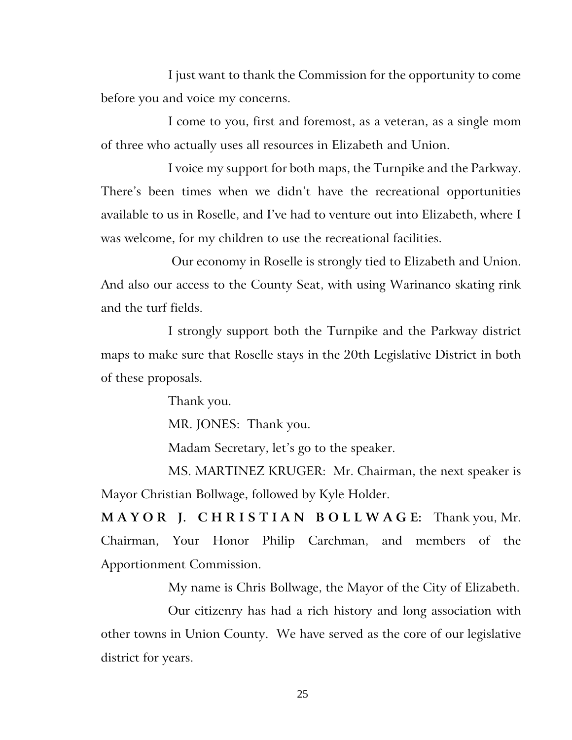I just want to thank the Commission for the opportunity to come before you and voice my concerns.

I come to you, first and foremost, as a veteran, as a single mom of three who actually uses all resources in Elizabeth and Union.

I voice my support for both maps, the Turnpike and the Parkway. There's been times when we didn't have the recreational opportunities available to us in Roselle, and I've had to venture out into Elizabeth, where I was welcome, for my children to use the recreational facilities.

Our economy in Roselle is strongly tied to Elizabeth and Union. And also our access to the County Seat, with using Warinanco skating rink and the turf fields.

I strongly support both the Turnpike and the Parkway district maps to make sure that Roselle stays in the 20th Legislative District in both of these proposals.

Thank you.

MR. JONES: Thank you.

Madam Secretary, let's go to the speaker.

MS. MARTINEZ KRUGER: Mr. Chairman, the next speaker is Mayor Christian Bollwage, followed by Kyle Holder.

**MAYOR J. CHRISTIAN BOLLWAGE:** Thank you, Mr. Chairman, Your Honor Philip Carchman, and members of the Apportionment Commission.

My name is Chris Bollwage, the Mayor of the City of Elizabeth.

Our citizenry has had a rich history and long association with other towns in Union County. We have served as the core of our legislative district for years.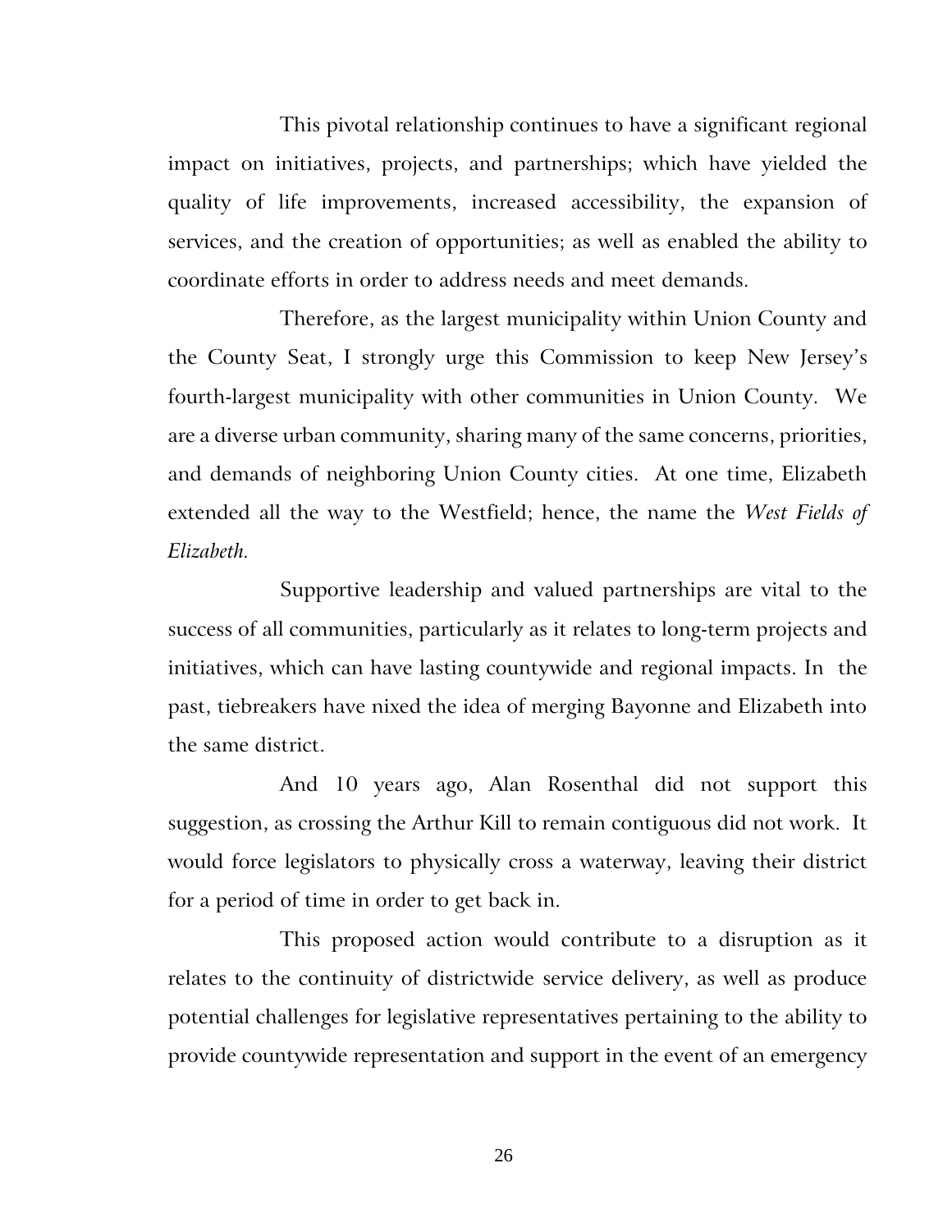This pivotal relationship continues to have a significant regional impact on initiatives, projects, and partnerships; which have yielded the quality of life improvements, increased accessibility, the expansion of services, and the creation of opportunities; as well as enabled the ability to coordinate efforts in order to address needs and meet demands.

Therefore, as the largest municipality within Union County and the County Seat, I strongly urge this Commission to keep New Jersey's fourth-largest municipality with other communities in Union County. We are a diverse urban community, sharing many of the same concerns, priorities, and demands of neighboring Union County cities. At one time, Elizabeth extended all the way to the Westfield; hence, the name the *West Fields of Elizabeth.*

Supportive leadership and valued partnerships are vital to the success of all communities, particularly as it relates to long-term projects and initiatives, which can have lasting countywide and regional impacts. In the past, tiebreakers have nixed the idea of merging Bayonne and Elizabeth into the same district.

And 10 years ago, Alan Rosenthal did not support this suggestion, as crossing the Arthur Kill to remain contiguous did not work. It would force legislators to physically cross a waterway, leaving their district for a period of time in order to get back in.

This proposed action would contribute to a disruption as it relates to the continuity of districtwide service delivery, as well as produce potential challenges for legislative representatives pertaining to the ability to provide countywide representation and support in the event of an emergency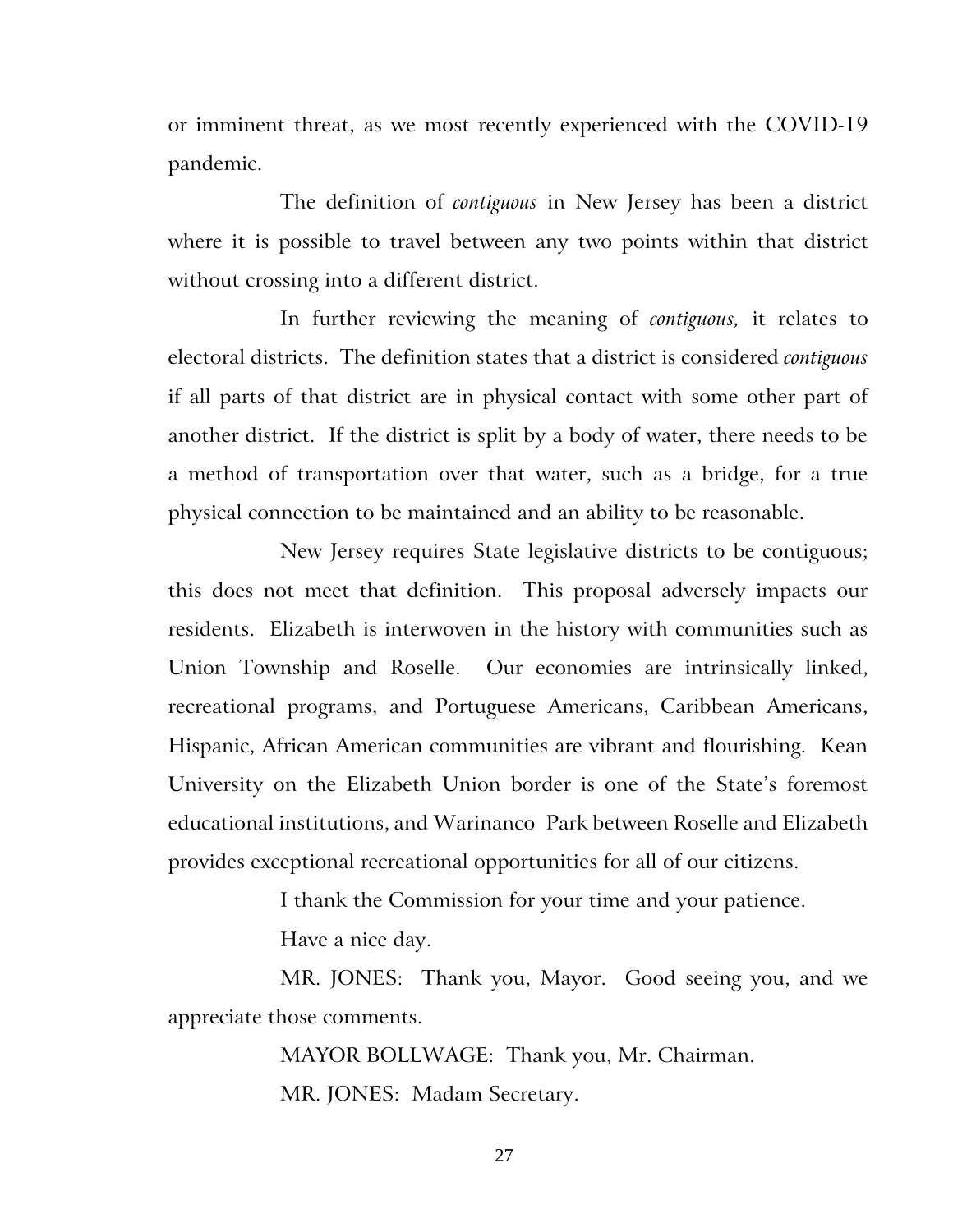or imminent threat, as we most recently experienced with the COVID-19 pandemic.

The definition of *contiguous* in New Jersey has been a district where it is possible to travel between any two points within that district without crossing into a different district.

In further reviewing the meaning of *contiguous,* it relates to electoral districts. The definition states that a district is considered *contiguous* if all parts of that district are in physical contact with some other part of another district. If the district is split by a body of water, there needs to be a method of transportation over that water, such as a bridge, for a true physical connection to be maintained and an ability to be reasonable.

New Jersey requires State legislative districts to be contiguous; this does not meet that definition. This proposal adversely impacts our residents. Elizabeth is interwoven in the history with communities such as Union Township and Roselle. Our economies are intrinsically linked, recreational programs, and Portuguese Americans, Caribbean Americans, Hispanic, African American communities are vibrant and flourishing. Kean University on the Elizabeth Union border is one of the State's foremost educational institutions, and Warinanco Park between Roselle and Elizabeth provides exceptional recreational opportunities for all of our citizens.

I thank the Commission for your time and your patience.

Have a nice day.

MR. JONES: Thank you, Mayor. Good seeing you, and we appreciate those comments.

MAYOR BOLLWAGE: Thank you, Mr. Chairman.

MR. JONES: Madam Secretary.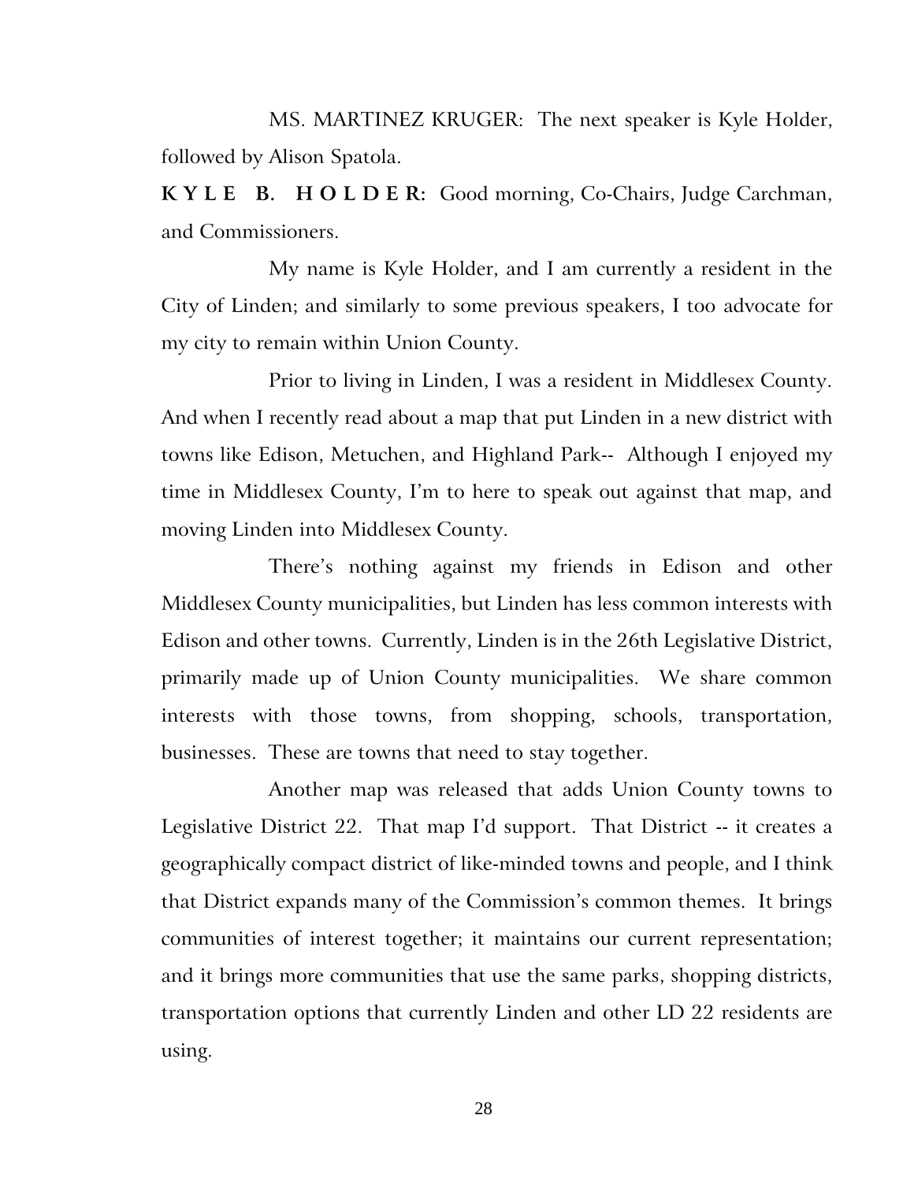MS. MARTINEZ KRUGER: The next speaker is Kyle Holder, followed by Alison Spatola.

**K Y L E B. H O L D E R:** Good morning, Co-Chairs, Judge Carchman, and Commissioners.

My name is Kyle Holder, and I am currently a resident in the City of Linden; and similarly to some previous speakers, I too advocate for my city to remain within Union County.

Prior to living in Linden, I was a resident in Middlesex County. And when I recently read about a map that put Linden in a new district with towns like Edison, Metuchen, and Highland Park-- Although I enjoyed my time in Middlesex County, I'm to here to speak out against that map, and moving Linden into Middlesex County.

There's nothing against my friends in Edison and other Middlesex County municipalities, but Linden has less common interests with Edison and other towns. Currently, Linden is in the 26th Legislative District, primarily made up of Union County municipalities. We share common interests with those towns, from shopping, schools, transportation, businesses. These are towns that need to stay together.

Another map was released that adds Union County towns to Legislative District 22. That map I'd support. That District -- it creates a geographically compact district of like-minded towns and people, and I think that District expands many of the Commission's common themes. It brings communities of interest together; it maintains our current representation; and it brings more communities that use the same parks, shopping districts, transportation options that currently Linden and other LD 22 residents are using.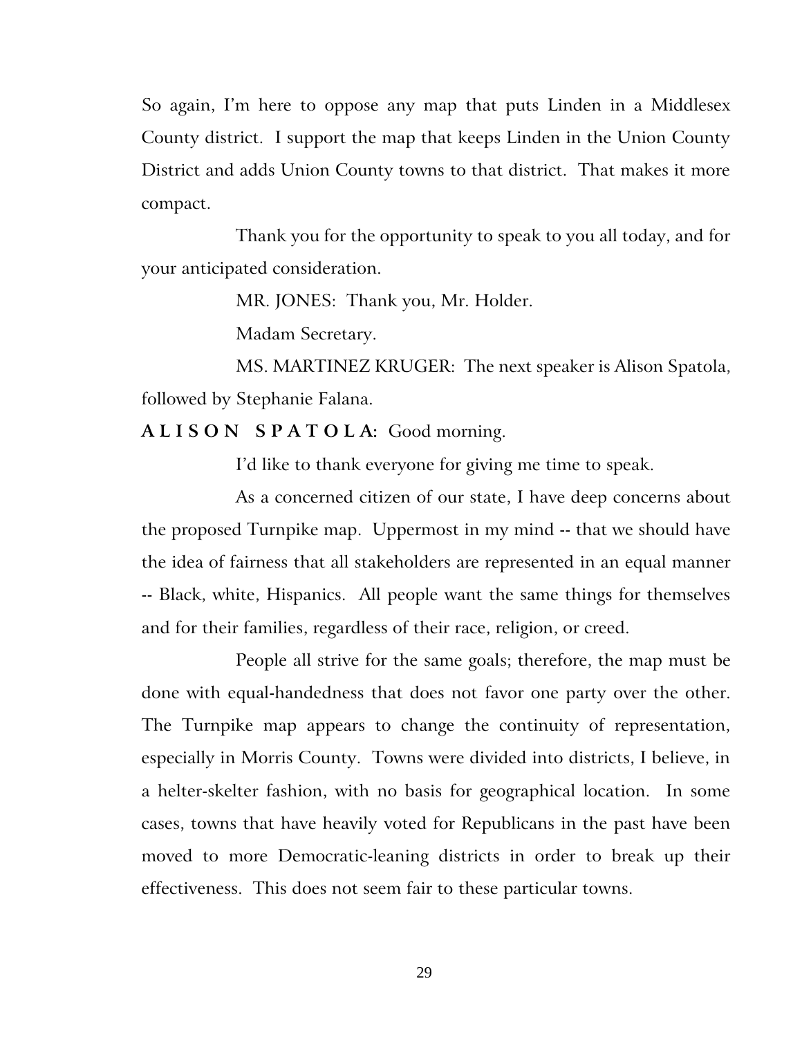So again, I'm here to oppose any map that puts Linden in a Middlesex County district. I support the map that keeps Linden in the Union County District and adds Union County towns to that district. That makes it more compact.

Thank you for the opportunity to speak to you all today, and for your anticipated consideration.

MR. JONES: Thank you, Mr. Holder.

Madam Secretary.

MS. MARTINEZ KRUGER: The next speaker is Alison Spatola, followed by Stephanie Falana.

**A L I S O N   S P A T O L A:** Good morning.

I'd like to thank everyone for giving me time to speak.

As a concerned citizen of our state, I have deep concerns about the proposed Turnpike map. Uppermost in my mind -- that we should have the idea of fairness that all stakeholders are represented in an equal manner -- Black, white, Hispanics. All people want the same things for themselves and for their families, regardless of their race, religion, or creed.

People all strive for the same goals; therefore, the map must be done with equal-handedness that does not favor one party over the other. The Turnpike map appears to change the continuity of representation, especially in Morris County. Towns were divided into districts, I believe, in a helter-skelter fashion, with no basis for geographical location. In some cases, towns that have heavily voted for Republicans in the past have been moved to more Democratic-leaning districts in order to break up their effectiveness. This does not seem fair to these particular towns.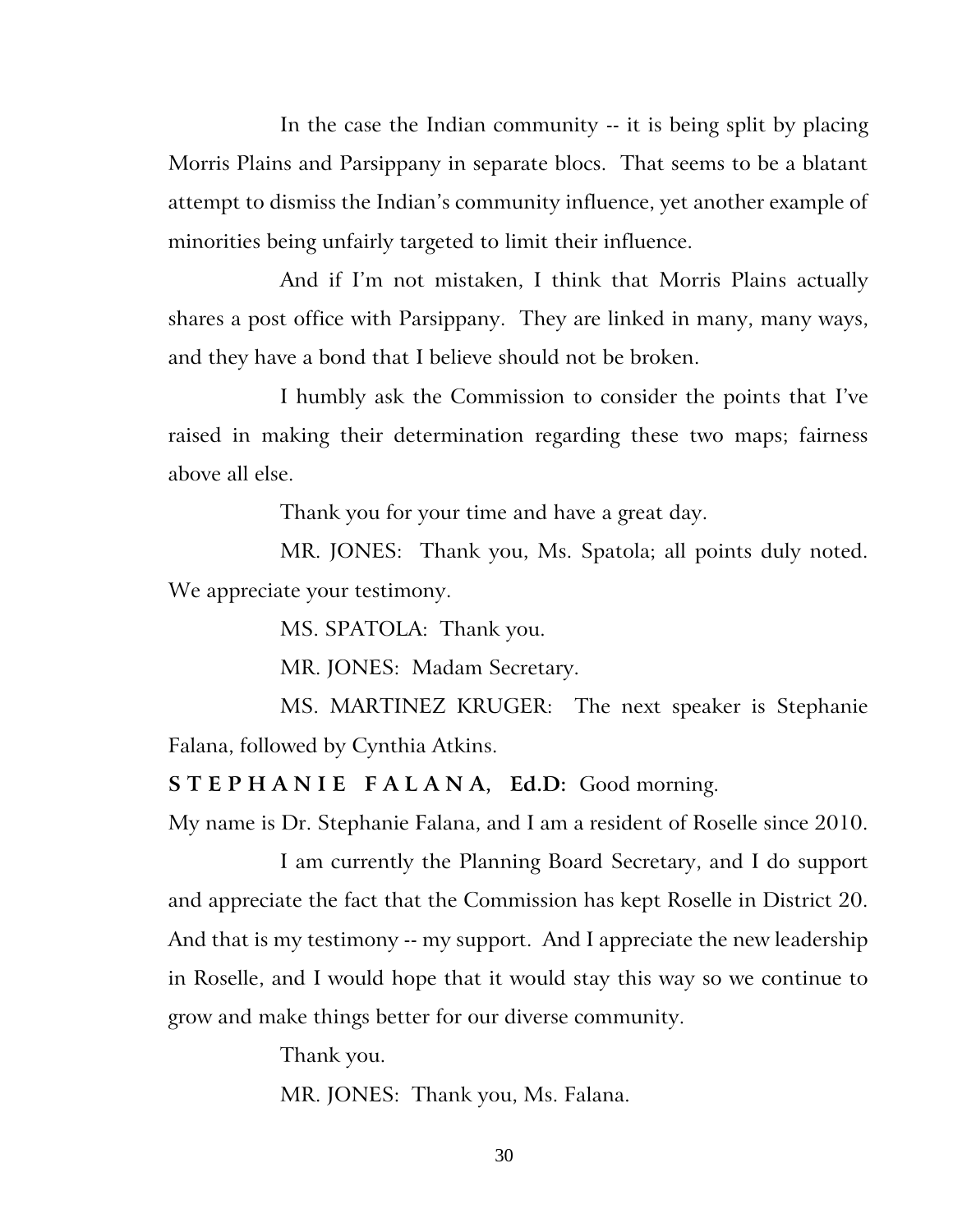In the case the Indian community -- it is being split by placing Morris Plains and Parsippany in separate blocs. That seems to be a blatant attempt to dismiss the Indian's community influence, yet another example of minorities being unfairly targeted to limit their influence.

And if I'm not mistaken, I think that Morris Plains actually shares a post office with Parsippany. They are linked in many, many ways, and they have a bond that I believe should not be broken.

I humbly ask the Commission to consider the points that I've raised in making their determination regarding these two maps; fairness above all else.

Thank you for your time and have a great day.

MR. JONES: Thank you, Ms. Spatola; all points duly noted. We appreciate your testimony.

MS. SPATOLA: Thank you.

MR. JONES: Madam Secretary.

MS. MARTINEZ KRUGER: The next speaker is Stephanie Falana, followed by Cynthia Atkins.

**S T E P H A N I E F A L A N A, Ed.D:** Good morning. My name is Dr. Stephanie Falana, and I am a resident of Roselle since 2010.

I am currently the Planning Board Secretary, and I do support and appreciate the fact that the Commission has kept Roselle in District 20. And that is my testimony -- my support. And I appreciate the new leadership in Roselle, and I would hope that it would stay this way so we continue to grow and make things better for our diverse community.

Thank you.

MR. JONES: Thank you, Ms. Falana.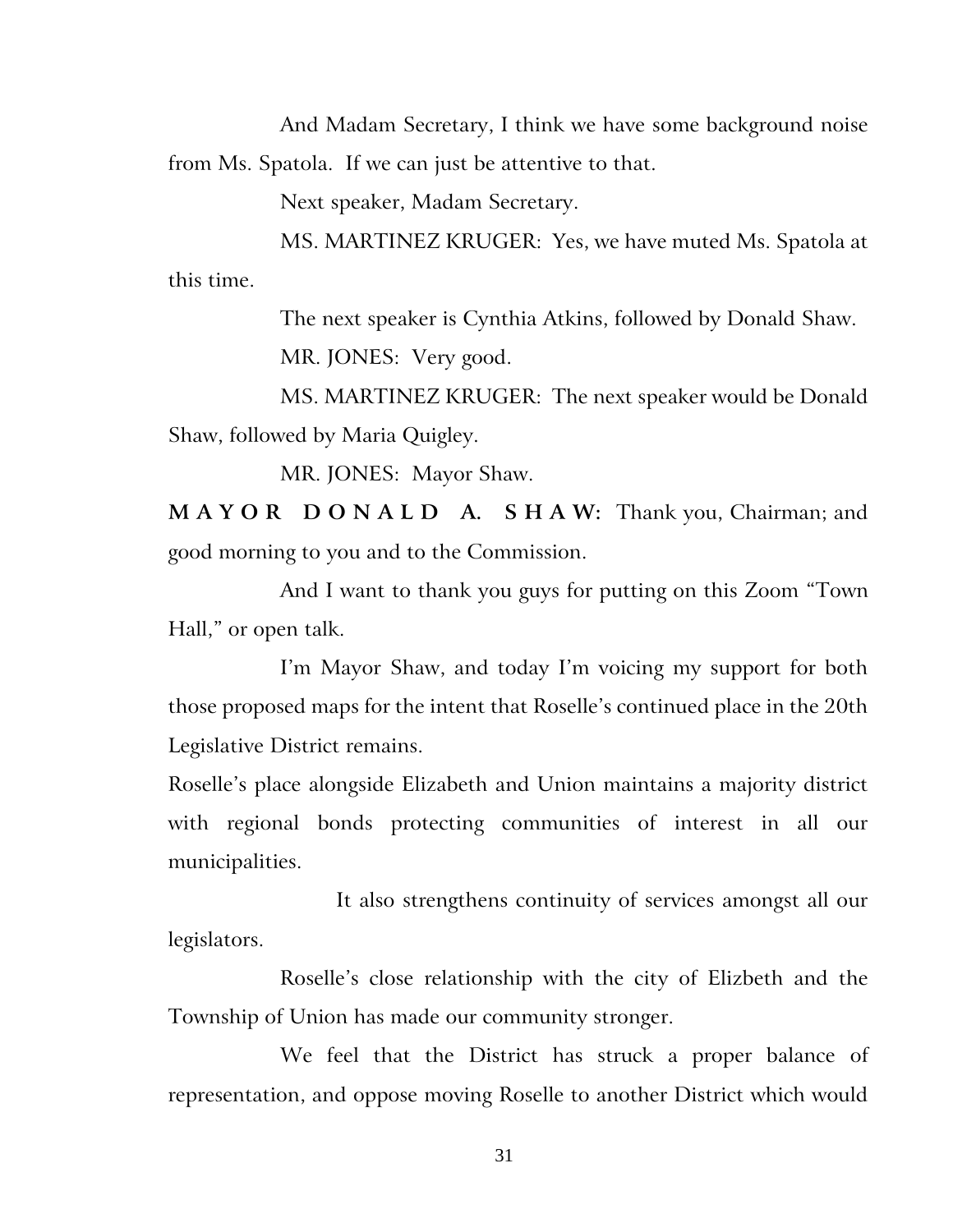And Madam Secretary, I think we have some background noise from Ms. Spatola. If we can just be attentive to that.

Next speaker, Madam Secretary.

MS. MARTINEZ KRUGER: Yes, we have muted Ms. Spatola at this time.

The next speaker is Cynthia Atkins, followed by Donald Shaw.

MR. JONES: Very good.

MS. MARTINEZ KRUGER: The next speaker would be Donald Shaw, followed by Maria Quigley.

MR. JONES: Mayor Shaw.

**MAYOR DONALD A. SHAW:** Thank you, Chairman; and good morning to you and to the Commission.

And I want to thank you guys for putting on this Zoom "Town Hall," or open talk.

I'm Mayor Shaw, and today I'm voicing my support for both those proposed maps for the intent that Roselle's continued place in the 20th Legislative District remains.

Roselle's place alongside Elizabeth and Union maintains a majority district with regional bonds protecting communities of interest in all our municipalities.

It also strengthens continuity of services amongst all our legislators.

Roselle's close relationship with the city of Elizbeth and the Township of Union has made our community stronger.

We feel that the District has struck a proper balance of representation, and oppose moving Roselle to another District which would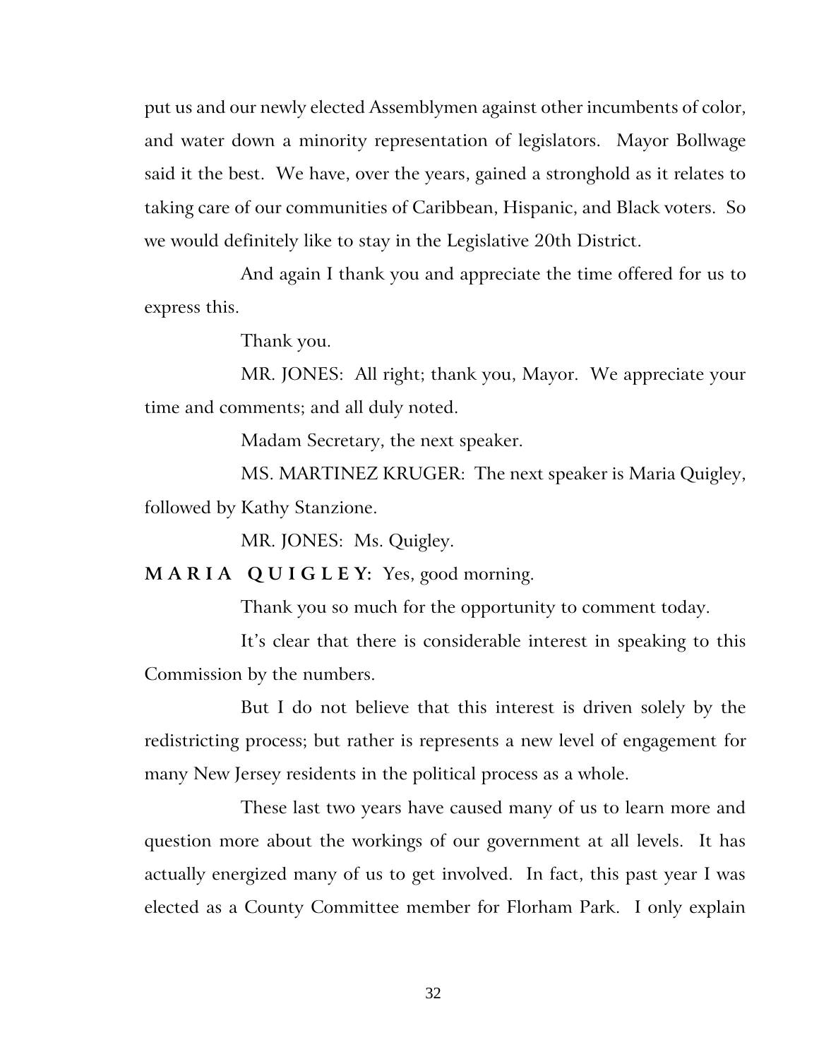put us and our newly elected Assemblymen against other incumbents of color, and water down a minority representation of legislators. Mayor Bollwage said it the best. We have, over the years, gained a stronghold as it relates to taking care of our communities of Caribbean, Hispanic, and Black voters. So we would definitely like to stay in the Legislative 20th District.

And again I thank you and appreciate the time offered for us to express this.

Thank you.

MR. JONES: All right; thank you, Mayor. We appreciate your time and comments; and all duly noted.

Madam Secretary, the next speaker.

MS. MARTINEZ KRUGER: The next speaker is Maria Quigley, followed by Kathy Stanzione.

MR. JONES: Ms. Quigley.

**M A R I A  Q U I G L E Y:** Yes, good morning.

Thank you so much for the opportunity to comment today.

It's clear that there is considerable interest in speaking to this Commission by the numbers.

But I do not believe that this interest is driven solely by the redistricting process; but rather is represents a new level of engagement for many New Jersey residents in the political process as a whole.

These last two years have caused many of us to learn more and question more about the workings of our government at all levels. It has actually energized many of us to get involved. In fact, this past year I was elected as a County Committee member for Florham Park. I only explain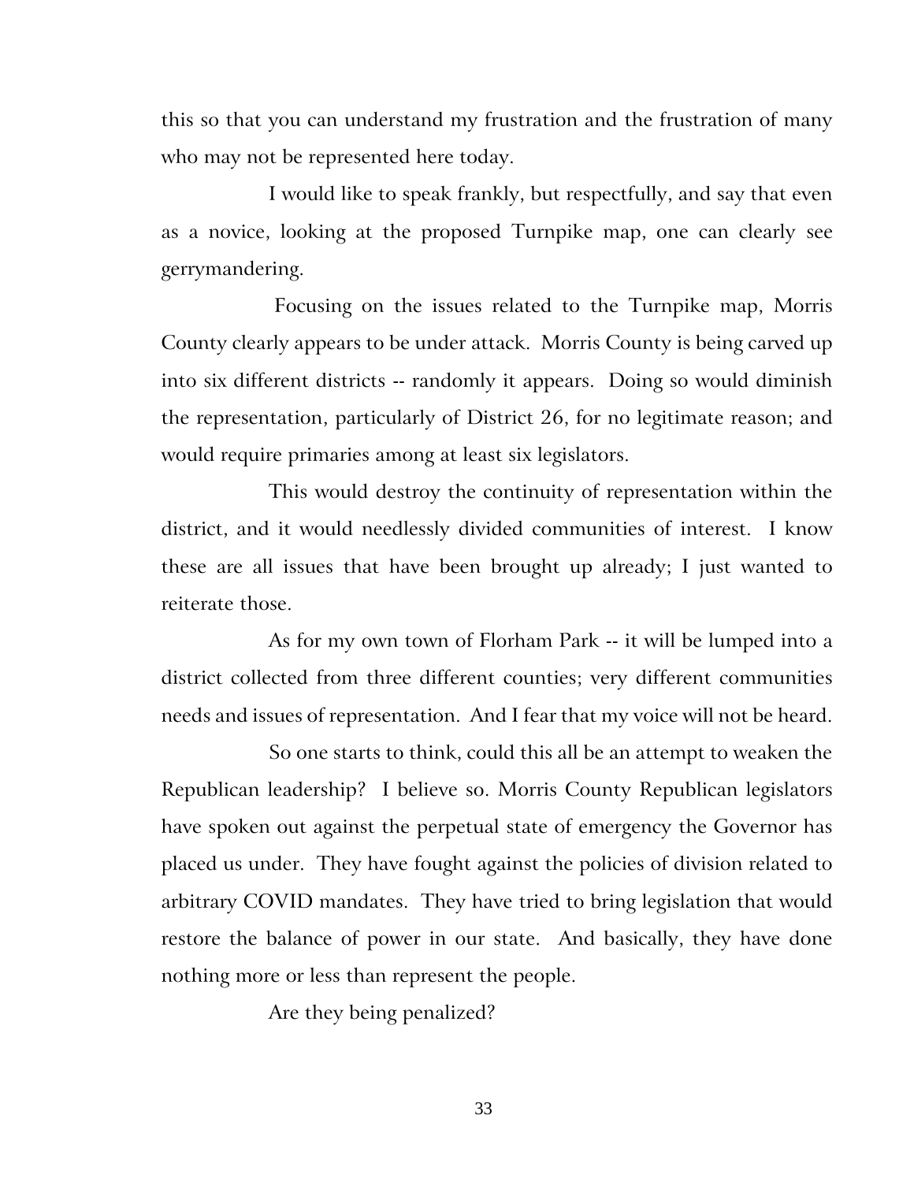this so that you can understand my frustration and the frustration of many who may not be represented here today.

I would like to speak frankly, but respectfully, and say that even as a novice, looking at the proposed Turnpike map, one can clearly see gerrymandering.

Focusing on the issues related to the Turnpike map, Morris County clearly appears to be under attack. Morris County is being carved up into six different districts -- randomly it appears. Doing so would diminish the representation, particularly of District 26, for no legitimate reason; and would require primaries among at least six legislators.

This would destroy the continuity of representation within the district, and it would needlessly divided communities of interest. I know these are all issues that have been brought up already; I just wanted to reiterate those.

As for my own town of Florham Park -- it will be lumped into a district collected from three different counties; very different communities needs and issues of representation. And I fear that my voice will not be heard.

So one starts to think, could this all be an attempt to weaken the Republican leadership? I believe so. Morris County Republican legislators have spoken out against the perpetual state of emergency the Governor has placed us under. They have fought against the policies of division related to arbitrary COVID mandates. They have tried to bring legislation that would restore the balance of power in our state. And basically, they have done nothing more or less than represent the people.

Are they being penalized?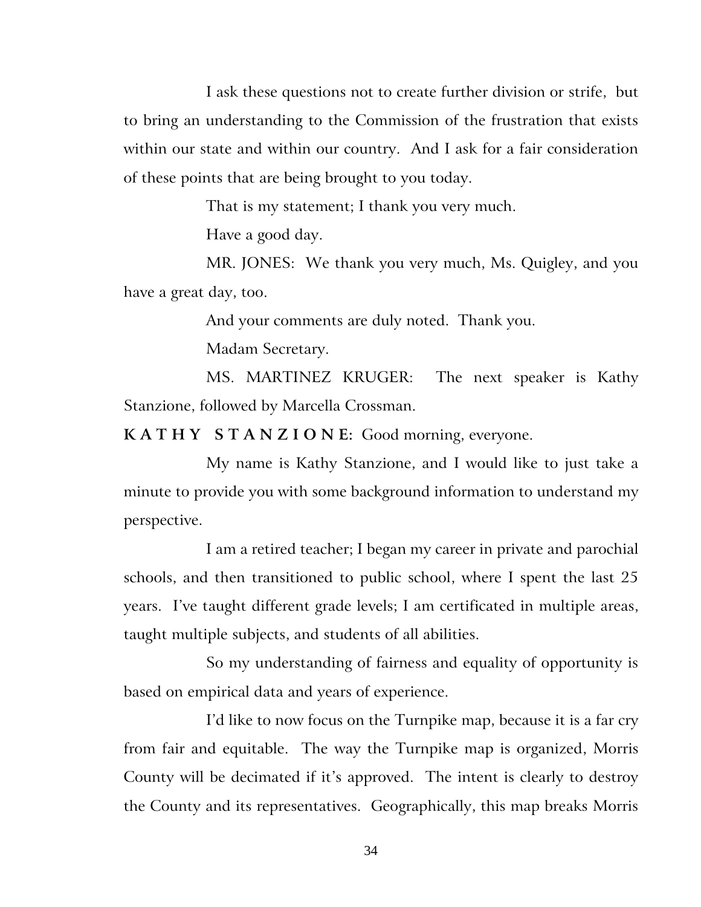I ask these questions not to create further division or strife, but to bring an understanding to the Commission of the frustration that exists within our state and within our country. And I ask for a fair consideration of these points that are being brought to you today.

That is my statement; I thank you very much.

Have a good day.

MR. JONES: We thank you very much, Ms. Quigley, and you have a great day, too.

And your comments are duly noted. Thank you.

Madam Secretary.

MS. MARTINEZ KRUGER: The next speaker is Kathy Stanzione, followed by Marcella Crossman.

**K A T H Y  S T A N Z I O N E:** Good morning, everyone.

My name is Kathy Stanzione, and I would like to just take a minute to provide you with some background information to understand my perspective.

I am a retired teacher; I began my career in private and parochial schools, and then transitioned to public school, where I spent the last 25 years. I've taught different grade levels; I am certificated in multiple areas, taught multiple subjects, and students of all abilities.

So my understanding of fairness and equality of opportunity is based on empirical data and years of experience.

I'd like to now focus on the Turnpike map, because it is a far cry from fair and equitable. The way the Turnpike map is organized, Morris County will be decimated if it's approved. The intent is clearly to destroy the County and its representatives. Geographically, this map breaks Morris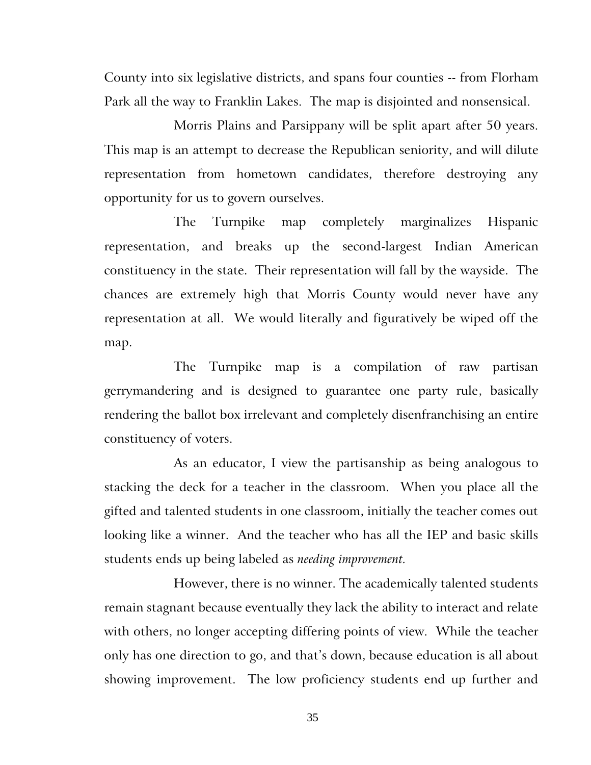County into six legislative districts, and spans four counties -- from Florham Park all the way to Franklin Lakes. The map is disjointed and nonsensical.

Morris Plains and Parsippany will be split apart after 50 years. This map is an attempt to decrease the Republican seniority, and will dilute representation from hometown candidates, therefore destroying any opportunity for us to govern ourselves.

The Turnpike map completely marginalizes Hispanic representation, and breaks up the second-largest Indian American constituency in the state. Their representation will fall by the wayside. The chances are extremely high that Morris County would never have any representation at all. We would literally and figuratively be wiped off the map.

The Turnpike map is a compilation of raw partisan gerrymandering and is designed to guarantee one party rule, basically rendering the ballot box irrelevant and completely disenfranchising an entire constituency of voters.

As an educator, I view the partisanship as being analogous to stacking the deck for a teacher in the classroom. When you place all the gifted and talented students in one classroom, initially the teacher comes out looking like a winner. And the teacher who has all the IEP and basic skills students ends up being labeled as *needing improvement.*

However, there is no winner. The academically talented students remain stagnant because eventually they lack the ability to interact and relate with others, no longer accepting differing points of view. While the teacher only has one direction to go, and that's down, because education is all about showing improvement. The low proficiency students end up further and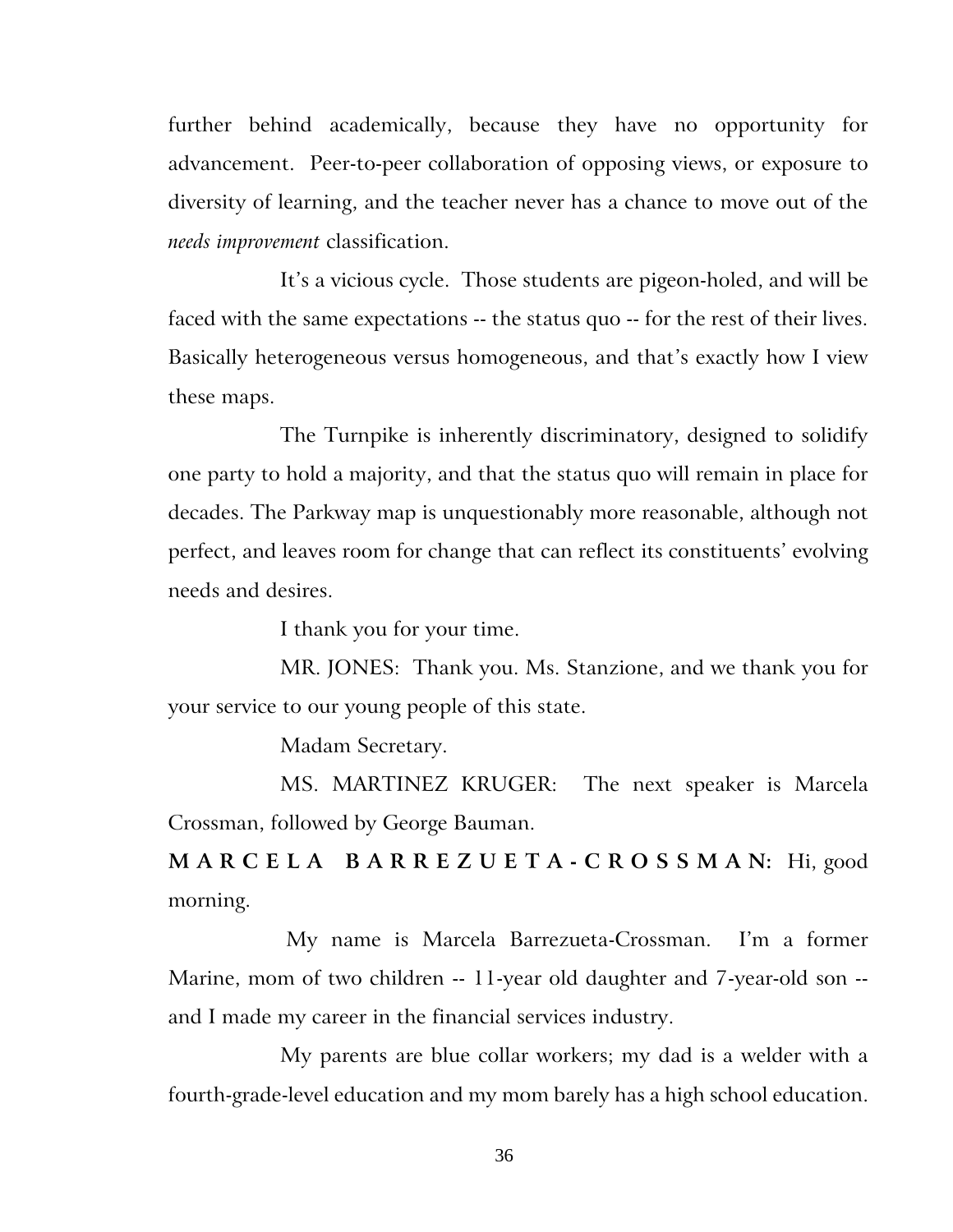further behind academically, because they have no opportunity for advancement. Peer-to-peer collaboration of opposing views, or exposure to diversity of learning, and the teacher never has a chance to move out of the *needs improvement* classification.

It's a vicious cycle. Those students are pigeon-holed, and will be faced with the same expectations -- the status quo -- for the rest of their lives. Basically heterogeneous versus homogeneous, and that's exactly how I view these maps.

The Turnpike is inherently discriminatory, designed to solidify one party to hold a majority, and that the status quo will remain in place for decades. The Parkway map is unquestionably more reasonable, although not perfect, and leaves room for change that can reflect its constituents' evolving needs and desires.

I thank you for your time.

MR. JONES: Thank you. Ms. Stanzione, and we thank you for your service to our young people of this state.

Madam Secretary.

MS. MARTINEZ KRUGER: The next speaker is Marcela Crossman, followed by George Bauman.

**MARCELA BARREZUETA-CROSSMAN:** Hi, good morning.

My name is Marcela Barrezueta-Crossman. I'm a former Marine, mom of two children -- 11-year old daughter and 7-year-old son -- and I made my career in the financial services industry.

My parents are blue collar workers; my dad is a welder with a fourth-grade-level education and my mom barely has a high school education.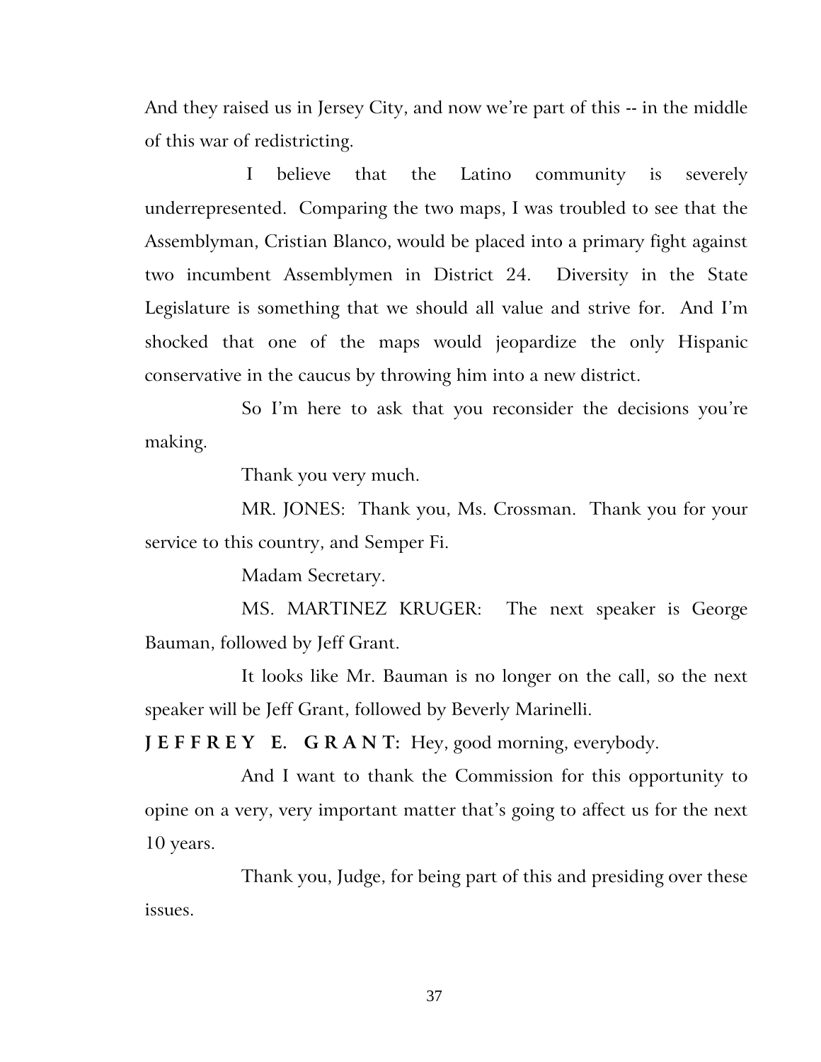And they raised us in Jersey City, and now we're part of this -- in the middle of this war of redistricting.

I believe that the Latino community is severely underrepresented. Comparing the two maps, I was troubled to see that the Assemblyman, Cristian Blanco, would be placed into a primary fight against two incumbent Assemblymen in District 24. Diversity in the State Legislature is something that we should all value and strive for. And I'm shocked that one of the maps would jeopardize the only Hispanic conservative in the caucus by throwing him into a new district.

So I'm here to ask that you reconsider the decisions you're making.

Thank you very much.

MR. JONES: Thank you, Ms. Crossman. Thank you for your service to this country, and Semper Fi.

Madam Secretary.

MS. MARTINEZ KRUGER: The next speaker is George Bauman, followed by Jeff Grant.

It looks like Mr. Bauman is no longer on the call, so the next speaker will be Jeff Grant, followed by Beverly Marinelli.

**J E F F R E Y E. G R A N T:** Hey, good morning, everybody.

And I want to thank the Commission for this opportunity to opine on a very, very important matter that's going to affect us for the next 10 years.

Thank you, Judge, for being part of this and presiding over these issues.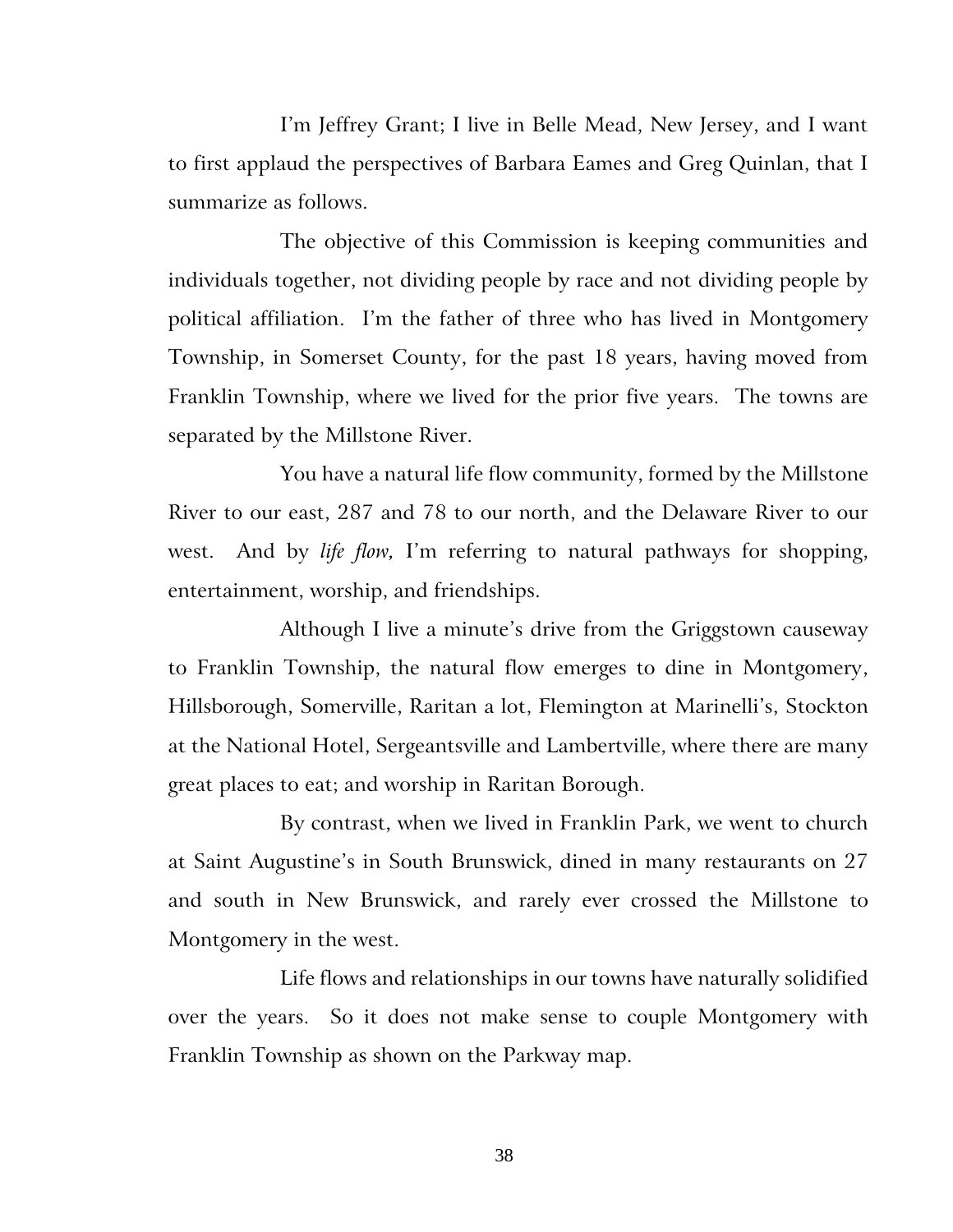I'm Jeffrey Grant; I live in Belle Mead, New Jersey, and I want to first applaud the perspectives of Barbara Eames and Greg Quinlan, that I summarize as follows.

The objective of this Commission is keeping communities and individuals together, not dividing people by race and not dividing people by political affiliation. I'm the father of three who has lived in Montgomery Township, in Somerset County, for the past 18 years, having moved from Franklin Township, where we lived for the prior five years. The towns are separated by the Millstone River.

You have a natural life flow community, formed by the Millstone River to our east, 287 and 78 to our north, and the Delaware River to our west. And by *life flow,* I'm referring to natural pathways for shopping, entertainment, worship, and friendships.

Although I live a minute's drive from the Griggstown causeway to Franklin Township, the natural flow emerges to dine in Montgomery, Hillsborough, Somerville, Raritan a lot, Flemington at Marinelli's, Stockton at the National Hotel, Sergeantsville and Lambertville, where there are many great places to eat; and worship in Raritan Borough.

By contrast, when we lived in Franklin Park, we went to church at Saint Augustine's in South Brunswick, dined in many restaurants on 27 and south in New Brunswick, and rarely ever crossed the Millstone to Montgomery in the west.

Life flows and relationships in our towns have naturally solidified over the years. So it does not make sense to couple Montgomery with Franklin Township as shown on the Parkway map.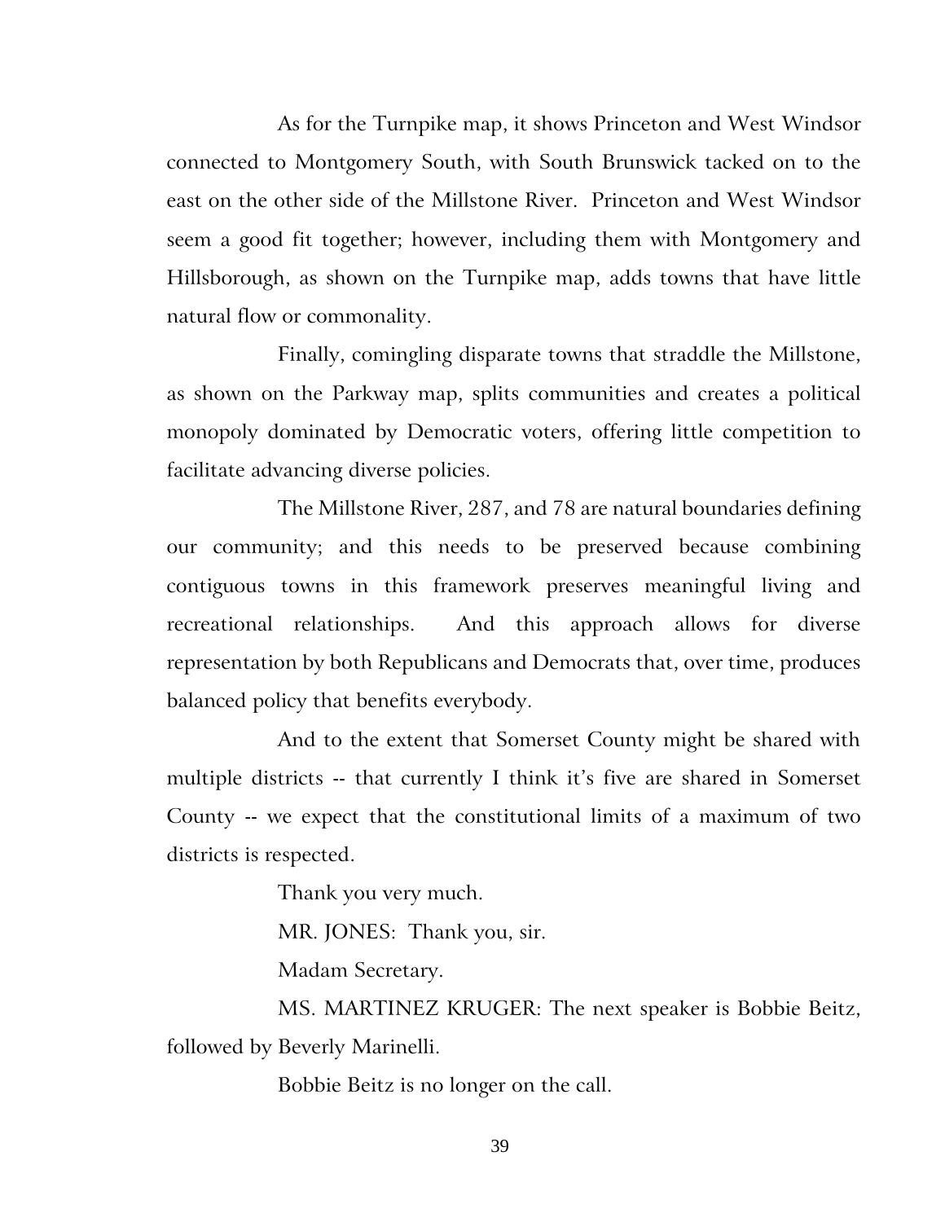As for the Turnpike map, it shows Princeton and West Windsor connected to Montgomery South, with South Brunswick tacked on to the east on the other side of the Millstone River. Princeton and West Windsor seem a good fit together; however, including them with Montgomery and Hillsborough, as shown on the Turnpike map, adds towns that have little natural flow or commonality.

Finally, comingling disparate towns that straddle the Millstone, as shown on the Parkway map, splits communities and creates a political monopoly dominated by Democratic voters, offering little competition to facilitate advancing diverse policies.

The Millstone River, 287, and 78 are natural boundaries defining our community; and this needs to be preserved because combining contiguous towns in this framework preserves meaningful living and recreational relationships. And this approach allows for diverse representation by both Republicans and Democrats that, over time, produces balanced policy that benefits everybody.

And to the extent that Somerset County might be shared with multiple districts -- that currently I think it's five are shared in Somerset County -- we expect that the constitutional limits of a maximum of two districts is respected.

Thank you very much.

MR. JONES: Thank you, sir.

Madam Secretary.

MS. MARTINEZ KRUGER: The next speaker is Bobbie Beitz, followed by Beverly Marinelli.

Bobbie Beitz is no longer on the call.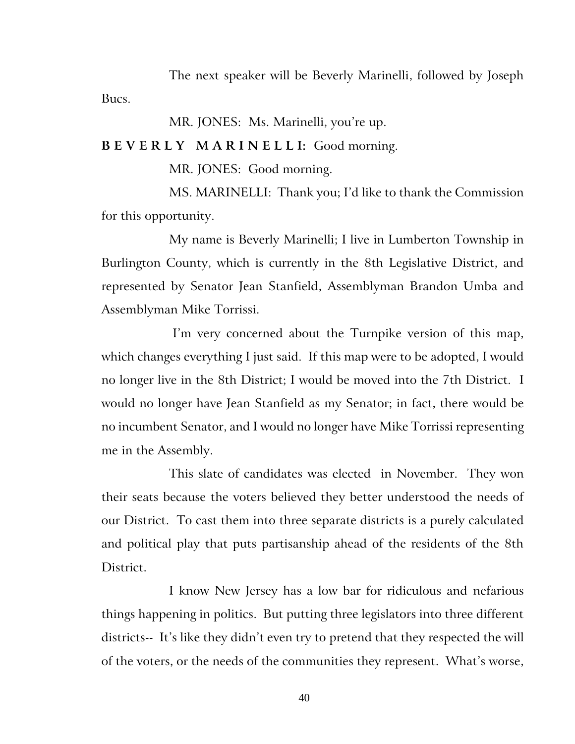The next speaker will be Beverly Marinelli, followed by Joseph Bucs.

MR. JONES: Ms. Marinelli, you're up.

**B E V E R L Y   M A R I N E L L I:** Good morning.

MR. JONES: Good morning.

MS. MARINELLI: Thank you; I'd like to thank the Commission for this opportunity.

My name is Beverly Marinelli; I live in Lumberton Township in Burlington County, which is currently in the 8th Legislative District, and represented by Senator Jean Stanfield, Assemblyman Brandon Umba and Assemblyman Mike Torrissi.

I'm very concerned about the Turnpike version of this map, which changes everything I just said. If this map were to be adopted, I would no longer live in the 8th District; I would be moved into the 7th District. I would no longer have Jean Stanfield as my Senator; in fact, there would be no incumbent Senator, and I would no longer have Mike Torrissi representing me in the Assembly.

This slate of candidates was elected in November. They won their seats because the voters believed they better understood the needs of our District. To cast them into three separate districts is a purely calculated and political play that puts partisanship ahead of the residents of the 8th District.

I know New Jersey has a low bar for ridiculous and nefarious things happening in politics. But putting three legislators into three different districts-- It's like they didn't even try to pretend that they respected the will of the voters, or the needs of the communities they represent. What's worse,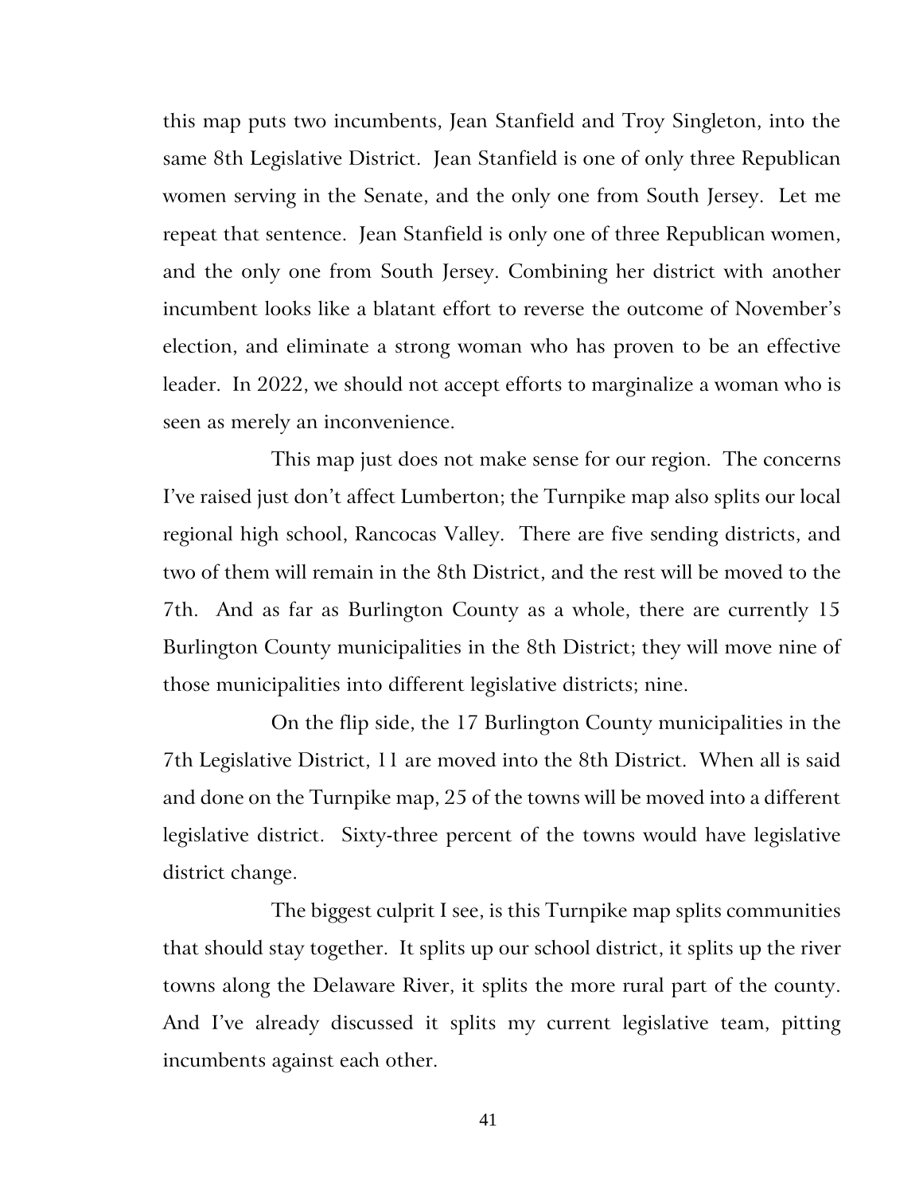this map puts two incumbents, Jean Stanfield and Troy Singleton, into the same 8th Legislative District. Jean Stanfield is one of only three Republican women serving in the Senate, and the only one from South Jersey. Let me repeat that sentence. Jean Stanfield is only one of three Republican women, and the only one from South Jersey. Combining her district with another incumbent looks like a blatant effort to reverse the outcome of November's election, and eliminate a strong woman who has proven to be an effective leader. In 2022, we should not accept efforts to marginalize a woman who is seen as merely an inconvenience.

This map just does not make sense for our region. The concerns I've raised just don't affect Lumberton; the Turnpike map also splits our local regional high school, Rancocas Valley. There are five sending districts, and two of them will remain in the 8th District, and the rest will be moved to the 7th. And as far as Burlington County as a whole, there are currently 15 Burlington County municipalities in the 8th District; they will move nine of those municipalities into different legislative districts; nine.

On the flip side, the 17 Burlington County municipalities in the 7th Legislative District, 11 are moved into the 8th District. When all is said and done on the Turnpike map, 25 of the towns will be moved into a different legislative district. Sixty-three percent of the towns would have legislative district change.

The biggest culprit I see, is this Turnpike map splits communities that should stay together. It splits up our school district, it splits up the river towns along the Delaware River, it splits the more rural part of the county. And I've already discussed it splits my current legislative team, pitting incumbents against each other.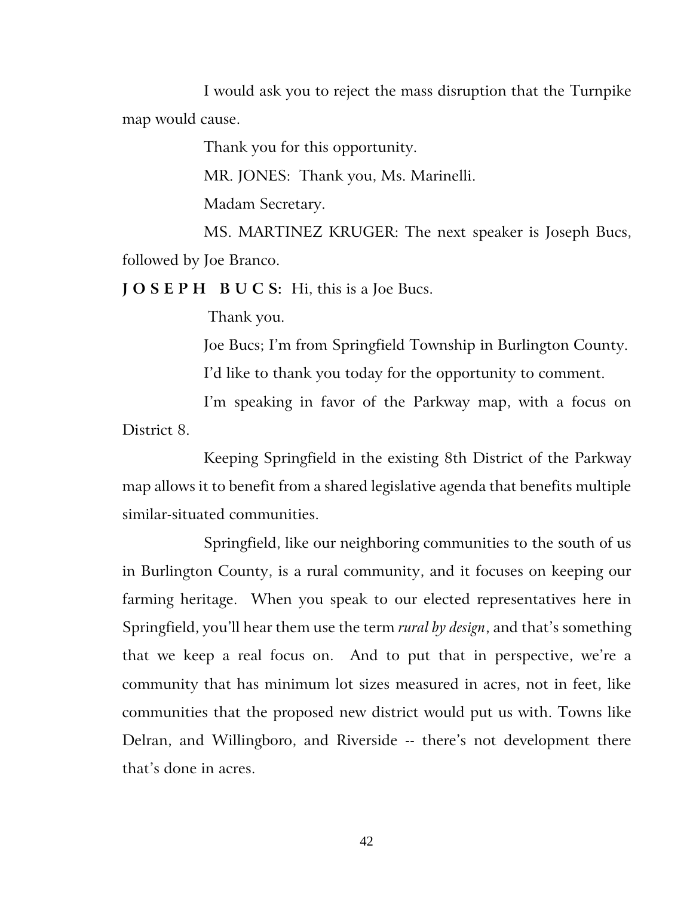I would ask you to reject the mass disruption that the Turnpike map would cause.

Thank you for this opportunity.

MR. JONES: Thank you, Ms. Marinelli.

Madam Secretary.

MS. MARTINEZ KRUGER: The next speaker is Joseph Bucs, followed by Joe Branco.

**J O S E P H  B U C S:** Hi, this is a Joe Bucs.

Thank you.

Joe Bucs; I'm from Springfield Township in Burlington County.

I'd like to thank you today for the opportunity to comment.

I'm speaking in favor of the Parkway map, with a focus on District 8.

Keeping Springfield in the existing 8th District of the Parkway map allows it to benefit from a shared legislative agenda that benefits multiple similar-situated communities.

Springfield, like our neighboring communities to the south of us in Burlington County, is a rural community, and it focuses on keeping our farming heritage. When you speak to our elected representatives here in Springfield, you'll hear them use the term *rural by design*, and that's something that we keep a real focus on. And to put that in perspective, we're a community that has minimum lot sizes measured in acres, not in feet, like communities that the proposed new district would put us with. Towns like Delran, and Willingboro, and Riverside -- there's not development there that's done in acres.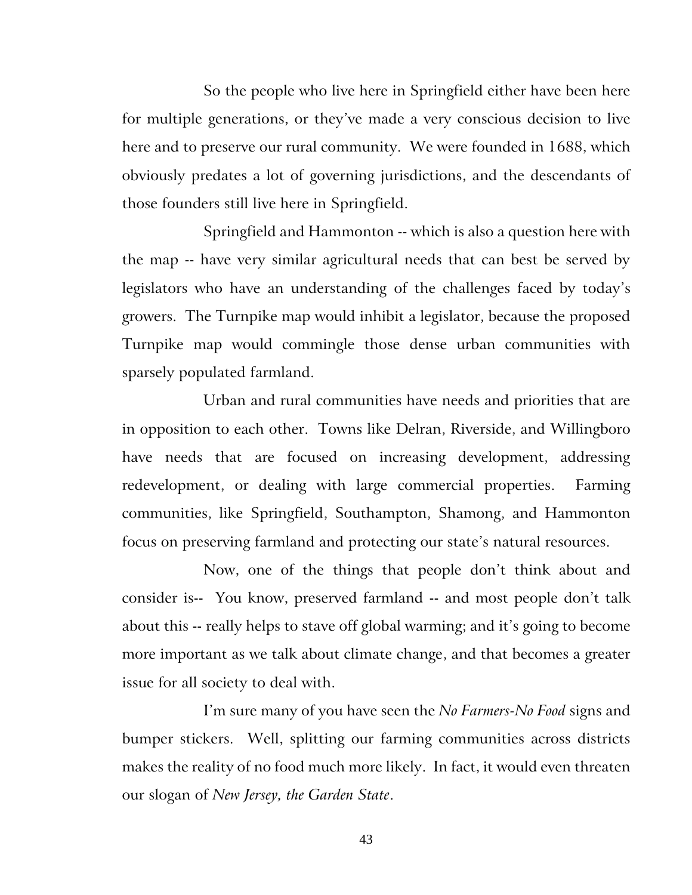So the people who live here in Springfield either have been here for multiple generations, or they've made a very conscious decision to live here and to preserve our rural community. We were founded in 1688, which obviously predates a lot of governing jurisdictions, and the descendants of those founders still live here in Springfield.

Springfield and Hammonton -- which is also a question here with the map -- have very similar agricultural needs that can best be served by legislators who have an understanding of the challenges faced by today's growers. The Turnpike map would inhibit a legislator, because the proposed Turnpike map would commingle those dense urban communities with sparsely populated farmland.

Urban and rural communities have needs and priorities that are in opposition to each other. Towns like Delran, Riverside, and Willingboro have needs that are focused on increasing development, addressing redevelopment, or dealing with large commercial properties. Farming communities, like Springfield, Southampton, Shamong, and Hammonton focus on preserving farmland and protecting our state's natural resources.

Now, one of the things that people don't think about and consider is-- You know, preserved farmland -- and most people don't talk about this -- really helps to stave off global warming; and it's going to become more important as we talk about climate change, and that becomes a greater issue for all society to deal with.

I'm sure many of you have seen the *No Farmers-No Food* signs and bumper stickers. Well, splitting our farming communities across districts makes the reality of no food much more likely. In fact, it would even threaten our slogan of *New Jersey, the Garden State*.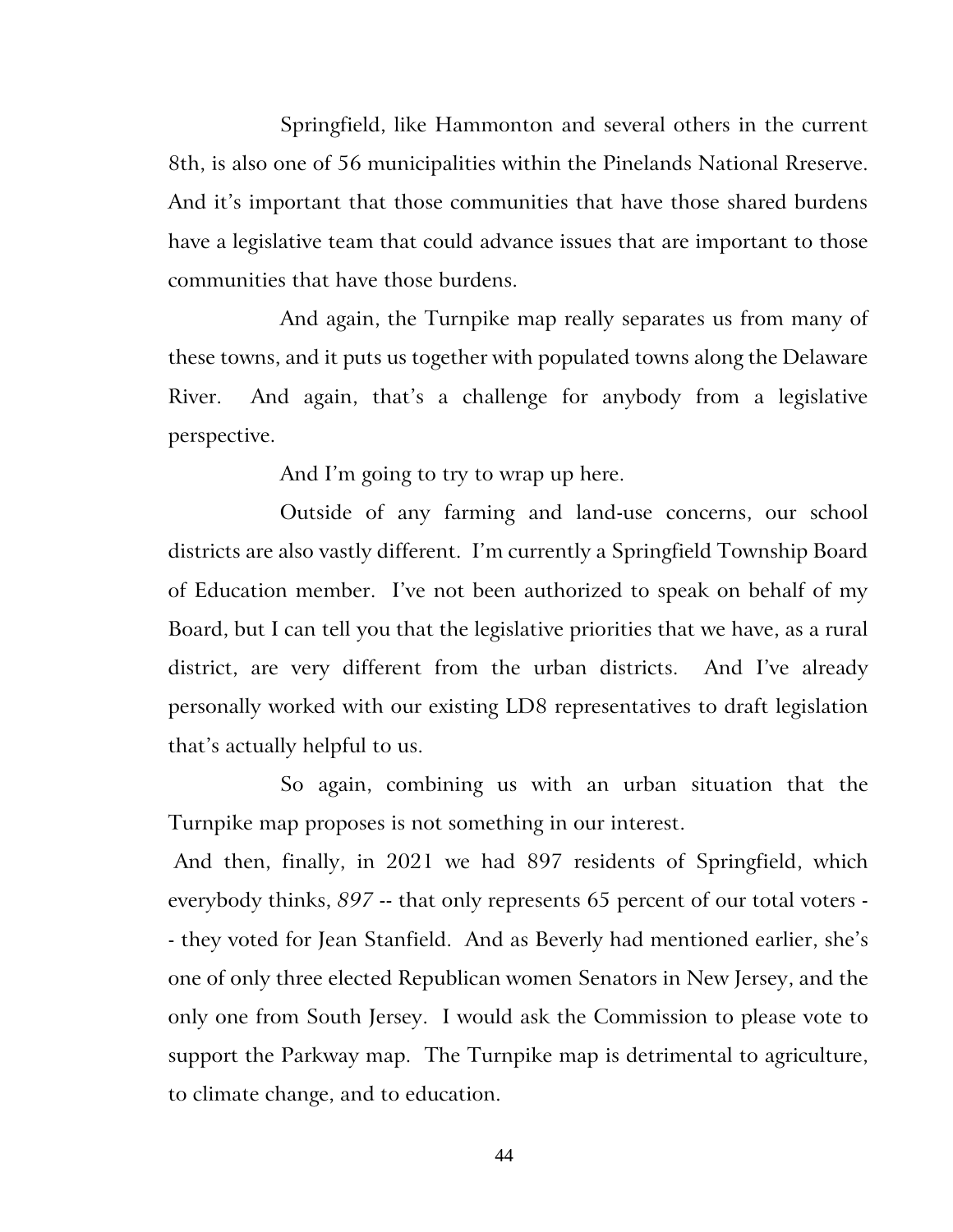Springfield, like Hammonton and several others in the current 8th, is also one of 56 municipalities within the Pinelands National Rreserve. And it's important that those communities that have those shared burdens have a legislative team that could advance issues that are important to those communities that have those burdens.

And again, the Turnpike map really separates us from many of these towns, and it puts us together with populated towns along the Delaware River. And again, that's a challenge for anybody from a legislative perspective.

And I'm going to try to wrap up here.

Outside of any farming and land-use concerns, our school districts are also vastly different. I'm currently a Springfield Township Board of Education member. I've not been authorized to speak on behalf of my Board, but I can tell you that the legislative priorities that we have, as a rural district, are very different from the urban districts. And I've already personally worked with our existing LD8 representatives to draft legislation that's actually helpful to us.

So again, combining us with an urban situation that the Turnpike map proposes is not something in our interest.

And then, finally, in 2021 we had 897 residents of Springfield, which everybody thinks, *897* -- that only represents 65 percent of our total voters -- they voted for Jean Stanfield. And as Beverly had mentioned earlier, she's one of only three elected Republican women Senators in New Jersey, and the only one from South Jersey. I would ask the Commission to please vote to support the Parkway map. The Turnpike map is detrimental to agriculture, to climate change, and to education.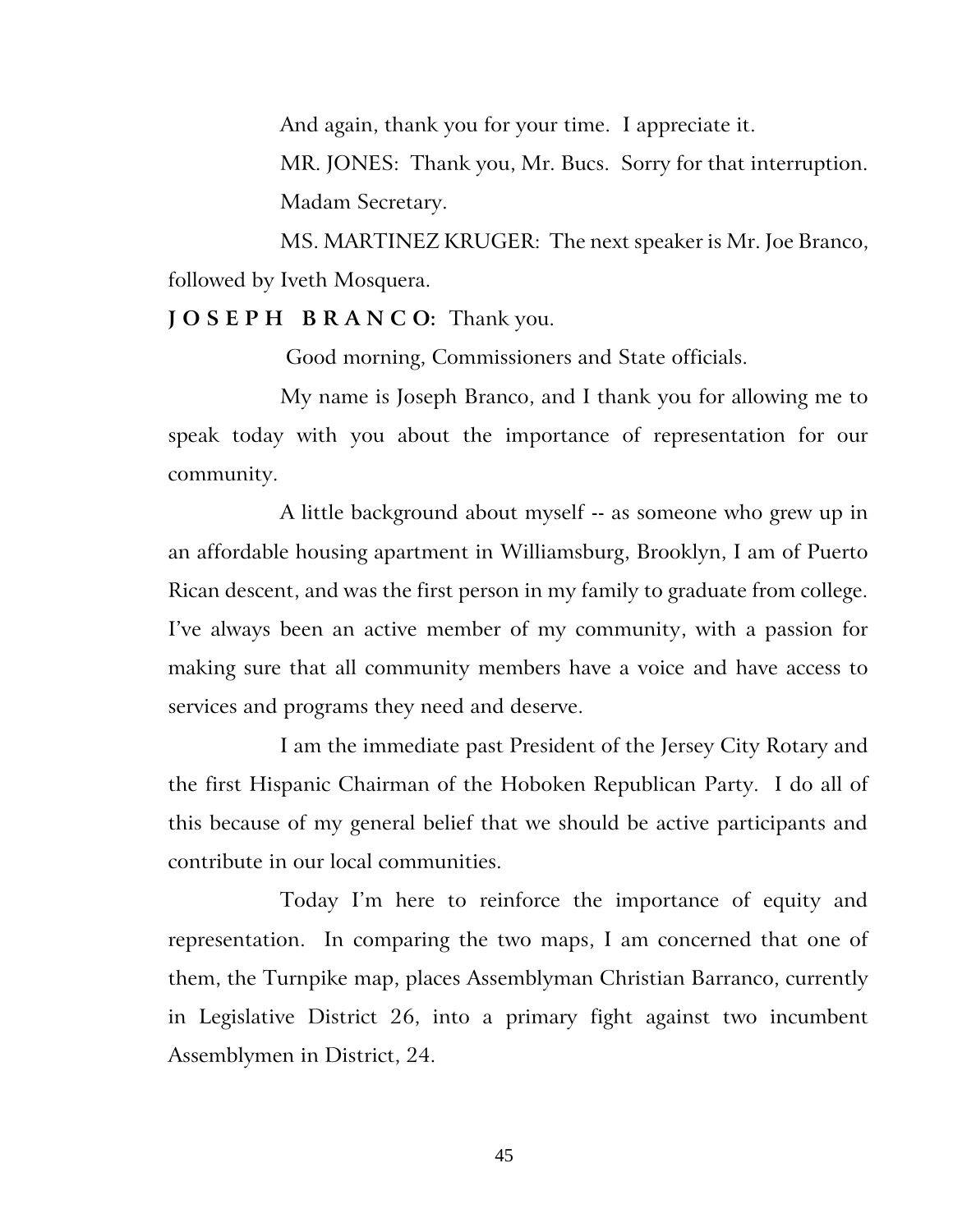And again, thank you for your time. I appreciate it.

MR. JONES: Thank you, Mr. Bucs. Sorry for that interruption. Madam Secretary.

MS. MARTINEZ KRUGER: The next speaker is Mr. Joe Branco, followed by Iveth Mosquera.

**J O S E P H B R A N C O:** Thank you.

Good morning, Commissioners and State officials.

My name is Joseph Branco, and I thank you for allowing me to speak today with you about the importance of representation for our community.

A little background about myself -- as someone who grew up in an affordable housing apartment in Williamsburg, Brooklyn, I am of Puerto Rican descent, and was the first person in my family to graduate from college. I've always been an active member of my community, with a passion for making sure that all community members have a voice and have access to services and programs they need and deserve.

I am the immediate past President of the Jersey City Rotary and the first Hispanic Chairman of the Hoboken Republican Party. I do all of this because of my general belief that we should be active participants and contribute in our local communities.

Today I'm here to reinforce the importance of equity and representation. In comparing the two maps, I am concerned that one of them, the Turnpike map, places Assemblyman Christian Barranco, currently in Legislative District 26, into a primary fight against two incumbent Assemblymen in District, 24.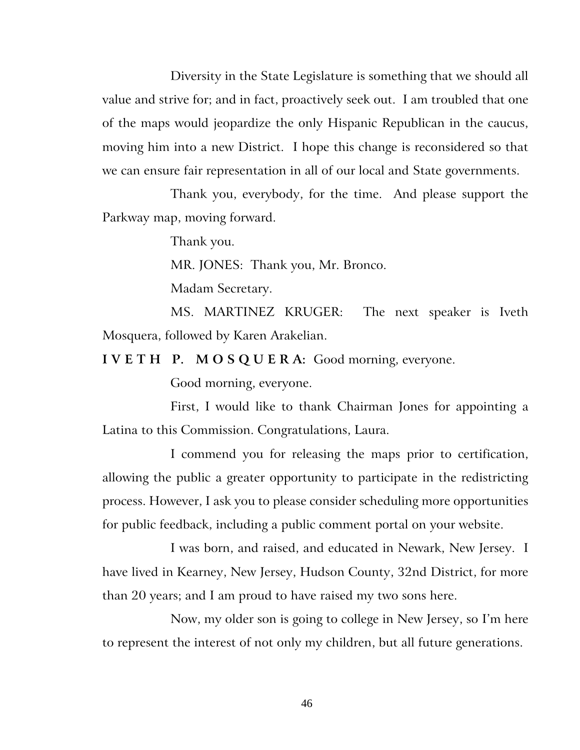Diversity in the State Legislature is something that we should all value and strive for; and in fact, proactively seek out. I am troubled that one of the maps would jeopardize the only Hispanic Republican in the caucus, moving him into a new District. I hope this change is reconsidered so that we can ensure fair representation in all of our local and State governments.

Thank you, everybody, for the time. And please support the Parkway map, moving forward.

Thank you.

MR. JONES: Thank you, Mr. Bronco.

Madam Secretary.

MS. MARTINEZ KRUGER: The next speaker is Iveth Mosquera, followed by Karen Arakelian.

**I V E T H P. M O S Q U E R A:** Good morning, everyone.

Good morning, everyone.

First, I would like to thank Chairman Jones for appointing a Latina to this Commission. Congratulations, Laura.

I commend you for releasing the maps prior to certification, allowing the public a greater opportunity to participate in the redistricting process. However, I ask you to please consider scheduling more opportunities for public feedback, including a public comment portal on your website.

I was born, and raised, and educated in Newark, New Jersey. I have lived in Kearney, New Jersey, Hudson County, 32nd District, for more than 20 years; and I am proud to have raised my two sons here.

Now, my older son is going to college in New Jersey, so I'm here to represent the interest of not only my children, but all future generations.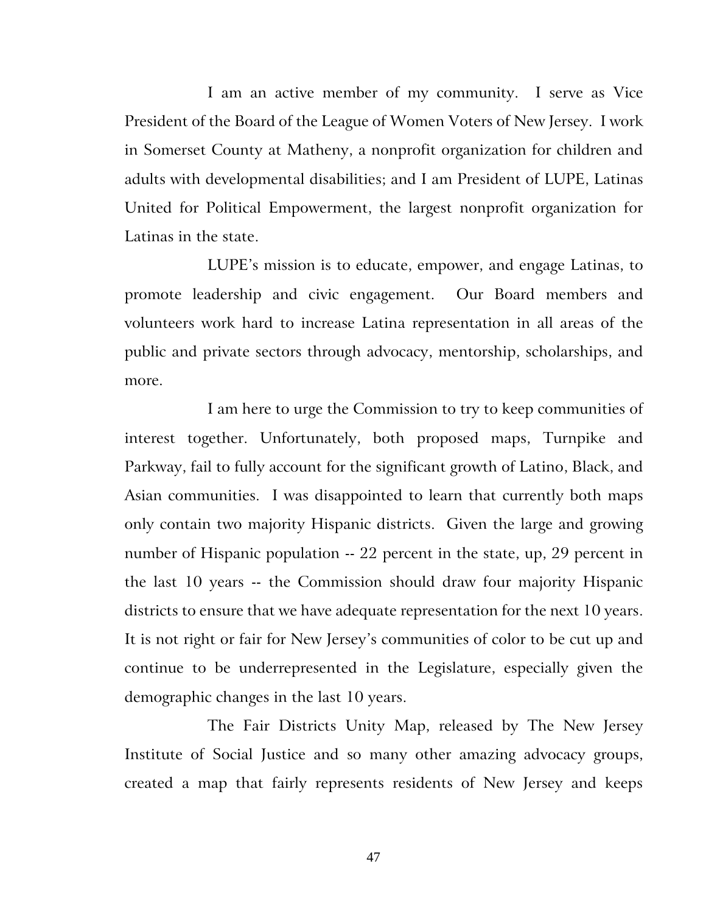I am an active member of my community. I serve as Vice President of the Board of the League of Women Voters of New Jersey. I work in Somerset County at Matheny, a nonprofit organization for children and adults with developmental disabilities; and I am President of LUPE, Latinas United for Political Empowerment, the largest nonprofit organization for Latinas in the state.

LUPE's mission is to educate, empower, and engage Latinas, to promote leadership and civic engagement. Our Board members and volunteers work hard to increase Latina representation in all areas of the public and private sectors through advocacy, mentorship, scholarships, and more.

I am here to urge the Commission to try to keep communities of interest together. Unfortunately, both proposed maps, Turnpike and Parkway, fail to fully account for the significant growth of Latino, Black, and Asian communities. I was disappointed to learn that currently both maps only contain two majority Hispanic districts. Given the large and growing number of Hispanic population -- 22 percent in the state, up, 29 percent in the last 10 years -- the Commission should draw four majority Hispanic districts to ensure that we have adequate representation for the next 10 years. It is not right or fair for New Jersey's communities of color to be cut up and continue to be underrepresented in the Legislature, especially given the demographic changes in the last 10 years.

The Fair Districts Unity Map, released by The New Jersey Institute of Social Justice and so many other amazing advocacy groups, created a map that fairly represents residents of New Jersey and keeps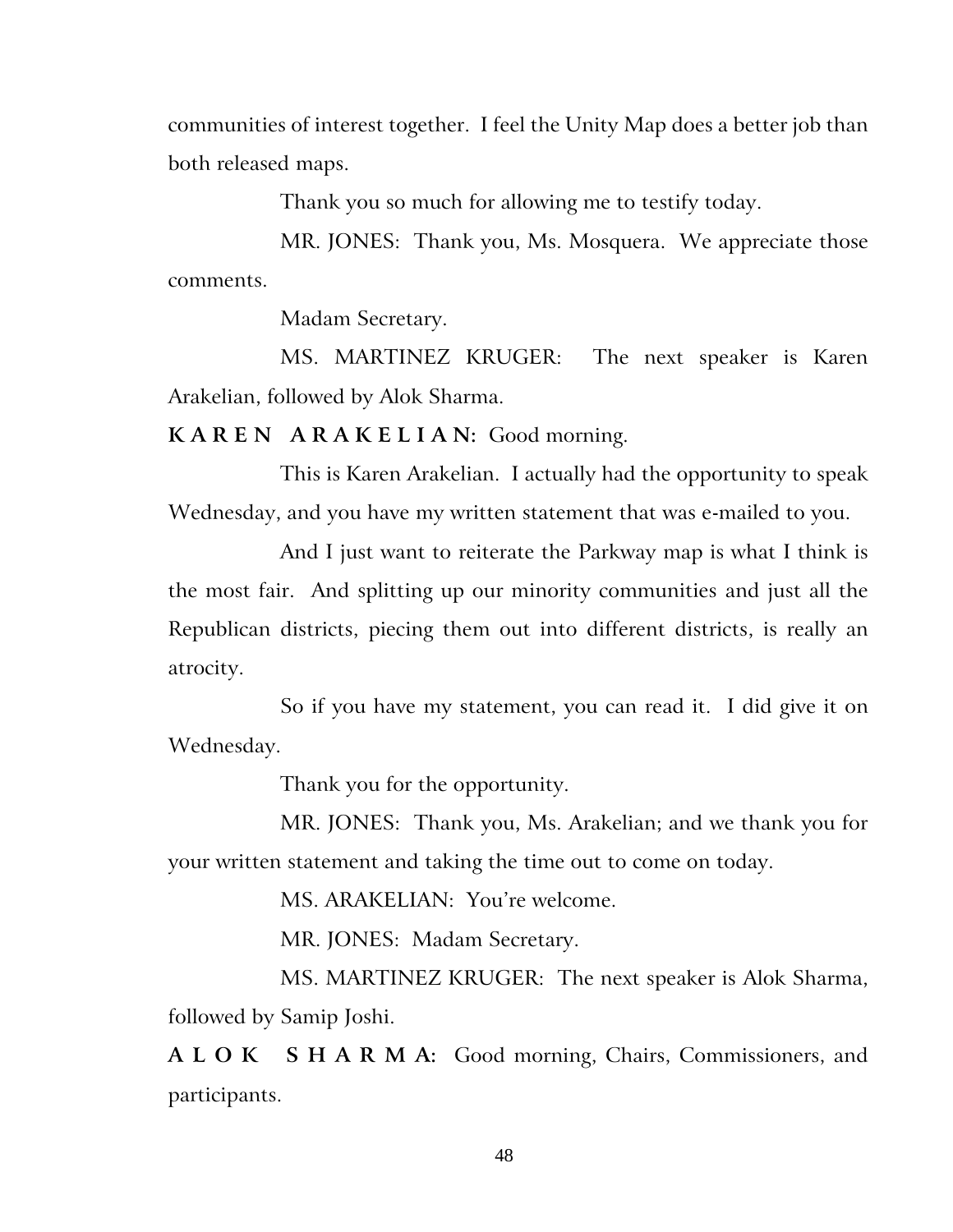communities of interest together. I feel the Unity Map does a better job than both released maps.

Thank you so much for allowing me to testify today.

MR. JONES: Thank you, Ms. Mosquera. We appreciate those comments.

Madam Secretary.

MS. MARTINEZ KRUGER: The next speaker is Karen Arakelian, followed by Alok Sharma.

**KAREN ARAKELIAN:** Good morning.

This is Karen Arakelian. I actually had the opportunity to speak Wednesday, and you have my written statement that was e-mailed to you.

And I just want to reiterate the Parkway map is what I think is the most fair. And splitting up our minority communities and just all the Republican districts, piecing them out into different districts, is really an atrocity.

So if you have my statement, you can read it. I did give it on Wednesday.

Thank you for the opportunity.

MR. JONES: Thank you, Ms. Arakelian; and we thank you for your written statement and taking the time out to come on today.

MS. ARAKELIAN: You're welcome.

MR. JONES: Madam Secretary.

MS. MARTINEZ KRUGER: The next speaker is Alok Sharma, followed by Samip Joshi.

**ALOK SHARMA:** Good morning, Chairs, Commissioners, and participants.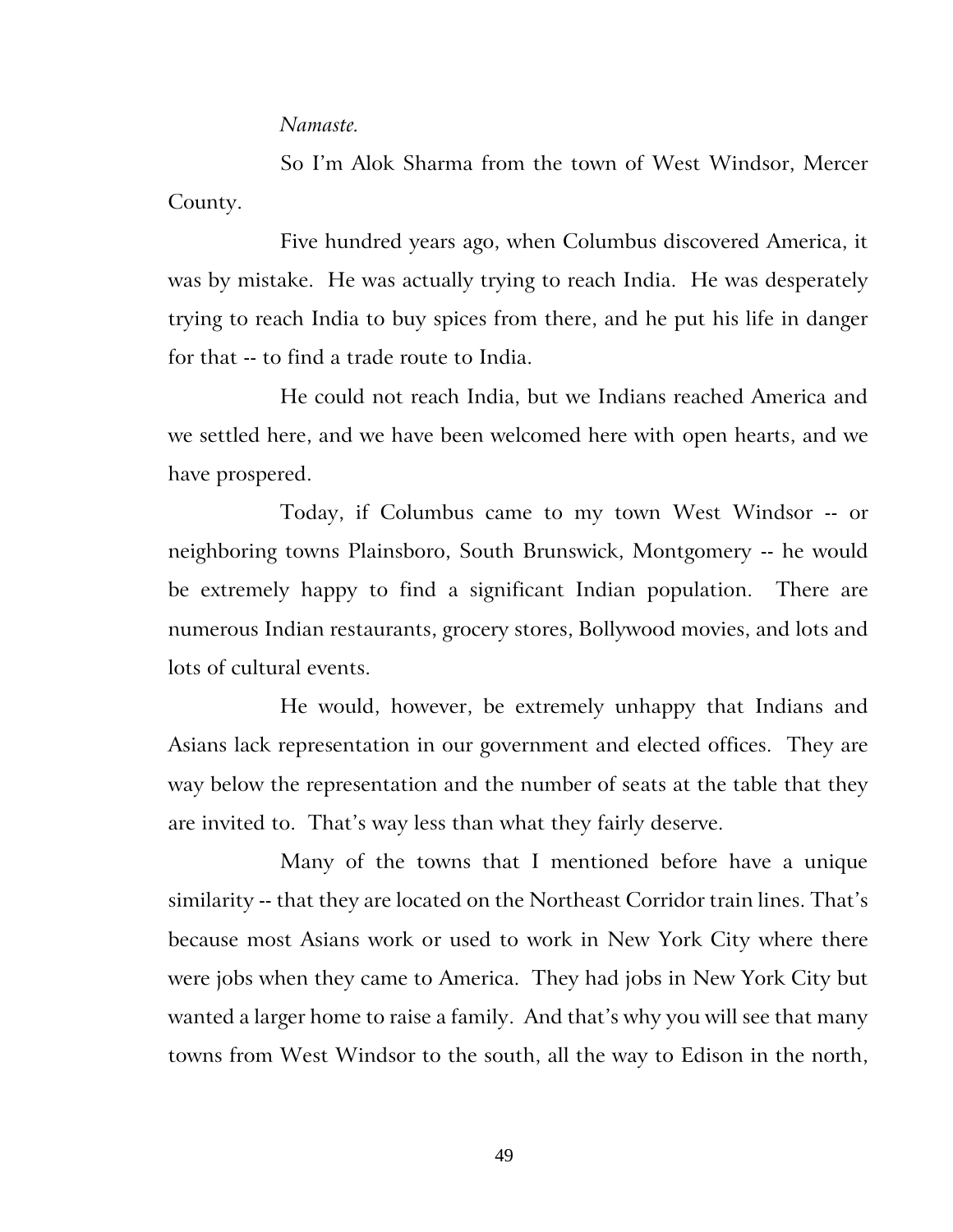*Namaste.*

So I'm Alok Sharma from the town of West Windsor, Mercer County.

Five hundred years ago, when Columbus discovered America, it was by mistake. He was actually trying to reach India. He was desperately trying to reach India to buy spices from there, and he put his life in danger for that -- to find a trade route to India.

He could not reach India, but we Indians reached America and we settled here, and we have been welcomed here with open hearts, and we have prospered.

Today, if Columbus came to my town West Windsor -- or neighboring towns Plainsboro, South Brunswick, Montgomery -- he would be extremely happy to find a significant Indian population. There are numerous Indian restaurants, grocery stores, Bollywood movies, and lots and lots of cultural events.

He would, however, be extremely unhappy that Indians and Asians lack representation in our government and elected offices. They are way below the representation and the number of seats at the table that they are invited to. That's way less than what they fairly deserve.

Many of the towns that I mentioned before have a unique similarity -- that they are located on the Northeast Corridor train lines. That's because most Asians work or used to work in New York City where there were jobs when they came to America. They had jobs in New York City but wanted a larger home to raise a family. And that's why you will see that many towns from West Windsor to the south, all the way to Edison in the north,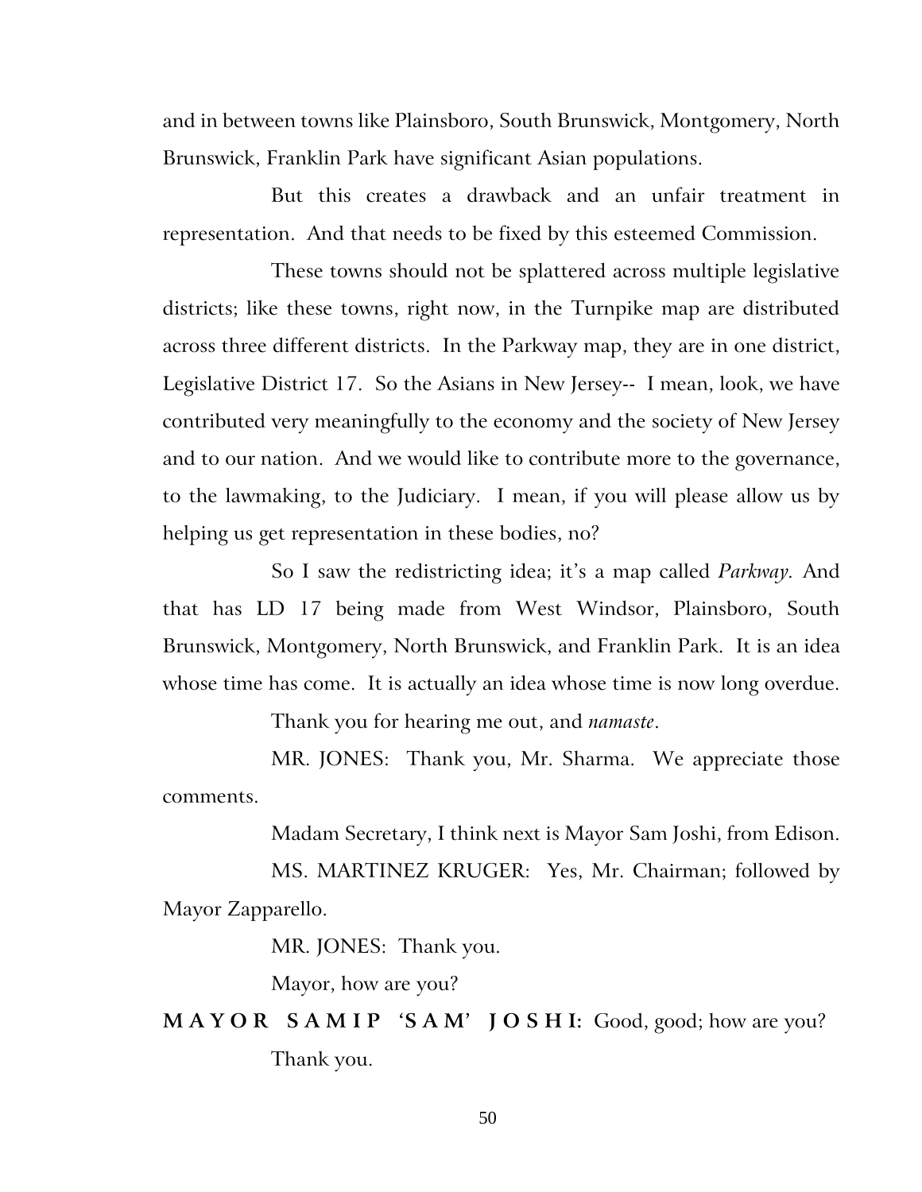and in between towns like Plainsboro, South Brunswick, Montgomery, North Brunswick, Franklin Park have significant Asian populations.

But this creates a drawback and an unfair treatment in representation. And that needs to be fixed by this esteemed Commission.

These towns should not be splattered across multiple legislative districts; like these towns, right now, in the Turnpike map are distributed across three different districts. In the Parkway map, they are in one district, Legislative District 17. So the Asians in New Jersey-- I mean, look, we have contributed very meaningfully to the economy and the society of New Jersey and to our nation. And we would like to contribute more to the governance, to the lawmaking, to the Judiciary. I mean, if you will please allow us by helping us get representation in these bodies, no?

So I saw the redistricting idea; it's a map called *Parkway.* And that has LD 17 being made from West Windsor, Plainsboro, South Brunswick, Montgomery, North Brunswick, and Franklin Park. It is an idea whose time has come. It is actually an idea whose time is now long overdue.

Thank you for hearing me out, and *namaste*.

MR. JONES: Thank you, Mr. Sharma. We appreciate those comments.

Madam Secretary, I think next is Mayor Sam Joshi, from Edison.

MS. MARTINEZ KRUGER: Yes, Mr. Chairman; followed by Mayor Zapparello.

MR. JONES: Thank you.

Mayor, how are you?

**MAYOR SAMIP 'SAM' JOSHI:** Good, good; how are you?

Thank you.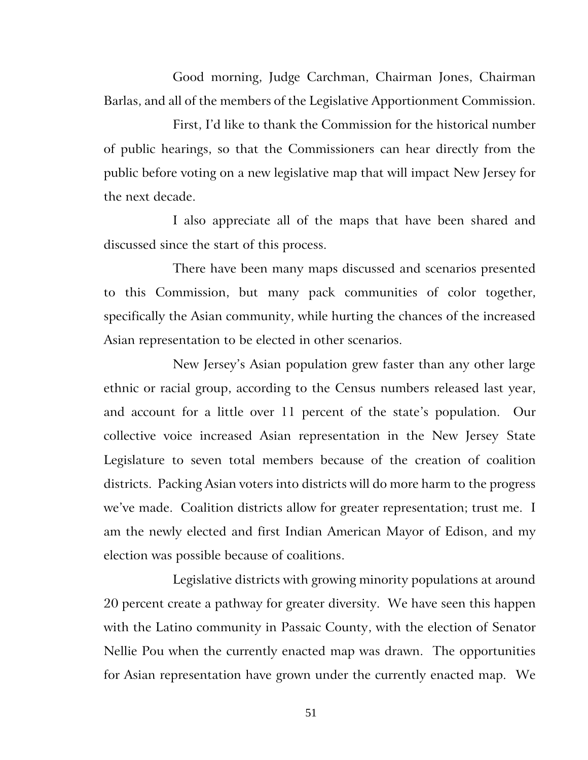Good morning, Judge Carchman, Chairman Jones, Chairman Barlas, and all of the members of the Legislative Apportionment Commission.

First, I'd like to thank the Commission for the historical number of public hearings, so that the Commissioners can hear directly from the public before voting on a new legislative map that will impact New Jersey for the next decade.

I also appreciate all of the maps that have been shared and discussed since the start of this process.

There have been many maps discussed and scenarios presented to this Commission, but many pack communities of color together, specifically the Asian community, while hurting the chances of the increased Asian representation to be elected in other scenarios.

New Jersey's Asian population grew faster than any other large ethnic or racial group, according to the Census numbers released last year, and account for a little over 11 percent of the state's population. Our collective voice increased Asian representation in the New Jersey State Legislature to seven total members because of the creation of coalition districts. Packing Asian voters into districts will do more harm to the progress we've made. Coalition districts allow for greater representation; trust me. I am the newly elected and first Indian American Mayor of Edison, and my election was possible because of coalitions.

Legislative districts with growing minority populations at around 20 percent create a pathway for greater diversity. We have seen this happen with the Latino community in Passaic County, with the election of Senator Nellie Pou when the currently enacted map was drawn. The opportunities for Asian representation have grown under the currently enacted map. We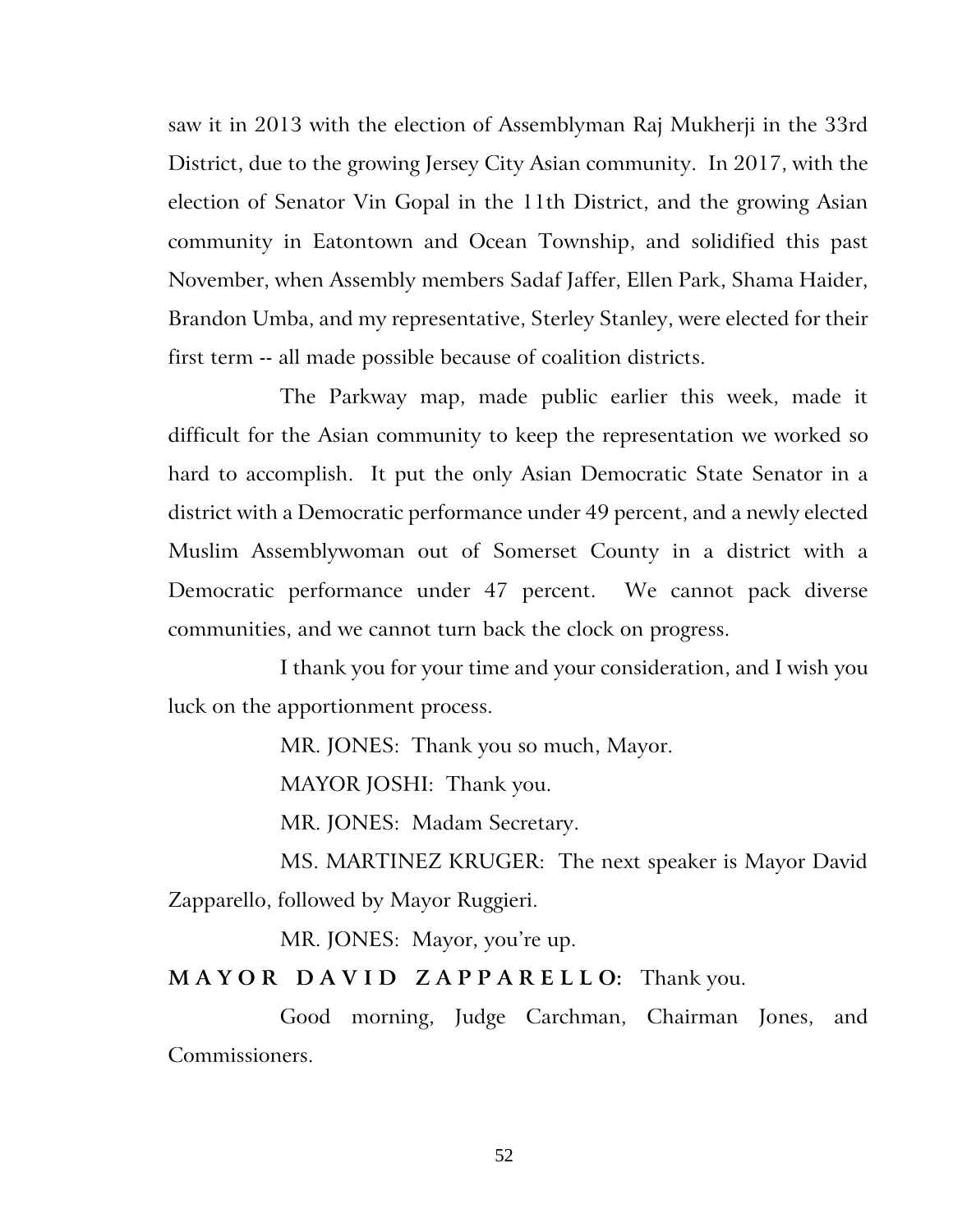saw it in 2013 with the election of Assemblyman Raj Mukherji in the 33rd District, due to the growing Jersey City Asian community. In 2017, with the election of Senator Vin Gopal in the 11th District, and the growing Asian community in Eatontown and Ocean Township, and solidified this past November, when Assembly members Sadaf Jaffer, Ellen Park, Shama Haider, Brandon Umba, and my representative, Sterley Stanley, were elected for their first term -- all made possible because of coalition districts.

The Parkway map, made public earlier this week, made it difficult for the Asian community to keep the representation we worked so hard to accomplish. It put the only Asian Democratic State Senator in a district with a Democratic performance under 49 percent, and a newly elected Muslim Assemblywoman out of Somerset County in a district with a Democratic performance under 47 percent. We cannot pack diverse communities, and we cannot turn back the clock on progress.

I thank you for your time and your consideration, and I wish you luck on the apportionment process.

MR. JONES: Thank you so much, Mayor.

MAYOR JOSHI: Thank you.

MR. JONES: Madam Secretary.

MS. MARTINEZ KRUGER: The next speaker is Mayor David Zapparello, followed by Mayor Ruggieri.

MR. JONES: Mayor, you're up.

**MAYOR DAVID ZAPPARELLO:** Thank you.

Good morning, Judge Carchman, Chairman Jones, and Commissioners.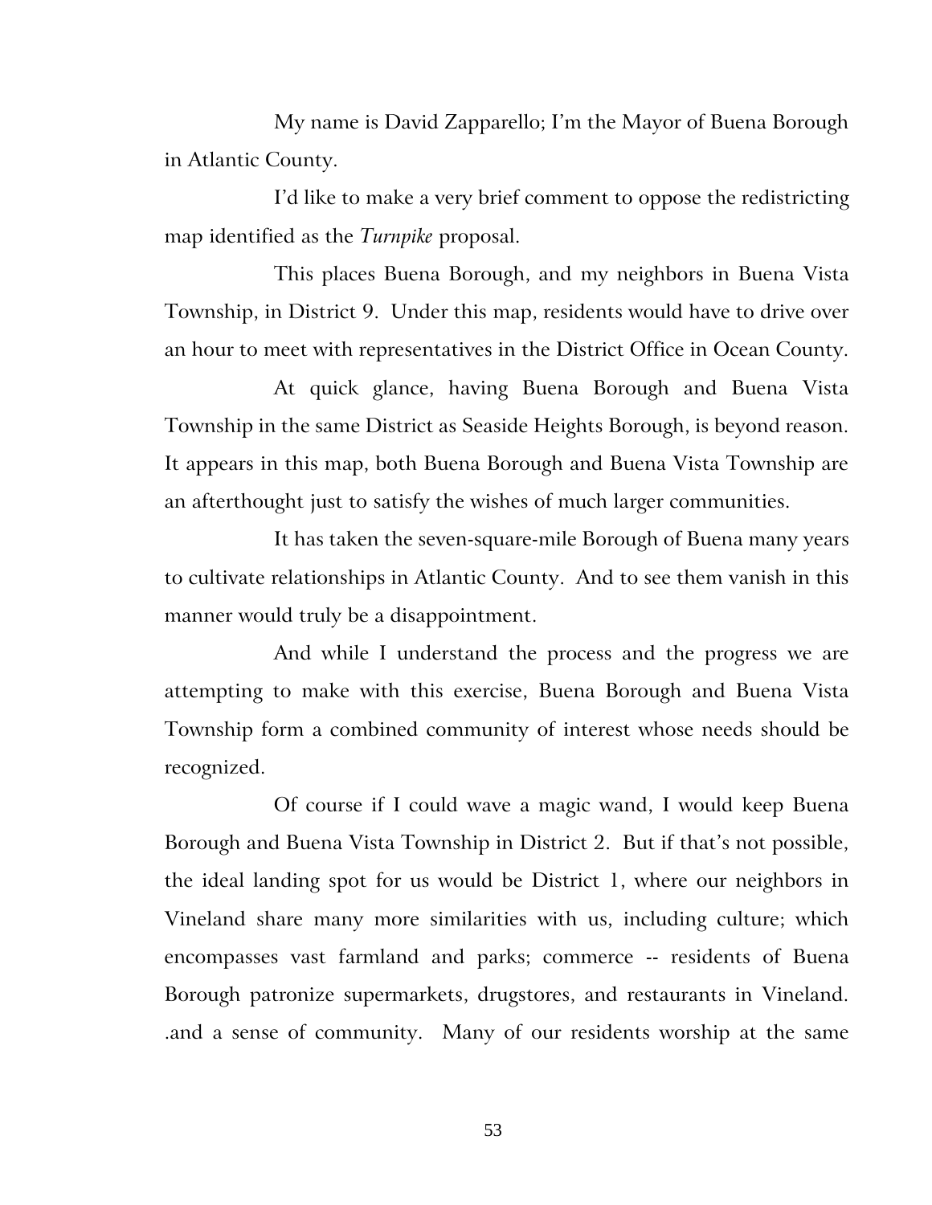My name is David Zapparello; I'm the Mayor of Buena Borough in Atlantic County.

I'd like to make a very brief comment to oppose the redistricting map identified as the *Turnpike* proposal.

This places Buena Borough, and my neighbors in Buena Vista Township, in District 9. Under this map, residents would have to drive over an hour to meet with representatives in the District Office in Ocean County.

At quick glance, having Buena Borough and Buena Vista Township in the same District as Seaside Heights Borough, is beyond reason. It appears in this map, both Buena Borough and Buena Vista Township are an afterthought just to satisfy the wishes of much larger communities.

It has taken the seven-square-mile Borough of Buena many years to cultivate relationships in Atlantic County. And to see them vanish in this manner would truly be a disappointment.

And while I understand the process and the progress we are attempting to make with this exercise, Buena Borough and Buena Vista Township form a combined community of interest whose needs should be recognized.

Of course if I could wave a magic wand, I would keep Buena Borough and Buena Vista Township in District 2. But if that's not possible, the ideal landing spot for us would be District 1, where our neighbors in Vineland share many more similarities with us, including culture; which encompasses vast farmland and parks; commerce -- residents of Buena Borough patronize supermarkets, drugstores, and restaurants in Vineland. .and a sense of community. Many of our residents worship at the same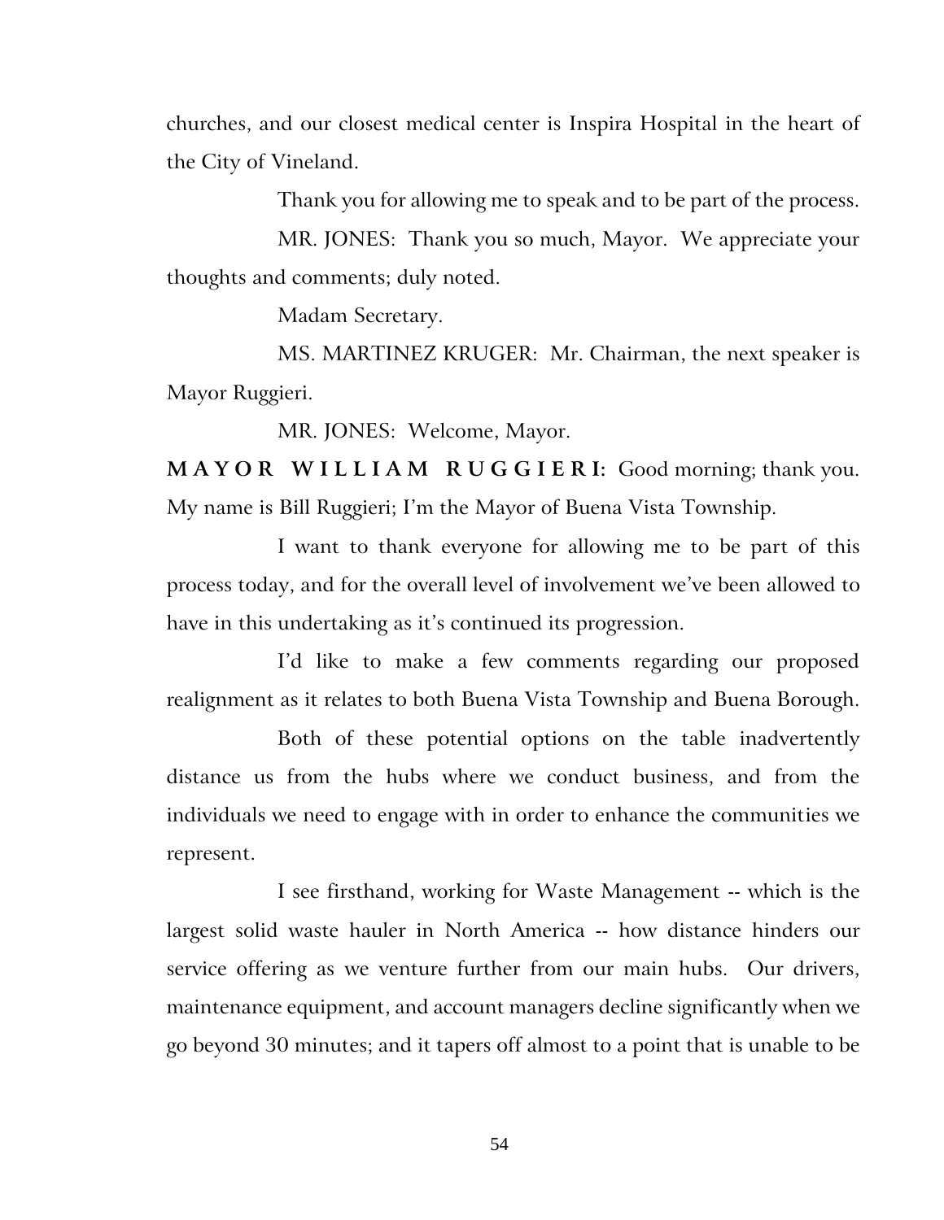churches, and our closest medical center is Inspira Hospital in the heart of the City of Vineland.

Thank you for allowing me to speak and to be part of the process.

MR. JONES: Thank you so much, Mayor. We appreciate your thoughts and comments; duly noted.

Madam Secretary.

MS. MARTINEZ KRUGER: Mr. Chairman, the next speaker is Mayor Ruggieri.

MR. JONES: Welcome, Mayor.

**MAYOR WILLIAM RUGGIERI:** Good morning; thank you. My name is Bill Ruggieri; I'm the Mayor of Buena Vista Township.

I want to thank everyone for allowing me to be part of this process today, and for the overall level of involvement we've been allowed to have in this undertaking as it's continued its progression.

I'd like to make a few comments regarding our proposed realignment as it relates to both Buena Vista Township and Buena Borough.

Both of these potential options on the table inadvertently distance us from the hubs where we conduct business, and from the individuals we need to engage with in order to enhance the communities we represent.

I see firsthand, working for Waste Management -- which is the largest solid waste hauler in North America -- how distance hinders our service offering as we venture further from our main hubs. Our drivers, maintenance equipment, and account managers decline significantly when we go beyond 30 minutes; and it tapers off almost to a point that is unable to be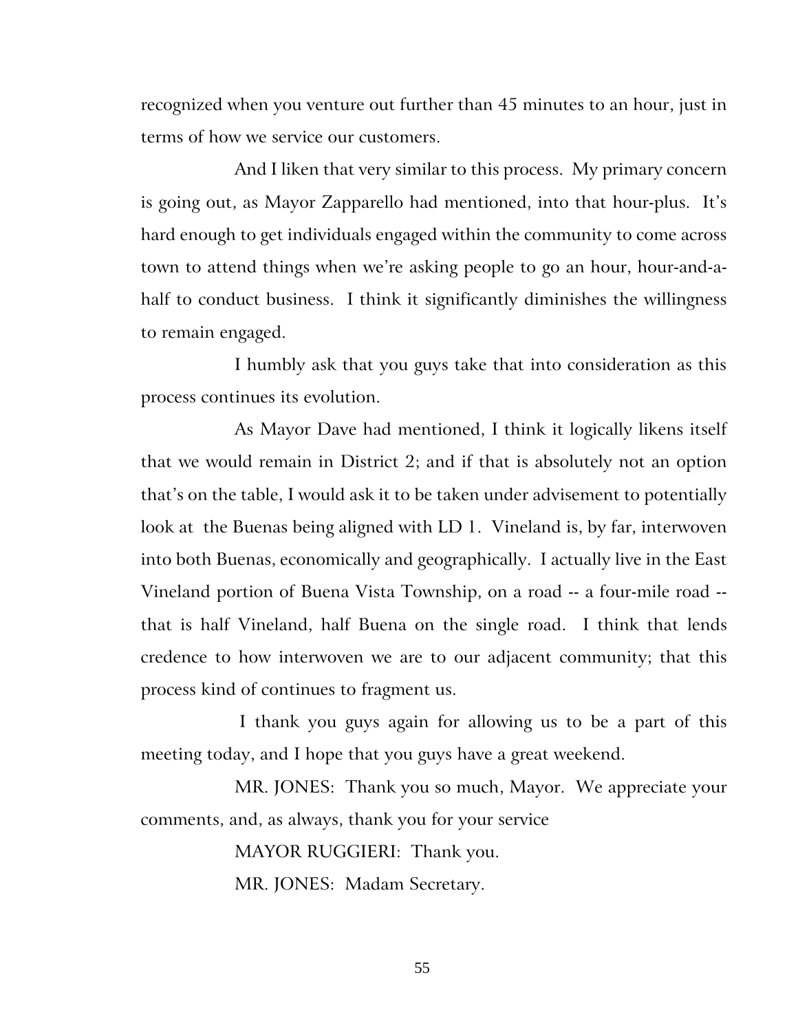recognized when you venture out further than 45 minutes to an hour, just in terms of how we service our customers.

And I liken that very similar to this process. My primary concern is going out, as Mayor Zapparello had mentioned, into that hour-plus. It's hard enough to get individuals engaged within the community to come across town to attend things when we're asking people to go an hour, hour-and-a-half to conduct business. I think it significantly diminishes the willingness to remain engaged.

I humbly ask that you guys take that into consideration as this process continues its evolution.

As Mayor Dave had mentioned, I think it logically likens itself that we would remain in District 2; and if that is absolutely not an option that's on the table, I would ask it to be taken under advisement to potentially look at the Buenas being aligned with LD 1. Vineland is, by far, interwoven into both Buenas, economically and geographically. I actually live in the East Vineland portion of Buena Vista Township, on a road -- a four-mile road -- that is half Vineland, half Buena on the single road. I think that lends credence to how interwoven we are to our adjacent community; that this process kind of continues to fragment us.

I thank you guys again for allowing us to be a part of this meeting today, and I hope that you guys have a great weekend.

MR. JONES: Thank you so much, Mayor. We appreciate your comments, and, as always, thank you for your service

MAYOR RUGGIERI: Thank you.

MR. JONES: Madam Secretary.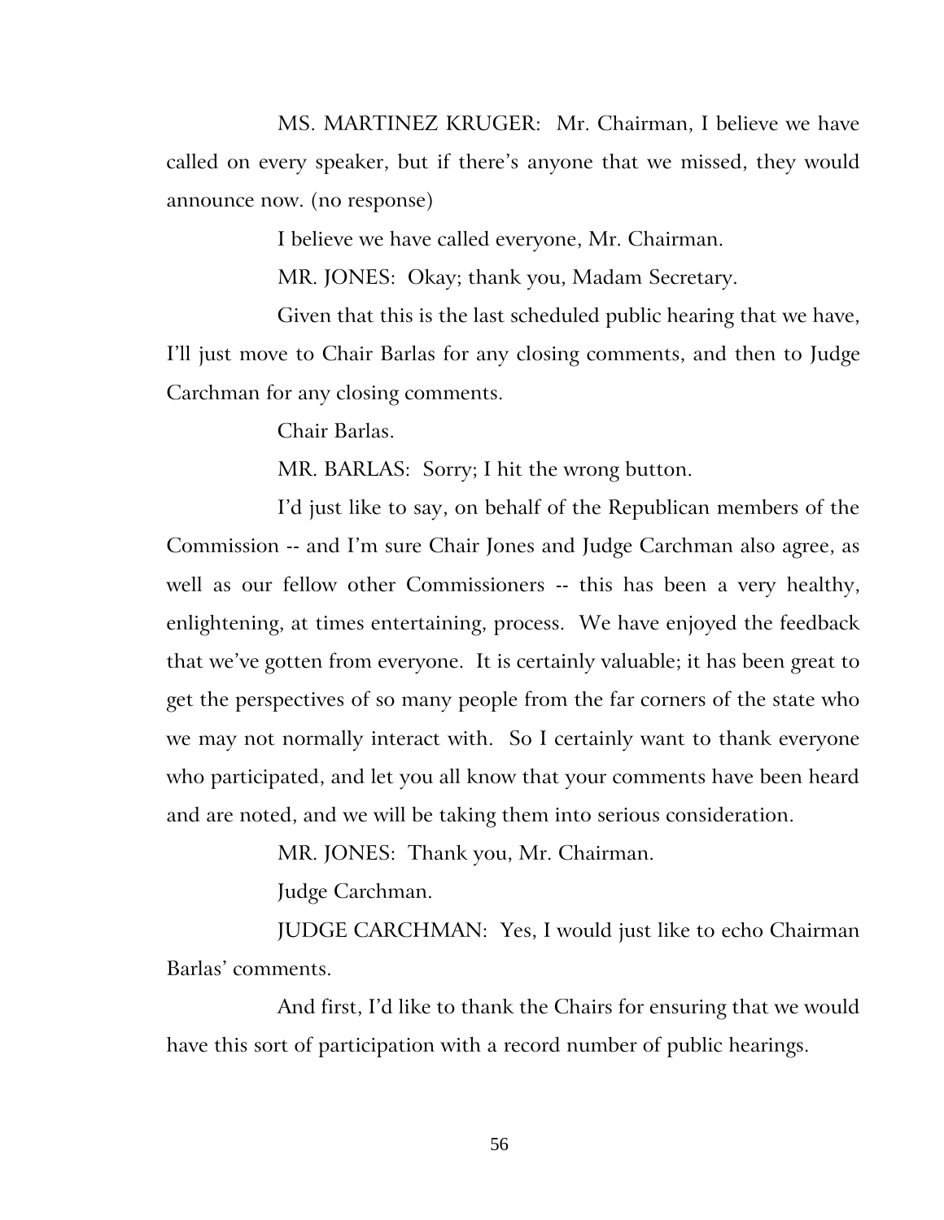MS. MARTINEZ KRUGER: Mr. Chairman, I believe we have called on every speaker, but if there's anyone that we missed, they would announce now. (no response)

I believe we have called everyone, Mr. Chairman.

MR. JONES: Okay; thank you, Madam Secretary.

Given that this is the last scheduled public hearing that we have, I'll just move to Chair Barlas for any closing comments, and then to Judge Carchman for any closing comments.

Chair Barlas.

MR. BARLAS: Sorry; I hit the wrong button.

I'd just like to say, on behalf of the Republican members of the Commission -- and I'm sure Chair Jones and Judge Carchman also agree, as well as our fellow other Commissioners -- this has been a very healthy, enlightening, at times entertaining, process. We have enjoyed the feedback that we've gotten from everyone. It is certainly valuable; it has been great to get the perspectives of so many people from the far corners of the state who we may not normally interact with. So I certainly want to thank everyone who participated, and let you all know that your comments have been heard and are noted, and we will be taking them into serious consideration.

MR. JONES: Thank you, Mr. Chairman.

Judge Carchman.

JUDGE CARCHMAN: Yes, I would just like to echo Chairman Barlas' comments.

And first, I'd like to thank the Chairs for ensuring that we would have this sort of participation with a record number of public hearings.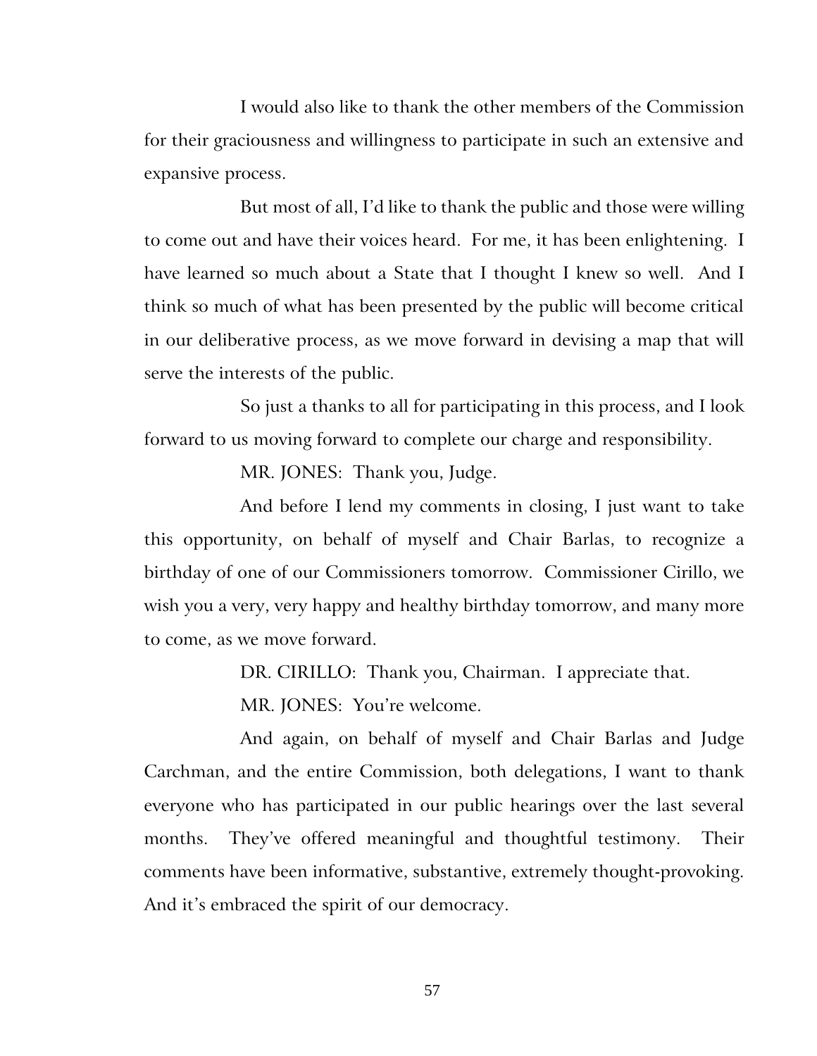I would also like to thank the other members of the Commission for their graciousness and willingness to participate in such an extensive and expansive process.

But most of all, I'd like to thank the public and those were willing to come out and have their voices heard. For me, it has been enlightening. I have learned so much about a State that I thought I knew so well. And I think so much of what has been presented by the public will become critical in our deliberative process, as we move forward in devising a map that will serve the interests of the public.

So just a thanks to all for participating in this process, and I look forward to us moving forward to complete our charge and responsibility.

MR. JONES: Thank you, Judge.

And before I lend my comments in closing, I just want to take this opportunity, on behalf of myself and Chair Barlas, to recognize a birthday of one of our Commissioners tomorrow. Commissioner Cirillo, we wish you a very, very happy and healthy birthday tomorrow, and many more to come, as we move forward.

DR. CIRILLO: Thank you, Chairman. I appreciate that.

MR. JONES: You're welcome.

And again, on behalf of myself and Chair Barlas and Judge Carchman, and the entire Commission, both delegations, I want to thank everyone who has participated in our public hearings over the last several months. They've offered meaningful and thoughtful testimony. Their comments have been informative, substantive, extremely thought-provoking. And it's embraced the spirit of our democracy.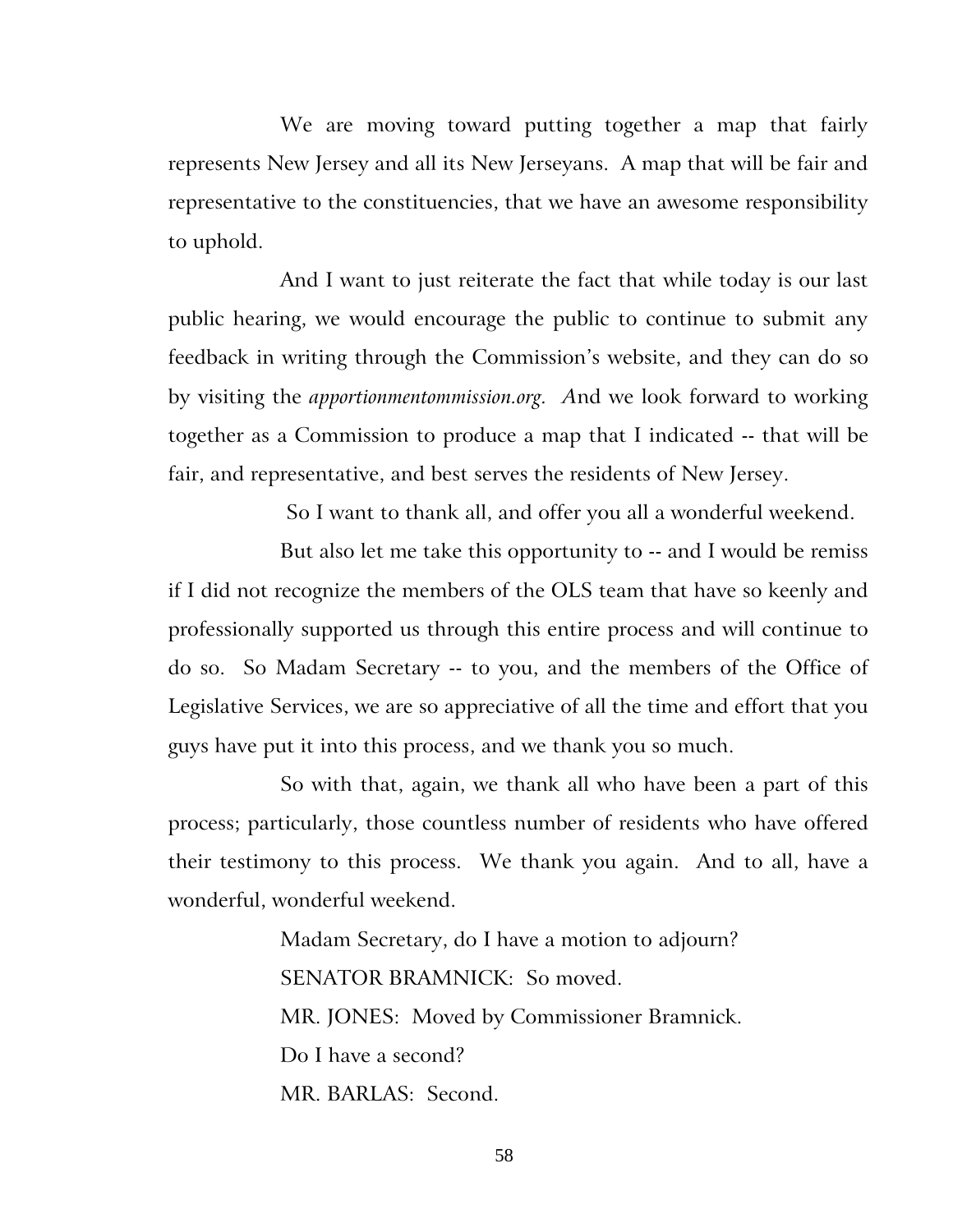We are moving toward putting together a map that fairly represents New Jersey and all its New Jerseyans. A map that will be fair and representative to the constituencies, that we have an awesome responsibility to uphold.

And I want to just reiterate the fact that while today is our last public hearing, we would encourage the public to continue to submit any feedback in writing through the Commission's website, and they can do so by visiting the *apportionmentommission.org.* And we look forward to working together as a Commission to produce a map that I indicated -- that will be fair, and representative, and best serves the residents of New Jersey.

So I want to thank all, and offer you all a wonderful weekend.

But also let me take this opportunity to -- and I would be remiss if I did not recognize the members of the OLS team that have so keenly and professionally supported us through this entire process and will continue to do so. So Madam Secretary -- to you, and the members of the Office of Legislative Services, we are so appreciative of all the time and effort that you guys have put it into this process, and we thank you so much.

So with that, again, we thank all who have been a part of this process; particularly, those countless number of residents who have offered their testimony to this process. We thank you again. And to all, have a wonderful, wonderful weekend.

Madam Secretary, do I have a motion to adjourn?

SENATOR BRAMNICK: So moved.

MR. JONES: Moved by Commissioner Bramnick.

Do I have a second?

MR. BARLAS: Second.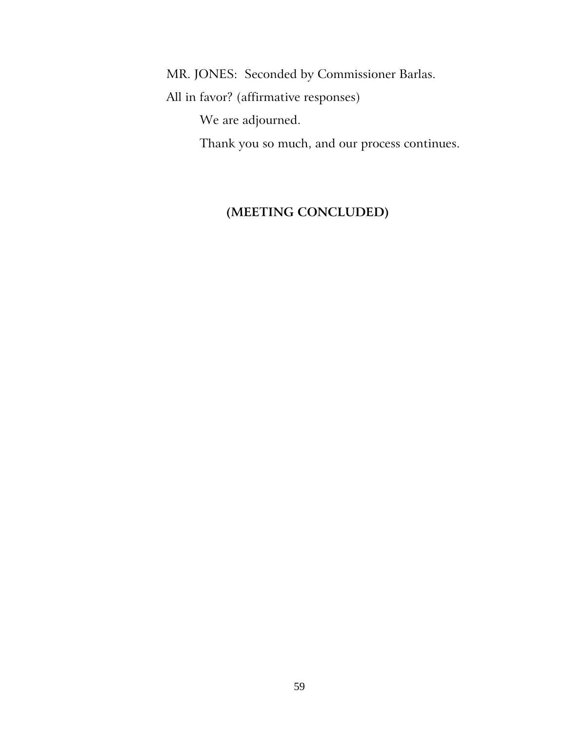MR. JONES: Seconded by Commissioner Barlas.

All in favor? (affirmative responses)

We are adjourned.

Thank you so much, and our process continues.

**(MEETING CONCLUDED)**